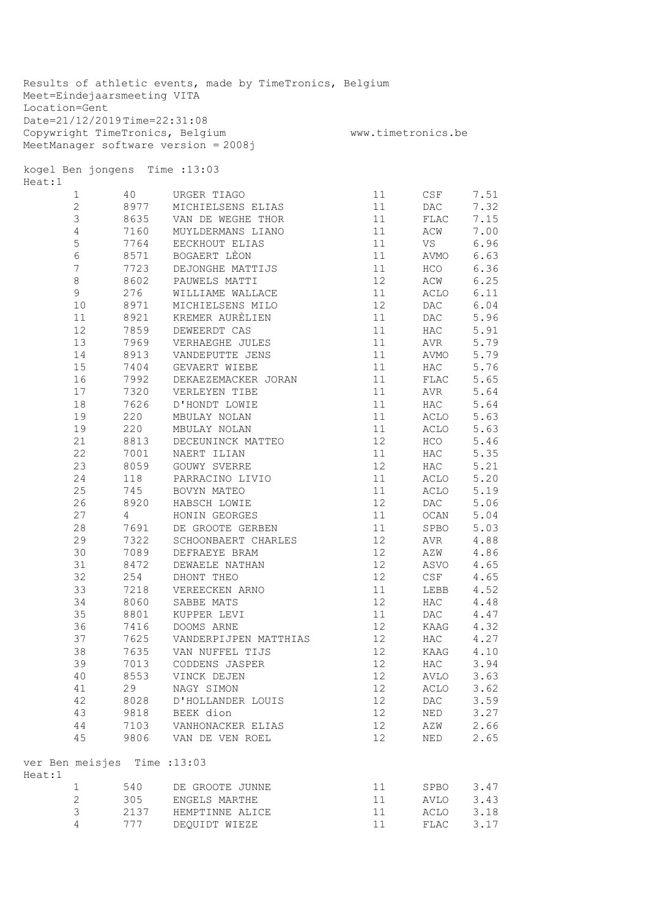Results of athletic events, made by TimeTronics, Belgium
Meet=Eindejaarsmeeting VITA
Location=Gent
Date=21/12/2019 Time=22:31:08
Copywright TimeTronics, Belgium www.timetronics.be
MeetManager software version = 2008j

kogel Ben jongens Time :13:03
Heat:1

| | | | | | |
|---|---|---|---|---|---|
| 1 | 40 | URGER TIAGO | 11 | CSF | 7.51 |
| 2 | 8977 | MICHIELSENS ELIAS | 11 | DAC | 7.32 |
| 3 | 8635 | VAN DE WEGHE THOR | 11 | FLAC | 7.15 |
| 4 | 7160 | MUYLDERMANS LIANO | 11 | ACW | 7.00 |
| 5 | 7764 | EECKHOUT ELIAS | 11 | VS | 6.96 |
| 6 | 8571 | BOGAERT LÈON | 11 | AVMO | 6.63 |
| 7 | 7723 | DEJONGHE MATTIJS | 11 | HCO | 6.36 |
| 8 | 8602 | PAUWELS MATTI | 12 | ACW | 6.25 |
| 9 | 276 | WILLIAME WALLACE | 11 | ACLO | 6.11 |
| 10 | 8971 | MICHIELSENS MILO | 12 | DAC | 6.04 |
| 11 | 8921 | KREMER AURÈLIEN | 11 | DAC | 5.96 |
| 12 | 7859 | DEWEERDT CAS | 11 | HAC | 5.91 |
| 13 | 7969 | VERHAEGHE JULES | 11 | AVR | 5.79 |
| 14 | 8913 | VANDEPUTTE JENS | 11 | AVMO | 5.79 |
| 15 | 7404 | GEVAERT WIEBE | 11 | HAC | 5.76 |
| 16 | 7992 | DEKAEZEMACKER JORAN | 11 | FLAC | 5.65 |
| 17 | 7320 | VERLEYEN TIBE | 11 | AVR | 5.64 |
| 18 | 7626 | D'HONDT LOWIE | 11 | HAC | 5.64 |
| 19 | 220 | MBULAY NOLAN | 11 | ACLO | 5.63 |
| 19 | 220 | MBULAY NOLAN | 11 | ACLO | 5.63 |
| 21 | 8813 | DECEUNINCK MATTEO | 12 | HCO | 5.46 |
| 22 | 7001 | NAERT ILIAN | 11 | HAC | 5.35 |
| 23 | 8059 | GOUWY SVERRE | 12 | HAC | 5.21 |
| 24 | 118 | PARRACINO LIVIO | 11 | ACLO | 5.20 |
| 25 | 745 | BOVYN MATEO | 11 | ACLO | 5.19 |
| 26 | 8920 | HABSCH LOWIE | 12 | DAC | 5.06 |
| 27 | 4 | HONIN GEORGES | 11 | OCAN | 5.04 |
| 28 | 7691 | DE GROOTE GERBEN | 11 | SPBO | 5.03 |
| 29 | 7322 | SCHOONBAERT CHARLES | 12 | AVR | 4.88 |
| 30 | 7089 | DEFRAEYE BRAM | 12 | AZW | 4.86 |
| 31 | 8472 | DEWAELE NATHAN | 12 | ASVO | 4.65 |
| 32 | 254 | DHONT THEO | 12 | CSF | 4.65 |
| 33 | 7218 | VEREECKEN ARNO | 11 | LEBB | 4.52 |
| 34 | 8060 | SABBE MATS | 12 | HAC | 4.48 |
| 35 | 8801 | KUPPER LEVI | 11 | DAC | 4.47 |
| 36 | 7416 | DOOMS ARNE | 12 | KAAG | 4.32 |
| 37 | 7625 | VANDERPIJPEN MATTHIAS | 12 | HAC | 4.27 |
| 38 | 7635 | VAN NUFFEL TIJS | 12 | KAAG | 4.10 |
| 39 | 7013 | CODDENS JASPER | 12 | HAC | 3.94 |
| 40 | 8553 | VINCK DEJEN | 12 | AVLO | 3.63 |
| 41 | 29 | NAGY SIMON | 12 | ACLO | 3.62 |
| 42 | 8028 | D'HOLLANDER LOUIS | 12 | DAC | 3.59 |
| 43 | 9818 | BEEK dion | 12 | NED | 3.27 |
| 44 | 7103 | VANHONACKER ELIAS | 12 | AZW | 2.66 |
| 45 | 9806 | VAN DE VEN ROEL | 12 | NED | 2.65 |

ver Ben meisjes Time :13:03
Heat:1

| | | | | | |
|---|---|---|---|---|---|
| 1 | 540 | DE GROOTE JUNNE | 11 | SPBO | 3.47 |
| 2 | 305 | ENGELS MARTHE | 11 | AVLO | 3.43 |
| 3 | 2137 | HEMPTINNE ALICE | 11 | ACLO | 3.18 |
| 4 | 777 | DEQUIDT WIEZE | 11 | FLAC | 3.17 |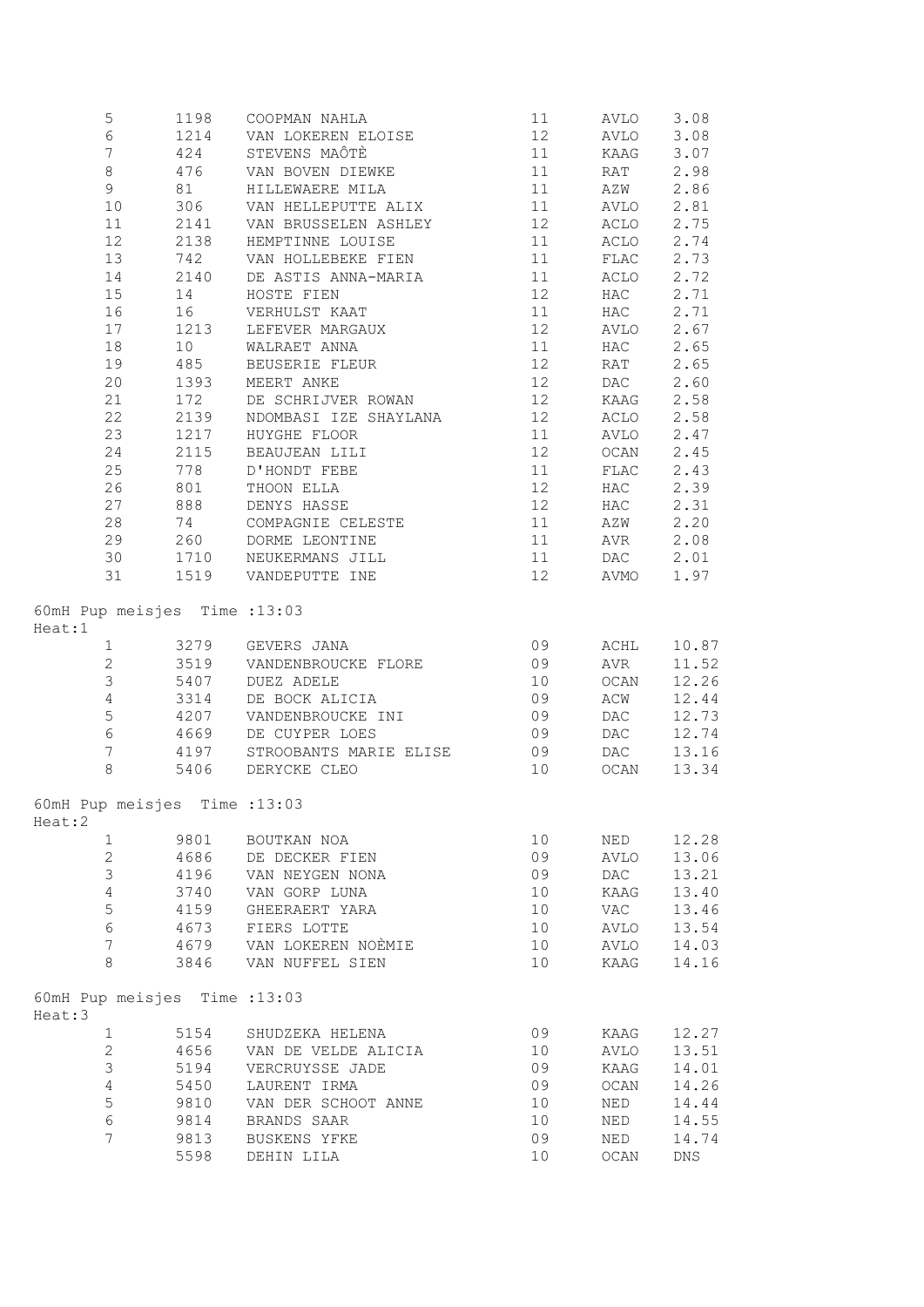| | | | | | |
|---|---|---|---|---|---|
| 5 | 1198 | COOPMAN NAHLA | 11 | AVLO | 3.08 |
| 6 | 1214 | VAN LOKEREN ELOISE | 12 | AVLO | 3.08 |
| 7 | 424 | STEVENS MAÔTÈ | 11 | KAAG | 3.07 |
| 8 | 476 | VAN BOVEN DIEWKE | 11 | RAT | 2.98 |
| 9 | 81 | HILLEWAERE MILA | 11 | AZW | 2.86 |
| 10 | 306 | VAN HELLEPUTTE ALIX | 11 | AVLO | 2.81 |
| 11 | 2141 | VAN BRUSSELEN ASHLEY | 12 | ACLO | 2.75 |
| 12 | 2138 | HEMPTINNE LOUISE | 11 | ACLO | 2.74 |
| 13 | 742 | VAN HOLLEBEKE FIEN | 11 | FLAC | 2.73 |
| 14 | 2140 | DE ASTIS ANNA-MARIA | 11 | ACLO | 2.72 |
| 15 | 14 | HOSTE FIEN | 12 | HAC | 2.71 |
| 16 | 16 | VERHULST KAAT | 11 | HAC | 2.71 |
| 17 | 1213 | LEFEVER MARGAUX | 12 | AVLO | 2.67 |
| 18 | 10 | WALRAET ANNA | 11 | HAC | 2.65 |
| 19 | 485 | BEUSERIE FLEUR | 12 | RAT | 2.65 |
| 20 | 1393 | MEERT ANKE | 12 | DAC | 2.60 |
| 21 | 172 | DE SCHRIJVER ROWAN | 12 | KAAG | 2.58 |
| 22 | 2139 | NDOMBASI IZE SHAYLANA | 12 | ACLO | 2.58 |
| 23 | 1217 | HUYGHE FLOOR | 11 | AVLO | 2.47 |
| 24 | 2115 | BEAUJEAN LILI | 12 | OCAN | 2.45 |
| 25 | 778 | D'HONDT FEBE | 11 | FLAC | 2.43 |
| 26 | 801 | THOON ELLA | 12 | HAC | 2.39 |
| 27 | 888 | DENYS HASSE | 12 | HAC | 2.31 |
| 28 | 74 | COMPAGNIE CELESTE | 11 | AZW | 2.20 |
| 29 | 260 | DORME LEONTINE | 11 | AVR | 2.08 |
| 30 | 1710 | NEUKERMANS JILL | 11 | DAC | 2.01 |
| 31 | 1519 | VANDEPUTTE INE | 12 | AVMO | 1.97 |

60mH Pup meisjes Time :13:03

Heat:1

| | | | | | |
|---|---|---|---|---|---|
| 1 | 3279 | GEVERS JANA | 09 | ACHL | 10.87 |
| 2 | 3519 | VANDENBROUCKE FLORE | 09 | AVR | 11.52 |
| 3 | 5407 | DUEZ ADELE | 10 | OCAN | 12.26 |
| 4 | 3314 | DE BOCK ALICIA | 09 | ACW | 12.44 |
| 5 | 4207 | VANDENBROUCKE INI | 09 | DAC | 12.73 |
| 6 | 4669 | DE CUYPER LOES | 09 | DAC | 12.74 |
| 7 | 4197 | STROOBANTS MARIE ELISE | 09 | DAC | 13.16 |
| 8 | 5406 | DERYCKE CLEO | 10 | OCAN | 13.34 |

60mH Pup meisjes Time :13:03

Heat:2

| | | | | | |
|---|---|---|---|---|---|
| 1 | 9801 | BOUTKAN NOA | 10 | NED | 12.28 |
| 2 | 4686 | DE DECKER FIEN | 09 | AVLO | 13.06 |
| 3 | 4196 | VAN NEYGEN NONA | 09 | DAC | 13.21 |
| 4 | 3740 | VAN GORP LUNA | 10 | KAAG | 13.40 |
| 5 | 4159 | GHEERAERT YARA | 10 | VAC | 13.46 |
| 6 | 4673 | FIERS LOTTE | 10 | AVLO | 13.54 |
| 7 | 4679 | VAN LOKEREN NOÈMIE | 10 | AVLO | 14.03 |
| 8 | 3846 | VAN NUFFEL SIEN | 10 | KAAG | 14.16 |

60mH Pup meisjes Time :13:03

Heat:3

| | | | | | |
|---|---|---|---|---|---|
| 1 | 5154 | SHUDZEKA HELENA | 09 | KAAG | 12.27 |
| 2 | 4656 | VAN DE VELDE ALICIA | 10 | AVLO | 13.51 |
| 3 | 5194 | VERCRUYSSE JADE | 09 | KAAG | 14.01 |
| 4 | 5450 | LAURENT IRMA | 09 | OCAN | 14.26 |
| 5 | 9810 | VAN DER SCHOOT ANNE | 10 | NED | 14.44 |
| 6 | 9814 | BRANDS SAAR | 10 | NED | 14.55 |
| 7 | 9813 | BUSKENS YFKE | 09 | NED | 14.74 |
| | 5598 | DEHIN LILA | 10 | OCAN | DNS |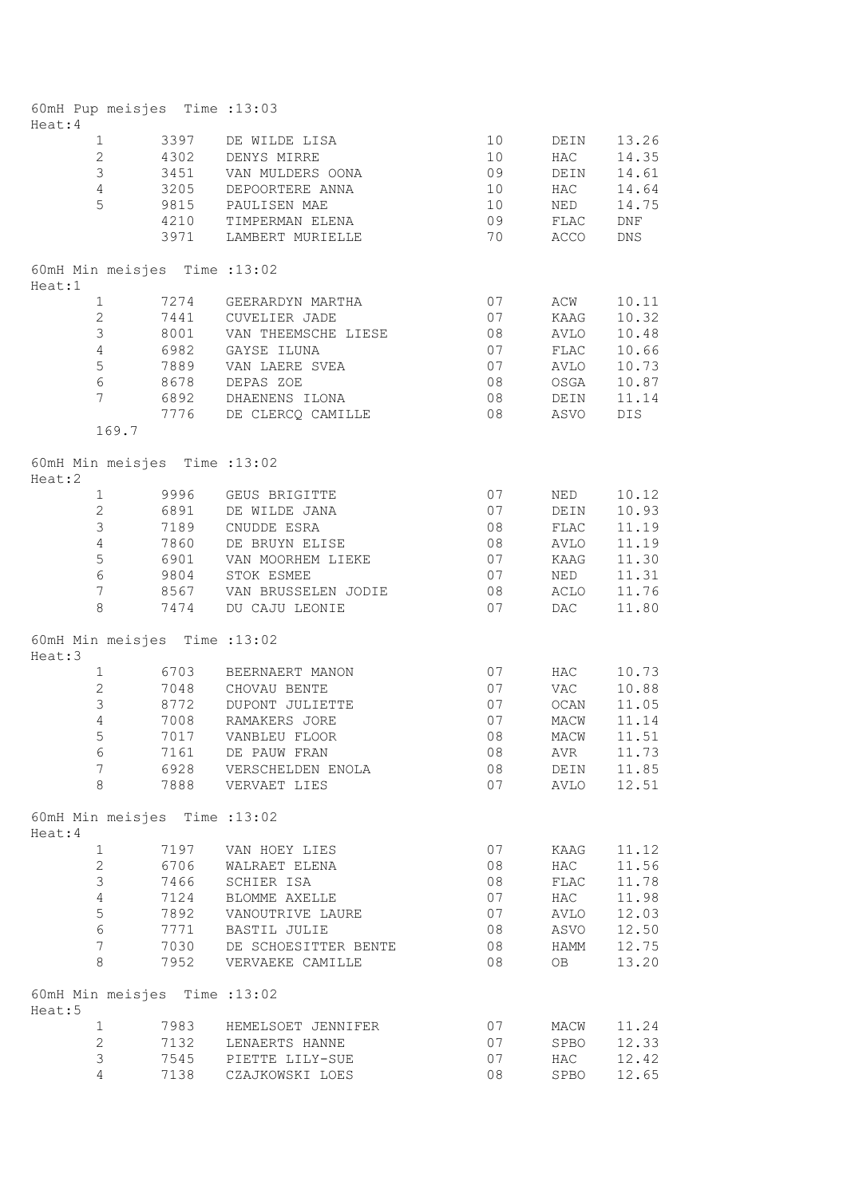60mH Pup meisjes Time :13:03

Heat:4

| | | | | | |
|---|---|---|---|---|---|
| 1 | 3397 | DE WILDE LISA | 10 | DEIN | 13.26 |
| 2 | 4302 | DENYS MIRRE | 10 | HAC | 14.35 |
| 3 | 3451 | VAN MULDERS OONA | 09 | DEIN | 14.61 |
| 4 | 3205 | DEPOORTERE ANNA | 10 | HAC | 14.64 |
| 5 | 9815 | PAULISEN MAE | 10 | NED | 14.75 |
| | 4210 | TIMPERMAN ELENA | 09 | FLAC | DNF |
| | 3971 | LAMBERT MURIELLE | 70 | ACCO | DNS |

60mH Min meisjes Time :13:02

Heat:1

| | | | | | |
|---|---|---|---|---|---|
| 1 | 7274 | GEERARDYN MARTHA | 07 | ACW | 10.11 |
| 2 | 7441 | CUVELIER JADE | 07 | KAAG | 10.32 |
| 3 | 8001 | VAN THEEMSCHE LIESE | 08 | AVLO | 10.48 |
| 4 | 6982 | GAYSE ILUNA | 07 | FLAC | 10.66 |
| 5 | 7889 | VAN LAERE SVEA | 07 | AVLO | 10.73 |
| 6 | 8678 | DEPAS ZOE | 08 | OSGA | 10.87 |
| 7 | 6892 | DHAENENS ILONA | 08 | DEIN | 11.14 |
| | 7776 | DE CLERCQ CAMILLE | 08 | ASVO | DIS |
| 169.7 | | | | | |

60mH Min meisjes Time :13:02

Heat:2

| | | | | | |
|---|---|---|---|---|---|
| 1 | 9996 | GEUS BRIGITTE | 07 | NED | 10.12 |
| 2 | 6891 | DE WILDE JANA | 07 | DEIN | 10.93 |
| 3 | 7189 | CNUDDE ESRA | 08 | FLAC | 11.19 |
| 4 | 7860 | DE BRUYN ELISE | 08 | AVLO | 11.19 |
| 5 | 6901 | VAN MOORHEM LIEKE | 07 | KAAG | 11.30 |
| 6 | 9804 | STOK ESMEE | 07 | NED | 11.31 |
| 7 | 8567 | VAN BRUSSELEN JODIE | 08 | ACLO | 11.76 |
| 8 | 7474 | DU CAJU LEONIE | 07 | DAC | 11.80 |

60mH Min meisjes Time :13:02

Heat:3

| | | | | | |
|---|---|---|---|---|---|
| 1 | 6703 | BEERNAERT MANON | 07 | HAC | 10.73 |
| 2 | 7048 | CHOVAU BENTE | 07 | VAC | 10.88 |
| 3 | 8772 | DUPONT JULIETTE | 07 | OCAN | 11.05 |
| 4 | 7008 | RAMAKERS JORE | 07 | MACW | 11.14 |
| 5 | 7017 | VANBLEU FLOOR | 08 | MACW | 11.51 |
| 6 | 7161 | DE PAUW FRAN | 08 | AVR | 11.73 |
| 7 | 6928 | VERSCHELDEN ENOLA | 08 | DEIN | 11.85 |
| 8 | 7888 | VERVAET LIES | 07 | AVLO | 12.51 |

60mH Min meisjes Time :13:02

Heat:4

| | | | | | |
|---|---|---|---|---|---|
| 1 | 7197 | VAN HOEY LIES | 07 | KAAG | 11.12 |
| 2 | 6706 | WALRAET ELENA | 08 | HAC | 11.56 |
| 3 | 7466 | SCHIER ISA | 08 | FLAC | 11.78 |
| 4 | 7124 | BLOMME AXELLE | 07 | HAC | 11.98 |
| 5 | 7892 | VANOUTRIVE LAURE | 07 | AVLO | 12.03 |
| 6 | 7771 | BASTIL JULIE | 08 | ASVO | 12.50 |
| 7 | 7030 | DE SCHOESITTER BENTE | 08 | HAMM | 12.75 |
| 8 | 7952 | VERVAEKE CAMILLE | 08 | OB | 13.20 |

60mH Min meisjes Time :13:02

Heat:5

| | | | | | |
|---|---|---|---|---|---|
| 1 | 7983 | HEMELSOET JENNIFER | 07 | MACW | 11.24 |
| 2 | 7132 | LENAERTS HANNE | 07 | SPBO | 12.33 |
| 3 | 7545 | PIETTE LILY-SUE | 07 | HAC | 12.42 |
| 4 | 7138 | CZAJKOWSKI LOES | 08 | SPBO | 12.65 |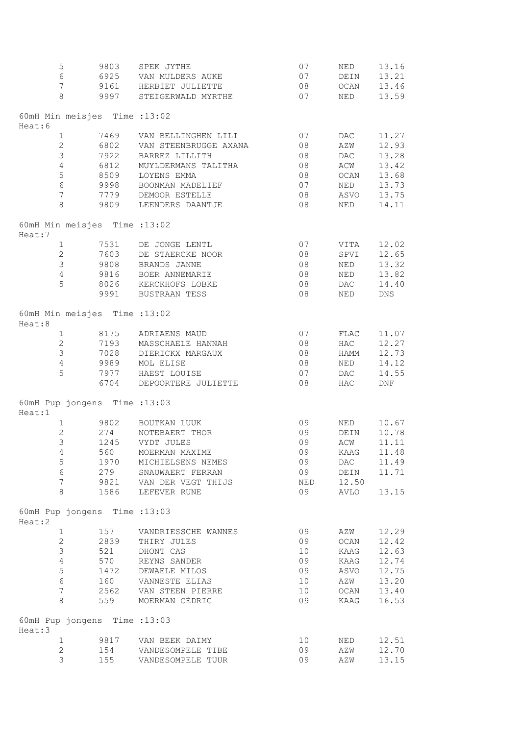| | | | | | |
|---|---|---|---|---|---|
| 5 | 9803 | SPEK JYTHE | 07 | NED | 13.16 |
| 6 | 6925 | VAN MULDERS AUKE | 07 | DEIN | 13.21 |
| 7 | 9161 | HERBIET JULIETTE | 08 | OCAN | 13.46 |
| 8 | 9997 | STEIGERWALD MYRTHE | 07 | NED | 13.59 |

60mH Min meisjes Time :13:02
Heat:6

| | | | | | |
|---|---|---|---|---|---|
| 1 | 7469 | VAN BELLINGHEN LILI | 07 | DAC | 11.27 |
| 2 | 6802 | VAN STEENBRUGGE AXANA | 08 | AZW | 12.93 |
| 3 | 7922 | BARREZ LILLITH | 08 | DAC | 13.28 |
| 4 | 6812 | MUYLDERMANS TALITHA | 08 | ACW | 13.42 |
| 5 | 8509 | LOYENS EMMA | 08 | OCAN | 13.68 |
| 6 | 9998 | BOONMAN MADELIEF | 07 | NED | 13.73 |
| 7 | 7779 | DEMOOR ESTELLE | 08 | ASVO | 13.75 |
| 8 | 9809 | LEENDERS DAANTJE | 08 | NED | 14.11 |

60mH Min meisjes Time :13:02
Heat:7

| | | | | | |
|---|---|---|---|---|---|
| 1 | 7531 | DE JONGE LENTL | 07 | VITA | 12.02 |
| 2 | 7603 | DE STAERCKE NOOR | 08 | SPVI | 12.65 |
| 3 | 9808 | BRANDS JANNE | 08 | NED | 13.32 |
| 4 | 9816 | BOER ANNEMARIE | 08 | NED | 13.82 |
| 5 | 8026 | KERCKHOFS LOBKE | 08 | DAC | 14.40 |
| | 9991 | BUSTRAAN TESS | 08 | NED | DNS |

60mH Min meisjes Time :13:02
Heat:8

| | | | | | |
|---|---|---|---|---|---|
| 1 | 8175 | ADRIAENS MAUD | 07 | FLAC | 11.07 |
| 2 | 7193 | MASSCHAELE HANNAH | 08 | HAC | 12.27 |
| 3 | 7028 | DIERICKX MARGAUX | 08 | HAMM | 12.73 |
| 4 | 9989 | MOL ELISE | 08 | NED | 14.12 |
| 5 | 7977 | HAEST LOUISE | 07 | DAC | 14.55 |
| | 6704 | DEPOORTERE JULIETTE | 08 | HAC | DNF |

60mH Pup jongens Time :13:03
Heat:1

| | | | | | |
|---|---|---|---|---|---|
| 1 | 9802 | BOUTKAN LUUK | 09 | NED | 10.67 |
| 2 | 274 | NOTEBAERT THOR | 09 | DEIN | 10.78 |
| 3 | 1245 | VYDT JULES | 09 | ACW | 11.11 |
| 4 | 560 | MOERMAN MAXIME | 09 | KAAG | 11.48 |
| 5 | 1970 | MICHIELSENS NEMES | 09 | DAC | 11.49 |
| 6 | 279 | SNAUWAERT FERRAN | 09 | DEIN | 11.71 |
| 7 | 9821 | VAN DER VEGT THIJS | NED | 12.50 | |
| 8 | 1586 | LEFEVER RUNE | 09 | AVLO | 13.15 |

60mH Pup jongens Time :13:03
Heat:2

| | | | | | |
|---|---|---|---|---|---|
| 1 | 157 | VANDRIESSCHE WANNES | 09 | AZW | 12.29 |
| 2 | 2839 | THIRY JULES | 09 | OCAN | 12.42 |
| 3 | 521 | DHONT CAS | 10 | KAAG | 12.63 |
| 4 | 570 | REYNS SANDER | 09 | KAAG | 12.74 |
| 5 | 1472 | DEWAELE MILOS | 09 | ASVO | 12.75 |
| 6 | 160 | VANNESTE ELIAS | 10 | AZW | 13.20 |
| 7 | 2562 | VAN STEEN PIERRE | 10 | OCAN | 13.40 |
| 8 | 559 | MOERMAN CÈDRIC | 09 | KAAG | 16.53 |

60mH Pup jongens Time :13:03
Heat:3

| | | | | | |
|---|---|---|---|---|---|
| 1 | 9817 | VAN BEEK DAIMY | 10 | NED | 12.51 |
| 2 | 154 | VANDESOMPELE TIBE | 09 | AZW | 12.70 |
| 3 | 155 | VANDESOMPELE TUUR | 09 | AZW | 13.15 |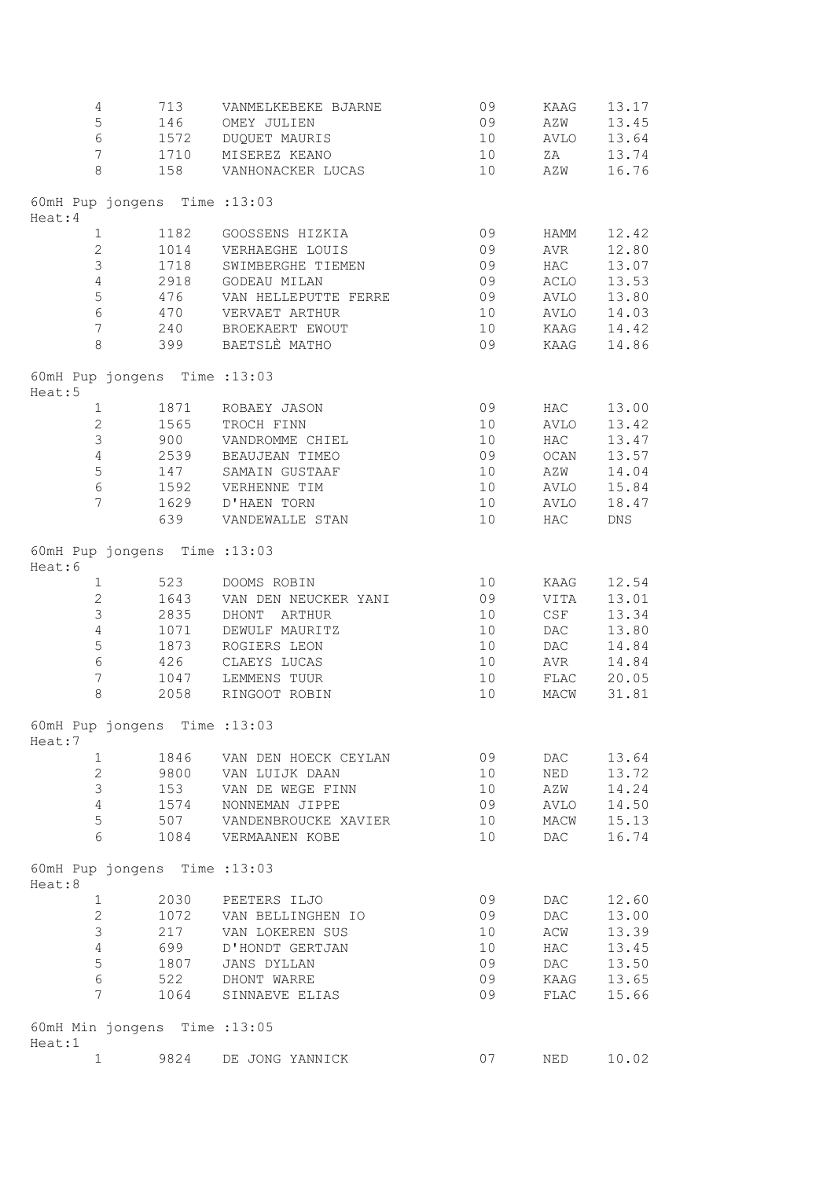| | | | | | |
|---|---|---|---|---|---|
| 4 | 713 | VANMELKEBEKE BJARNE | 09 | KAAG | 13.17 |
| 5 | 146 | OMEY JULIEN | 09 | AZW | 13.45 |
| 6 | 1572 | DUQUET MAURIS | 10 | AVLO | 13.64 |
| 7 | 1710 | MISEREZ KEANO | 10 | ZA | 13.74 |
| 8 | 158 | VANHONACKER LUCAS | 10 | AZW | 16.76 |

60mH Pup jongens Time :13:03
Heat:4

| | | | | | |
|---|---|---|---|---|---|
| 1 | 1182 | GOOSSENS HIZKIA | 09 | HAMM | 12.42 |
| 2 | 1014 | VERHAEGHE LOUIS | 09 | AVR | 12.80 |
| 3 | 1718 | SWIMBERGHE TIEMEN | 09 | HAC | 13.07 |
| 4 | 2918 | GODEAU MILAN | 09 | ACLO | 13.53 |
| 5 | 476 | VAN HELLEPUTTE FERRE | 09 | AVLO | 13.80 |
| 6 | 470 | VERVAET ARTHUR | 10 | AVLO | 14.03 |
| 7 | 240 | BROEKAERT EWOUT | 10 | KAAG | 14.42 |
| 8 | 399 | BAETSLÈ MATHO | 09 | KAAG | 14.86 |

60mH Pup jongens Time :13:03
Heat:5

| | | | | | |
|---|---|---|---|---|---|
| 1 | 1871 | ROBAEY JASON | 09 | HAC | 13.00 |
| 2 | 1565 | TROCH FINN | 10 | AVLO | 13.42 |
| 3 | 900 | VANDROMME CHIEL | 10 | HAC | 13.47 |
| 4 | 2539 | BEAUJEAN TIMEO | 09 | OCAN | 13.57 |
| 5 | 147 | SAMAIN GUSTAAF | 10 | AZW | 14.04 |
| 6 | 1592 | VERHENNE TIM | 10 | AVLO | 15.84 |
| 7 | 1629 | D'HAEN TORN | 10 | AVLO | 18.47 |
| | 639 | VANDEWALLE STAN | 10 | HAC | DNS |

60mH Pup jongens Time :13:03
Heat:6

| | | | | | |
|---|---|---|---|---|---|
| 1 | 523 | DOOMS ROBIN | 10 | KAAG | 12.54 |
| 2 | 1643 | VAN DEN NEUCKER YANI | 09 | VITA | 13.01 |
| 3 | 2835 | DHONT ARTHUR | 10 | CSF | 13.34 |
| 4 | 1071 | DEWULF MAURITZ | 10 | DAC | 13.80 |
| 5 | 1873 | ROGIERS LEON | 10 | DAC | 14.84 |
| 6 | 426 | CLAEYS LUCAS | 10 | AVR | 14.84 |
| 7 | 1047 | LEMMENS TUUR | 10 | FLAC | 20.05 |
| 8 | 2058 | RINGOOT ROBIN | 10 | MACW | 31.81 |

60mH Pup jongens Time :13:03
Heat:7

| | | | | | |
|---|---|---|---|---|---|
| 1 | 1846 | VAN DEN HOECK CEYLAN | 09 | DAC | 13.64 |
| 2 | 9800 | VAN LUIJK DAAN | 10 | NED | 13.72 |
| 3 | 153 | VAN DE WEGE FINN | 10 | AZW | 14.24 |
| 4 | 1574 | NONNEMAN JIPPE | 09 | AVLO | 14.50 |
| 5 | 507 | VANDENBROUCKE XAVIER | 10 | MACW | 15.13 |
| 6 | 1084 | VERMAANEN KOBE | 10 | DAC | 16.74 |

60mH Pup jongens Time :13:03
Heat:8

| | | | | | |
|---|---|---|---|---|---|
| 1 | 2030 | PEETERS ILJO | 09 | DAC | 12.60 |
| 2 | 1072 | VAN BELLINGHEN IO | 09 | DAC | 13.00 |
| 3 | 217 | VAN LOKEREN SUS | 10 | ACW | 13.39 |
| 4 | 699 | D'HONDT GERTJAN | 10 | HAC | 13.45 |
| 5 | 1807 | JANS DYLLAN | 09 | DAC | 13.50 |
| 6 | 522 | DHONT WARRE | 09 | KAAG | 13.65 |
| 7 | 1064 | SINNAEVE ELIAS | 09 | FLAC | 15.66 |

60mH Min jongens Time :13:05
Heat:1

| | | | | | |
|---|---|---|---|---|---|
| 1 | 9824 | DE JONG YANNICK | 07 | NED | 10.02 |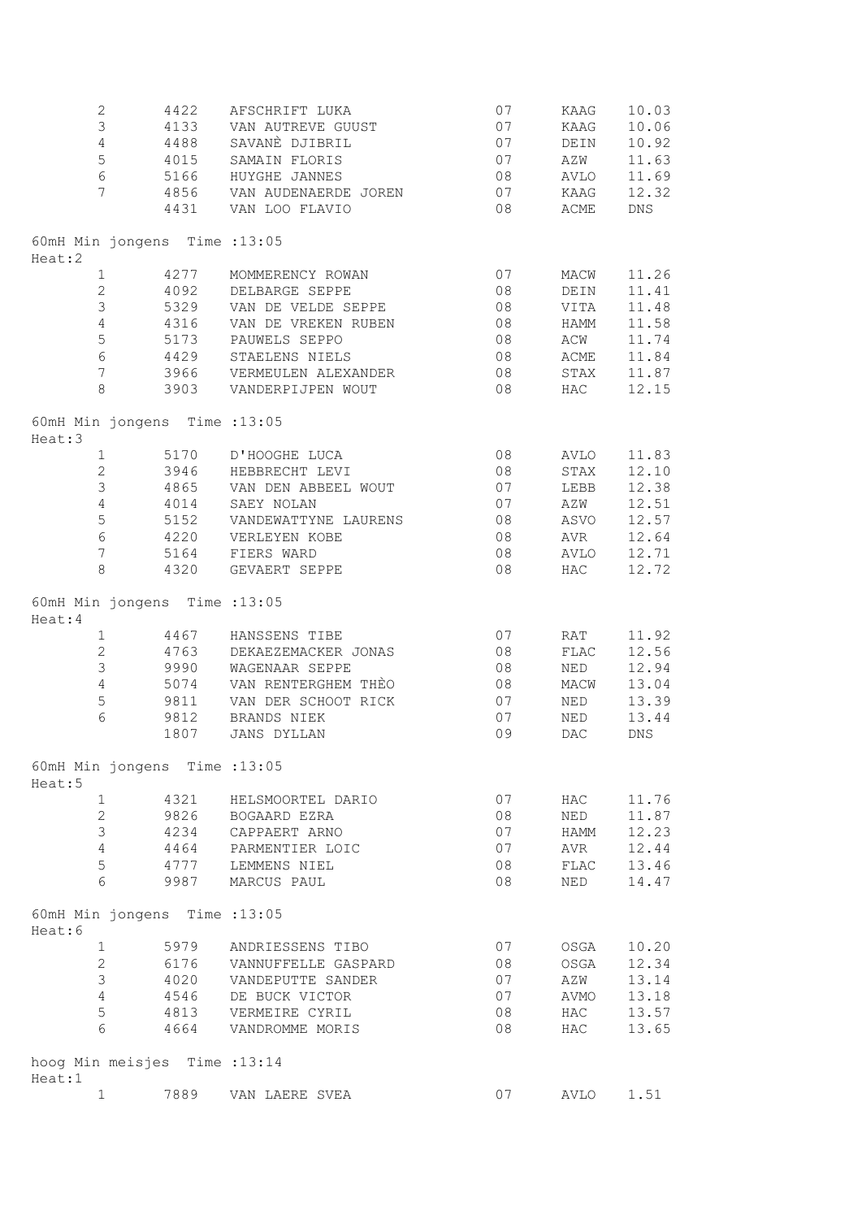| | | | | | |
|---|---|---|---|---|---|
| 2 | 4422 | AFSCHRIFT LUKA | 07 | KAAG | 10.03 |
| 3 | 4133 | VAN AUTREVE GUUST | 07 | KAAG | 10.06 |
| 4 | 4488 | SAVANÈ DJIBRIL | 07 | DEIN | 10.92 |
| 5 | 4015 | SAMAIN FLORIS | 07 | AZW | 11.63 |
| 6 | 5166 | HUYGHE JANNES | 08 | AVLO | 11.69 |
| 7 | 4856 | VAN AUDENAERDE JOREN | 07 | KAAG | 12.32 |
| | 4431 | VAN LOO FLAVIO | 08 | ACME | DNS |

60mH Min jongens Time :13:05

Heat:2

| | | | | | |
|---|---|---|---|---|---|
| 1 | 4277 | MOMMERENCY ROWAN | 07 | MACW | 11.26 |
| 2 | 4092 | DELBARGE SEPPE | 08 | DEIN | 11.41 |
| 3 | 5329 | VAN DE VELDE SEPPE | 08 | VITA | 11.48 |
| 4 | 4316 | VAN DE VREKEN RUBEN | 08 | HAMM | 11.58 |
| 5 | 5173 | PAUWELS SEPPO | 08 | ACW | 11.74 |
| 6 | 4429 | STAELENS NIELS | 08 | ACME | 11.84 |
| 7 | 3966 | VERMEULEN ALEXANDER | 08 | STAX | 11.87 |
| 8 | 3903 | VANDERPIJPEN WOUT | 08 | HAC | 12.15 |

60mH Min jongens Time :13:05

Heat:3

| | | | | | |
|---|---|---|---|---|---|
| 1 | 5170 | D'HOOGHE LUCA | 08 | AVLO | 11.83 |
| 2 | 3946 | HEBBRECHT LEVI | 08 | STAX | 12.10 |
| 3 | 4865 | VAN DEN ABBEEL WOUT | 07 | LEBB | 12.38 |
| 4 | 4014 | SAEY NOLAN | 07 | AZW | 12.51 |
| 5 | 5152 | VANDEWATTYNE LAURENS | 08 | ASVO | 12.57 |
| 6 | 4220 | VERLEYEN KOBE | 08 | AVR | 12.64 |
| 7 | 5164 | FIERS WARD | 08 | AVLO | 12.71 |
| 8 | 4320 | GEVAERT SEPPE | 08 | HAC | 12.72 |

60mH Min jongens Time :13:05

Heat:4

| | | | | | |
|---|---|---|---|---|---|
| 1 | 4467 | HANSSENS TIBE | 07 | RAT | 11.92 |
| 2 | 4763 | DEKAEZEMACKER JONAS | 08 | FLAC | 12.56 |
| 3 | 9990 | WAGENAAR SEPPE | 08 | NED | 12.94 |
| 4 | 5074 | VAN RENTERGHEM THÈO | 08 | MACW | 13.04 |
| 5 | 9811 | VAN DER SCHOOT RICK | 07 | NED | 13.39 |
| 6 | 9812 | BRANDS NIEK | 07 | NED | 13.44 |
| | 1807 | JANS DYLLAN | 09 | DAC | DNS |

60mH Min jongens Time :13:05

Heat:5

| | | | | | |
|---|---|---|---|---|---|
| 1 | 4321 | HELSMOORTEL DARIO | 07 | HAC | 11.76 |
| 2 | 9826 | BOGAARD EZRA | 08 | NED | 11.87 |
| 3 | 4234 | CAPPAERT ARNO | 07 | HAMM | 12.23 |
| 4 | 4464 | PARMENTIER LOIC | 07 | AVR | 12.44 |
| 5 | 4777 | LEMMENS NIEL | 08 | FLAC | 13.46 |
| 6 | 9987 | MARCUS PAUL | 08 | NED | 14.47 |

60mH Min jongens Time :13:05

Heat:6

| | | | | | |
|---|---|---|---|---|---|
| 1 | 5979 | ANDRIESSENS TIBO | 07 | OSGA | 10.20 |
| 2 | 6176 | VANNUFFELLE GASPARD | 08 | OSGA | 12.34 |
| 3 | 4020 | VANDEPUTTE SANDER | 07 | AZW | 13.14 |
| 4 | 4546 | DE BUCK VICTOR | 07 | AVMO | 13.18 |
| 5 | 4813 | VERMEIRE CYRIL | 08 | HAC | 13.57 |
| 6 | 4664 | VANDROMME MORIS | 08 | HAC | 13.65 |

hoog Min meisjes Time :13:14

Heat:1

| | | | | | |
|---|---|---|---|---|---|
| 1 | 7889 | VAN LAERE SVEA | 07 | AVLO | 1.51 |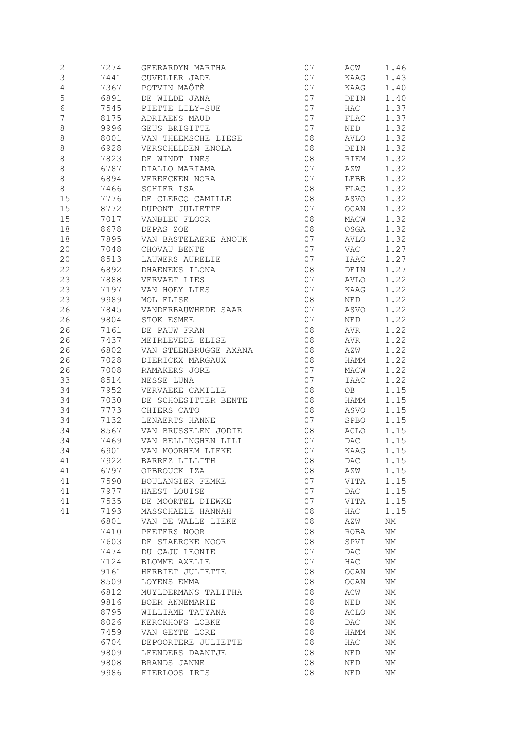| | | | | | |
|---|---|---|---|---|---|
| 2 | 7274 | GEERARDYN MARTHA | 07 | ACW | 1.46 |
| 3 | 7441 | CUVELIER JADE | 07 | KAAG | 1.43 |
| 4 | 7367 | POTVIN MAÔTÈ | 07 | KAAG | 1.40 |
| 5 | 6891 | DE WILDE JANA | 07 | DEIN | 1.40 |
| 6 | 7545 | PIETTE LILY-SUE | 07 | HAC | 1.37 |
| 7 | 8175 | ADRIAENS MAUD | 07 | FLAC | 1.37 |
| 8 | 9996 | GEUS BRIGITTE | 07 | NED | 1.32 |
| 8 | 8001 | VAN THEEMSCHE LIESE | 08 | AVLO | 1.32 |
| 8 | 6928 | VERSCHELDEN ENOLA | 08 | DEIN | 1.32 |
| 8 | 7823 | DE WINDT INËS | 08 | RIEM | 1.32 |
| 8 | 6787 | DIALLO MARIAMA | 07 | AZW | 1.32 |
| 8 | 6894 | VEREECKEN NORA | 07 | LEBB | 1.32 |
| 8 | 7466 | SCHIER ISA | 08 | FLAC | 1.32 |
| 15 | 7776 | DE CLERCQ CAMILLE | 08 | ASVO | 1.32 |
| 15 | 8772 | DUPONT JULIETTE | 07 | OCAN | 1.32 |
| 15 | 7017 | VANBLEU FLOOR | 08 | MACW | 1.32 |
| 18 | 8678 | DEPAS ZOE | 08 | OSGA | 1.32 |
| 18 | 7895 | VAN BASTELAERE ANOUK | 07 | AVLO | 1.32 |
| 20 | 7048 | CHOVAU BENTE | 07 | VAC | 1.27 |
| 20 | 8513 | LAUWERS AURELIE | 07 | IAAC | 1.27 |
| 22 | 6892 | DHAENENS ILONA | 08 | DEIN | 1.27 |
| 23 | 7888 | VERVAET LIES | 07 | AVLO | 1.22 |
| 23 | 7197 | VAN HOEY LIES | 07 | KAAG | 1.22 |
| 23 | 9989 | MOL ELISE | 08 | NED | 1.22 |
| 26 | 7845 | VANDERBAUWHEDE SAAR | 07 | ASVO | 1.22 |
| 26 | 9804 | STOK ESMEE | 07 | NED | 1.22 |
| 26 | 7161 | DE PAUW FRAN | 08 | AVR | 1.22 |
| 26 | 7437 | MEIRLEVEDE ELISE | 08 | AVR | 1.22 |
| 26 | 6802 | VAN STEENBRUGGE AXANA | 08 | AZW | 1.22 |
| 26 | 7028 | DIERICKX MARGAUX | 08 | HAMM | 1.22 |
| 26 | 7008 | RAMAKERS JORE | 07 | MACW | 1.22 |
| 33 | 8514 | NESSE LUNA | 07 | IAAC | 1.22 |
| 34 | 7952 | VERVAEKE CAMILLE | 08 | OB | 1.15 |
| 34 | 7030 | DE SCHOESITTER BENTE | 08 | HAMM | 1.15 |
| 34 | 7773 | CHIERS CATO | 08 | ASVO | 1.15 |
| 34 | 7132 | LENAERTS HANNE | 07 | SPBO | 1.15 |
| 34 | 8567 | VAN BRUSSELEN JODIE | 08 | ACLO | 1.15 |
| 34 | 7469 | VAN BELLINGHEN LILI | 07 | DAC | 1.15 |
| 34 | 6901 | VAN MOORHEM LIEKE | 07 | KAAG | 1.15 |
| 41 | 7922 | BARREZ LILLITH | 08 | DAC | 1.15 |
| 41 | 6797 | OPBROUCK IZA | 08 | AZW | 1.15 |
| 41 | 7590 | BOULANGIER FEMKE | 07 | VITA | 1.15 |
| 41 | 7977 | HAEST LOUISE | 07 | DAC | 1.15 |
| 41 | 7535 | DE MOORTEL DIEWKE | 07 | VITA | 1.15 |
| 41 | 7193 | MASSCHAELE HANNAH | 08 | HAC | 1.15 |
| | 6801 | VAN DE WALLE LIEKE | 08 | AZW | NM |
| | 7410 | PEETERS NOOR | 08 | ROBA | NM |
| | 7603 | DE STAERCKE NOOR | 08 | SPVI | NM |
| | 7474 | DU CAJU LEONIE | 07 | DAC | NM |
| | 7124 | BLOMME AXELLE | 07 | HAC | NM |
| | 9161 | HERBIET JULIETTE | 08 | OCAN | NM |
| | 8509 | LOYENS EMMA | 08 | OCAN | NM |
| | 6812 | MUYLDERMANS TALITHA | 08 | ACW | NM |
| | 9816 | BOER ANNEMARIE | 08 | NED | NM |
| | 8795 | WILLIAME TATYANA | 08 | ACLO | NM |
| | 8026 | KERCKHOFS LOBKE | 08 | DAC | NM |
| | 7459 | VAN GEYTE LORE | 08 | HAMM | NM |
| | 6704 | DEPOORTERE JULIETTE | 08 | HAC | NM |
| | 9809 | LEENDERS DAANTJE | 08 | NED | NM |
| | 9808 | BRANDS JANNE | 08 | NED | NM |
| | 9986 | FIERLOOS IRIS | 08 | NED | NM |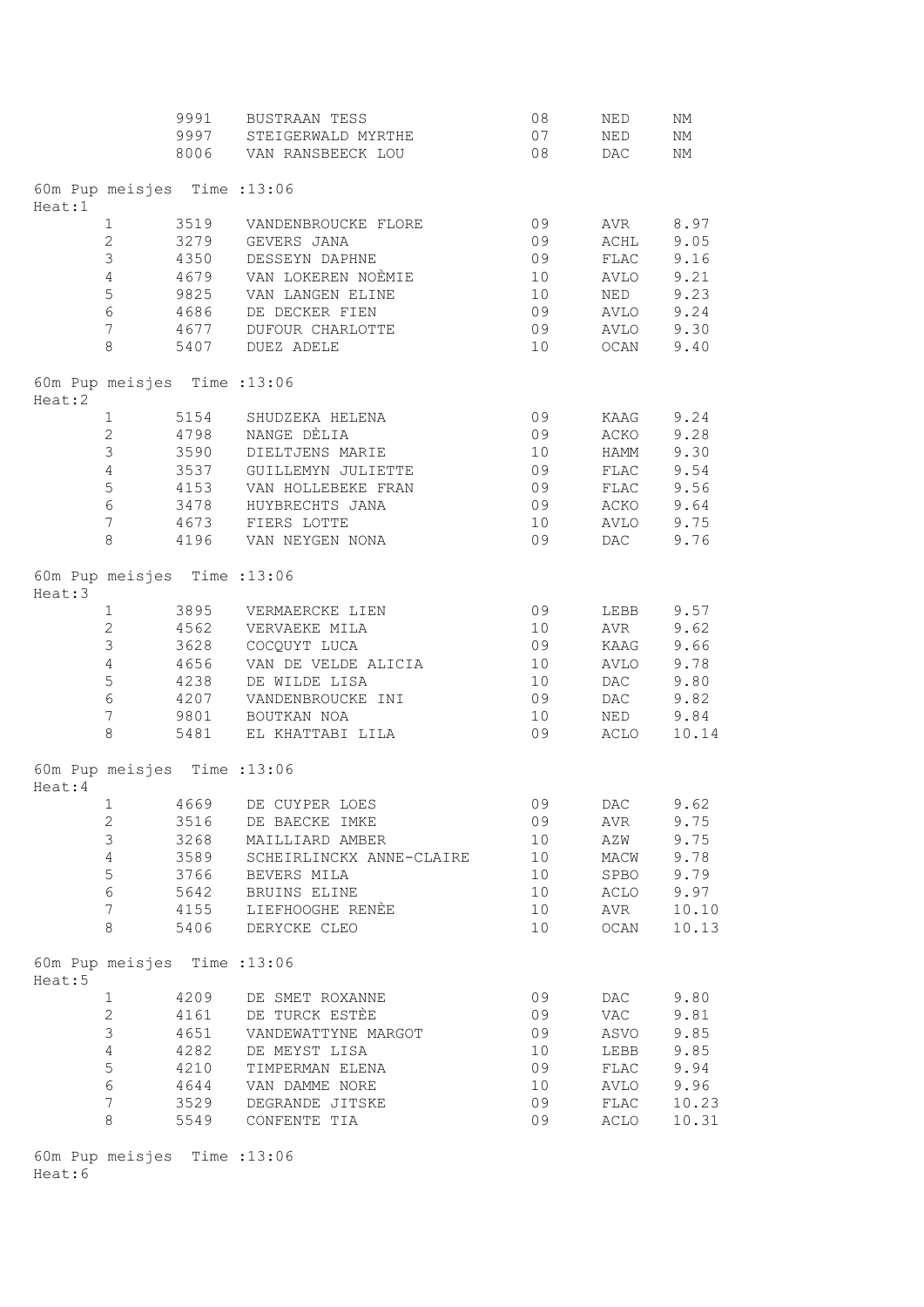| | | | | | |
|---|---|---|---|---|---|
| | 9991 | BUSTRAAN TESS | 08 | NED | NM |
| | 9997 | STEIGERWALD MYRTHE | 07 | NED | NM |
| | 8006 | VAN RANSBEECK LOU | 08 | DAC | NM |

60m Pup meisjes Time :13:06
Heat:1

| | | | | | |
|---|---|---|---|---|---|
| 1 | 3519 | VANDENBROUCKE FLORE | 09 | AVR | 8.97 |
| 2 | 3279 | GEVERS JANA | 09 | ACHL | 9.05 |
| 3 | 4350 | DESSEYN DAPHNE | 09 | FLAC | 9.16 |
| 4 | 4679 | VAN LOKEREN NOÈMIE | 10 | AVLO | 9.21 |
| 5 | 9825 | VAN LANGEN ELINE | 10 | NED | 9.23 |
| 6 | 4686 | DE DECKER FIEN | 09 | AVLO | 9.24 |
| 7 | 4677 | DUFOUR CHARLOTTE | 09 | AVLO | 9.30 |
| 8 | 5407 | DUEZ ADELE | 10 | OCAN | 9.40 |

60m Pup meisjes Time :13:06
Heat:2

| | | | | | |
|---|---|---|---|---|---|
| 1 | 5154 | SHUDZEKA HELENA | 09 | KAAG | 9.24 |
| 2 | 4798 | NANGE DÈLIA | 09 | ACKO | 9.28 |
| 3 | 3590 | DIELTJENS MARIE | 10 | HAMM | 9.30 |
| 4 | 3537 | GUILLEMYN JULIETTE | 09 | FLAC | 9.54 |
| 5 | 4153 | VAN HOLLEBEKE FRAN | 09 | FLAC | 9.56 |
| 6 | 3478 | HUYBRECHTS JANA | 09 | ACKO | 9.64 |
| 7 | 4673 | FIERS LOTTE | 10 | AVLO | 9.75 |
| 8 | 4196 | VAN NEYGEN NONA | 09 | DAC | 9.76 |

60m Pup meisjes Time :13:06
Heat:3

| | | | | | |
|---|---|---|---|---|---|
| 1 | 3895 | VERMAERCKE LIEN | 09 | LEBB | 9.57 |
| 2 | 4562 | VERVAEKE MILA | 10 | AVR | 9.62 |
| 3 | 3628 | COCQUYT LUCA | 09 | KAAG | 9.66 |
| 4 | 4656 | VAN DE VELDE ALICIA | 10 | AVLO | 9.78 |
| 5 | 4238 | DE WILDE LISA | 10 | DAC | 9.80 |
| 6 | 4207 | VANDENBROUCKE INI | 09 | DAC | 9.82 |
| 7 | 9801 | BOUTKAN NOA | 10 | NED | 9.84 |
| 8 | 5481 | EL KHATTABI LILA | 09 | ACLO | 10.14 |

60m Pup meisjes Time :13:06
Heat:4

| | | | | | |
|---|---|---|---|---|---|
| 1 | 4669 | DE CUYPER LOES | 09 | DAC | 9.62 |
| 2 | 3516 | DE BAECKE IMKE | 09 | AVR | 9.75 |
| 3 | 3268 | MAILLIARD AMBER | 10 | AZW | 9.75 |
| 4 | 3589 | SCHEIRLINCKX ANNE-CLAIRE | 10 | MACW | 9.78 |
| 5 | 3766 | BEVERS MILA | 10 | SPBO | 9.79 |
| 6 | 5642 | BRUINS ELINE | 10 | ACLO | 9.97 |
| 7 | 4155 | LIEFHOOGHE RENÈE | 10 | AVR | 10.10 |
| 8 | 5406 | DERYCKE CLEO | 10 | OCAN | 10.13 |

60m Pup meisjes Time :13:06
Heat:5

| | | | | | |
|---|---|---|---|---|---|
| 1 | 4209 | DE SMET ROXANNE | 09 | DAC | 9.80 |
| 2 | 4161 | DE TURCK ESTÈE | 09 | VAC | 9.81 |
| 3 | 4651 | VANDEWATTYNE MARGOT | 09 | ASVO | 9.85 |
| 4 | 4282 | DE MEYST LISA | 10 | LEBB | 9.85 |
| 5 | 4210 | TIMPERMAN ELENA | 09 | FLAC | 9.94 |
| 6 | 4644 | VAN DAMME NORE | 10 | AVLO | 9.96 |
| 7 | 3529 | DEGRANDE JITSKE | 09 | FLAC | 10.23 |
| 8 | 5549 | CONFENTE TIA | 09 | ACLO | 10.31 |

60m Pup meisjes Time :13:06
Heat:6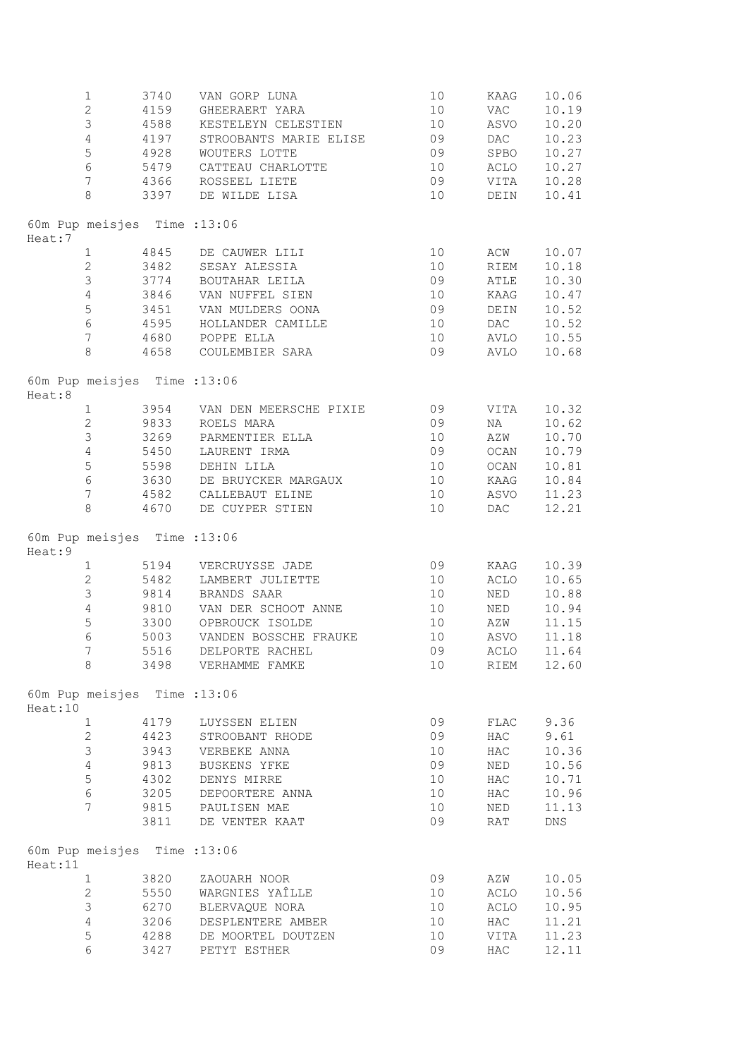| | | | | | |
|---|---|---|---|---|---|
| 1 | 3740 | VAN GORP LUNA | 10 | KAAG | 10.06 |
| 2 | 4159 | GHEERAERT YARA | 10 | VAC | 10.19 |
| 3 | 4588 | KESTELEYN CELESTIEN | 10 | ASVO | 10.20 |
| 4 | 4197 | STROOBANTS MARIE ELISE | 09 | DAC | 10.23 |
| 5 | 4928 | WOUTERS LOTTE | 09 | SPBO | 10.27 |
| 6 | 5479 | CATTEAU CHARLOTTE | 10 | ACLO | 10.27 |
| 7 | 4366 | ROSSEEL LIETE | 09 | VITA | 10.28 |
| 8 | 3397 | DE WILDE LISA | 10 | DEIN | 10.41 |

60m Pup meisjes Time :13:06
Heat:7

| | | | | | |
|---|---|---|---|---|---|
| 1 | 4845 | DE CAUWER LILI | 10 | ACW | 10.07 |
| 2 | 3482 | SESAY ALESSIA | 10 | RIEM | 10.18 |
| 3 | 3774 | BOUTAHAR LEILA | 09 | ATLE | 10.30 |
| 4 | 3846 | VAN NUFFEL SIEN | 10 | KAAG | 10.47 |
| 5 | 3451 | VAN MULDERS OONA | 09 | DEIN | 10.52 |
| 6 | 4595 | HOLLANDER CAMILLE | 10 | DAC | 10.52 |
| 7 | 4680 | POPPE ELLA | 10 | AVLO | 10.55 |
| 8 | 4658 | COULEMBIER SARA | 09 | AVLO | 10.68 |

60m Pup meisjes Time :13:06
Heat:8

| | | | | | |
|---|---|---|---|---|---|
| 1 | 3954 | VAN DEN MEERSCHE PIXIE | 09 | VITA | 10.32 |
| 2 | 9833 | ROELS MARA | 09 | NA | 10.62 |
| 3 | 3269 | PARMENTIER ELLA | 10 | AZW | 10.70 |
| 4 | 5450 | LAURENT IRMA | 09 | OCAN | 10.79 |
| 5 | 5598 | DEHIN LILA | 10 | OCAN | 10.81 |
| 6 | 3630 | DE BRUYCKER MARGAUX | 10 | KAAG | 10.84 |
| 7 | 4582 | CALLEBAUT ELINE | 10 | ASVO | 11.23 |
| 8 | 4670 | DE CUYPER STIEN | 10 | DAC | 12.21 |

60m Pup meisjes Time :13:06
Heat:9

| | | | | | |
|---|---|---|---|---|---|
| 1 | 5194 | VERCRUYSSE JADE | 09 | KAAG | 10.39 |
| 2 | 5482 | LAMBERT JULIETTE | 10 | ACLO | 10.65 |
| 3 | 9814 | BRANDS SAAR | 10 | NED | 10.88 |
| 4 | 9810 | VAN DER SCHOOT ANNE | 10 | NED | 10.94 |
| 5 | 3300 | OPBROUCK ISOLDE | 10 | AZW | 11.15 |
| 6 | 5003 | VANDEN BOSSCHE FRAUKE | 10 | ASVO | 11.18 |
| 7 | 5516 | DELPORTE RACHEL | 09 | ACLO | 11.64 |
| 8 | 3498 | VERHAMME FAMKE | 10 | RIEM | 12.60 |

60m Pup meisjes Time :13:06
Heat:10

| | | | | | |
|---|---|---|---|---|---|
| 1 | 4179 | LUYSSEN ELIEN | 09 | FLAC | 9.36 |
| 2 | 4423 | STROOBANT RHODE | 09 | HAC | 9.61 |
| 3 | 3943 | VERBEKE ANNA | 10 | HAC | 10.36 |
| 4 | 9813 | BUSKENS YFKE | 09 | NED | 10.56 |
| 5 | 4302 | DENYS MIRRE | 10 | HAC | 10.71 |
| 6 | 3205 | DEPOORTERE ANNA | 10 | HAC | 10.96 |
| 7 | 9815 | PAULISEN MAE | 10 | NED | 11.13 |
| | 3811 | DE VENTER KAAT | 09 | RAT | DNS |

60m Pup meisjes Time :13:06
Heat:11

| | | | | | |
|---|---|---|---|---|---|
| 1 | 3820 | ZAOUARH NOOR | 09 | AZW | 10.05 |
| 2 | 5550 | WARGNIES YAÎLLE | 10 | ACLO | 10.56 |
| 3 | 6270 | BLERVAQUE NORA | 10 | ACLO | 10.95 |
| 4 | 3206 | DESPLENTERE AMBER | 10 | HAC | 11.21 |
| 5 | 4288 | DE MOORTEL DOUTZEN | 10 | VITA | 11.23 |
| 6 | 3427 | PETYT ESTHER | 09 | HAC | 12.11 |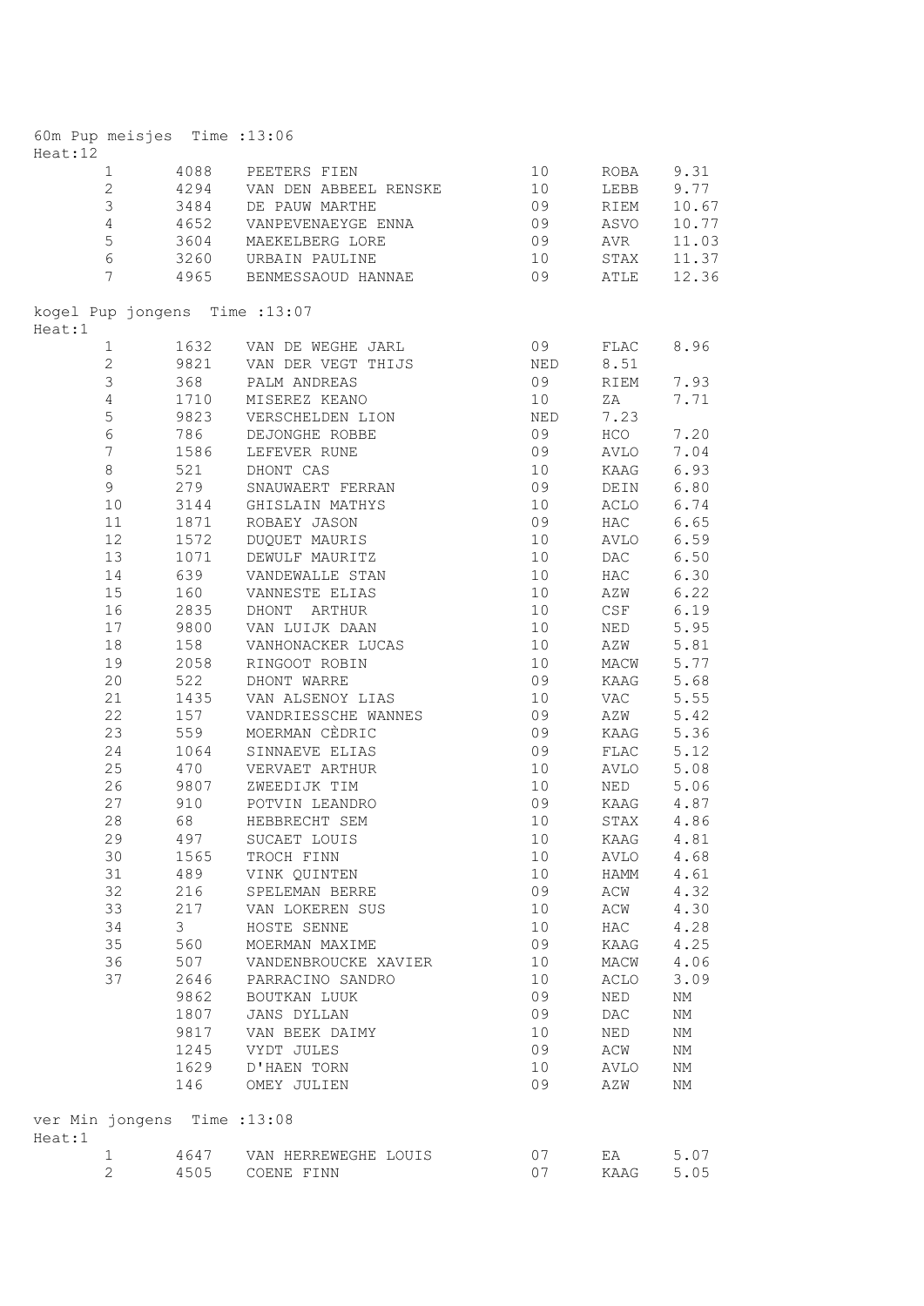60m Pup meisjes Time :13:06
Heat:12

| | | | | | |
|---|---|---|---|---|---|
| 1 | 4088 | PEETERS FIEN | 10 | ROBA | 9.31 |
| 2 | 4294 | VAN DEN ABBEEL RENSKE | 10 | LEBB | 9.77 |
| 3 | 3484 | DE PAUW MARTHE | 09 | RIEM | 10.67 |
| 4 | 4652 | VANPEVENAEYGE ENNA | 09 | ASVO | 10.77 |
| 5 | 3604 | MAEKELBERG LORE | 09 | AVR | 11.03 |
| 6 | 3260 | URBAIN PAULINE | 10 | STAX | 11.37 |
| 7 | 4965 | BENMESSAOUD HANNAE | 09 | ATLE | 12.36 |

kogel Pup jongens Time :13:07
Heat:1

| | | | | | |
|---|---|---|---|---|---|
| 1 | 1632 | VAN DE WEGHE JARL | 09 | FLAC | 8.96 |
| 2 | 9821 | VAN DER VEGT THIJS | NED | 8.51 | |
| 3 | 368 | PALM ANDREAS | 09 | RIEM | 7.93 |
| 4 | 1710 | MISEREZ KEANO | 10 | ZA | 7.71 |
| 5 | 9823 | VERSCHELDEN LION | NED | 7.23 | |
| 6 | 786 | DEJONGHE ROBBE | 09 | HCO | 7.20 |
| 7 | 1586 | LEFEVER RUNE | 09 | AVLO | 7.04 |
| 8 | 521 | DHONT CAS | 10 | KAAG | 6.93 |
| 9 | 279 | SNAUWAERT FERRAN | 09 | DEIN | 6.80 |
| 10 | 3144 | GHISLAIN MATHYS | 10 | ACLO | 6.74 |
| 11 | 1871 | ROBAEY JASON | 09 | HAC | 6.65 |
| 12 | 1572 | DUQUET MAURIS | 10 | AVLO | 6.59 |
| 13 | 1071 | DEWULF MAURITZ | 10 | DAC | 6.50 |
| 14 | 639 | VANDEWALLE STAN | 10 | HAC | 6.30 |
| 15 | 160 | VANNESTE ELIAS | 10 | AZW | 6.22 |
| 16 | 2835 | DHONT ARTHUR | 10 | CSF | 6.19 |
| 17 | 9800 | VAN LUIJK DAAN | 10 | NED | 5.95 |
| 18 | 158 | VANHONACKER LUCAS | 10 | AZW | 5.81 |
| 19 | 2058 | RINGOOT ROBIN | 10 | MACW | 5.77 |
| 20 | 522 | DHONT WARRE | 09 | KAAG | 5.68 |
| 21 | 1435 | VAN ALSENOY LIAS | 10 | VAC | 5.55 |
| 22 | 157 | VANDRIESSCHE WANNES | 09 | AZW | 5.42 |
| 23 | 559 | MOERMAN CÈDRIC | 09 | KAAG | 5.36 |
| 24 | 1064 | SINNAEVE ELIAS | 09 | FLAC | 5.12 |
| 25 | 470 | VERVAET ARTHUR | 10 | AVLO | 5.08 |
| 26 | 9807 | ZWEEDIJK TIM | 10 | NED | 5.06 |
| 27 | 910 | POTVIN LEANDRO | 09 | KAAG | 4.87 |
| 28 | 68 | HEBBRECHT SEM | 10 | STAX | 4.86 |
| 29 | 497 | SUCAET LOUIS | 10 | KAAG | 4.81 |
| 30 | 1565 | TROCH FINN | 10 | AVLO | 4.68 |
| 31 | 489 | VINK QUINTEN | 10 | HAMM | 4.61 |
| 32 | 216 | SPELEMAN BERRE | 09 | ACW | 4.32 |
| 33 | 217 | VAN LOKEREN SUS | 10 | ACW | 4.30 |
| 34 | 3 | HOSTE SENNE | 10 | HAC | 4.28 |
| 35 | 560 | MOERMAN MAXIME | 09 | KAAG | 4.25 |
| 36 | 507 | VANDENBROUCKE XAVIER | 10 | MACW | 4.06 |
| 37 | 2646 | PARRACINO SANDRO | 10 | ACLO | 3.09 |
| | 9862 | BOUTKAN LUUK | 09 | NED | NM |
| | 1807 | JANS DYLLAN | 09 | DAC | NM |
| | 9817 | VAN BEEK DAIMY | 10 | NED | NM |
| | 1245 | VYDT JULES | 09 | ACW | NM |
| | 1629 | D'HAEN TORN | 10 | AVLO | NM |
| | 146 | OMEY JULIEN | 09 | AZW | NM |

ver Min jongens Time :13:08
Heat:1

| | | | | | |
|---|---|---|---|---|---|
| 1 | 4647 | VAN HERREWEGHE LOUIS | 07 | EA | 5.07 |
| 2 | 4505 | COENE FINN | 07 | KAAG | 5.05 |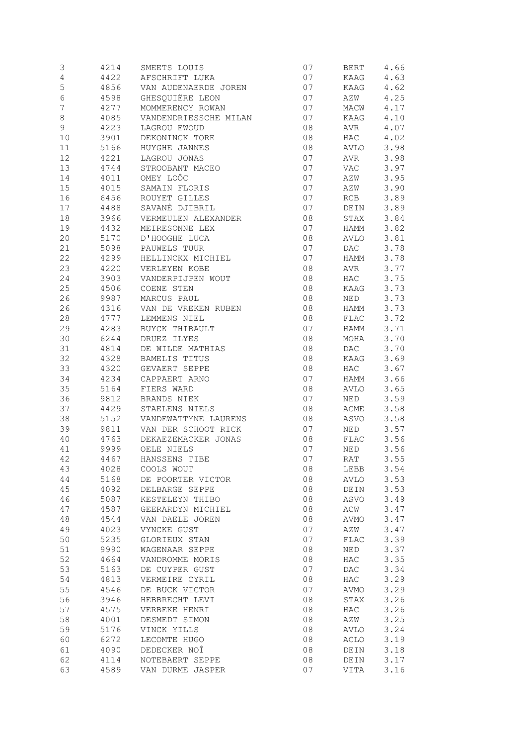| | | | | | |
|---|---|---|---|---|---|
| 3 | 4214 | SMEETS LOUIS | 07 | BERT | 4.66 |
| 4 | 4422 | AFSCHRIFT LUKA | 07 | KAAG | 4.63 |
| 5 | 4856 | VAN AUDENAERDE JOREN | 07 | KAAG | 4.62 |
| 6 | 4598 | GHESQUIÈRE LEON | 07 | AZW | 4.25 |
| 7 | 4277 | MOMMERENCY ROWAN | 07 | MACW | 4.17 |
| 8 | 4085 | VANDENDRIESSCHE MILAN | 07 | KAAG | 4.10 |
| 9 | 4223 | LAGROU EWOUD | 08 | AVR | 4.07 |
| 10 | 3901 | DEKONINCK TORE | 08 | HAC | 4.02 |
| 11 | 5166 | HUYGHE JANNES | 08 | AVLO | 3.98 |
| 12 | 4221 | LAGROU JONAS | 07 | AVR | 3.98 |
| 13 | 4744 | STROOBANT MACEO | 07 | VAC | 3.97 |
| 14 | 4011 | OMEY LOÔC | 07 | AZW | 3.95 |
| 15 | 4015 | SAMAIN FLORIS | 07 | AZW | 3.90 |
| 16 | 6456 | ROUYET GILLES | 07 | RCB | 3.89 |
| 17 | 4488 | SAVANÈ DJIBRIL | 07 | DEIN | 3.89 |
| 18 | 3966 | VERMEULEN ALEXANDER | 08 | STAX | 3.84 |
| 19 | 4432 | MEIRESONNE LEX | 07 | HAMM | 3.82 |
| 20 | 5170 | D'HOOGHE LUCA | 08 | AVLO | 3.81 |
| 21 | 5098 | PAUWELS TUUR | 07 | DAC | 3.78 |
| 22 | 4299 | HELLINCKX MICHIEL | 07 | HAMM | 3.78 |
| 23 | 4220 | VERLEYEN KOBE | 08 | AVR | 3.77 |
| 24 | 3903 | VANDERPIJPEN WOUT | 08 | HAC | 3.75 |
| 25 | 4506 | COENE STEN | 08 | KAAG | 3.73 |
| 26 | 9987 | MARCUS PAUL | 08 | NED | 3.73 |
| 26 | 4316 | VAN DE VREKEN RUBEN | 08 | HAMM | 3.73 |
| 28 | 4777 | LEMMENS NIEL | 08 | FLAC | 3.72 |
| 29 | 4283 | BUYCK THIBAULT | 07 | HAMM | 3.71 |
| 30 | 6244 | DRUEZ ILYES | 08 | MOHA | 3.70 |
| 31 | 4814 | DE WILDE MATHIAS | 08 | DAC | 3.70 |
| 32 | 4328 | BAMELIS TITUS | 08 | KAAG | 3.69 |
| 33 | 4320 | GEVAERT SEPPE | 08 | HAC | 3.67 |
| 34 | 4234 | CAPPAERT ARNO | 07 | HAMM | 3.66 |
| 35 | 5164 | FIERS WARD | 08 | AVLO | 3.65 |
| 36 | 9812 | BRANDS NIEK | 07 | NED | 3.59 |
| 37 | 4429 | STAELENS NIELS | 08 | ACME | 3.58 |
| 38 | 5152 | VANDEWATTYNE LAURENS | 08 | ASVO | 3.58 |
| 39 | 9811 | VAN DER SCHOOT RICK | 07 | NED | 3.57 |
| 40 | 4763 | DEKAEZEMACKER JONAS | 08 | FLAC | 3.56 |
| 41 | 9999 | OELE NIELS | 07 | NED | 3.56 |
| 42 | 4467 | HANSSENS TIBE | 07 | RAT | 3.55 |
| 43 | 4028 | COOLS WOUT | 08 | LEBB | 3.54 |
| 44 | 5168 | DE POORTER VICTOR | 08 | AVLO | 3.53 |
| 45 | 4092 | DELBARGE SEPPE | 08 | DEIN | 3.53 |
| 46 | 5087 | KESTELEYN THIBO | 08 | ASVO | 3.49 |
| 47 | 4587 | GEERARDYN MICHIEL | 08 | ACW | 3.47 |
| 48 | 4544 | VAN DAELE JOREN | 08 | AVMO | 3.47 |
| 49 | 4023 | VYNCKE GUST | 07 | AZW | 3.47 |
| 50 | 5235 | GLORIEUX STAN | 07 | FLAC | 3.39 |
| 51 | 9990 | WAGENAAR SEPPE | 08 | NED | 3.37 |
| 52 | 4664 | VANDROMME MORIS | 08 | HAC | 3.35 |
| 53 | 5163 | DE CUYPER GUST | 07 | DAC | 3.34 |
| 54 | 4813 | VERMEIRE CYRIL | 08 | HAC | 3.29 |
| 55 | 4546 | DE BUCK VICTOR | 07 | AVMO | 3.29 |
| 56 | 3946 | HEBBRECHT LEVI | 08 | STAX | 3.26 |
| 57 | 4575 | VERBEKE HENRI | 08 | HAC | 3.26 |
| 58 | 4001 | DESMEDT SIMON | 08 | AZW | 3.25 |
| 59 | 5176 | VINCK YILLS | 08 | AVLO | 3.24 |
| 60 | 6272 | LECOMTE HUGO | 08 | ACLO | 3.19 |
| 61 | 4090 | DEDECKER NOÎ | 08 | DEIN | 3.18 |
| 62 | 4114 | NOTEBAERT SEPPE | 08 | DEIN | 3.17 |
| 63 | 4589 | VAN DURME JASPER | 07 | VITA | 3.16 |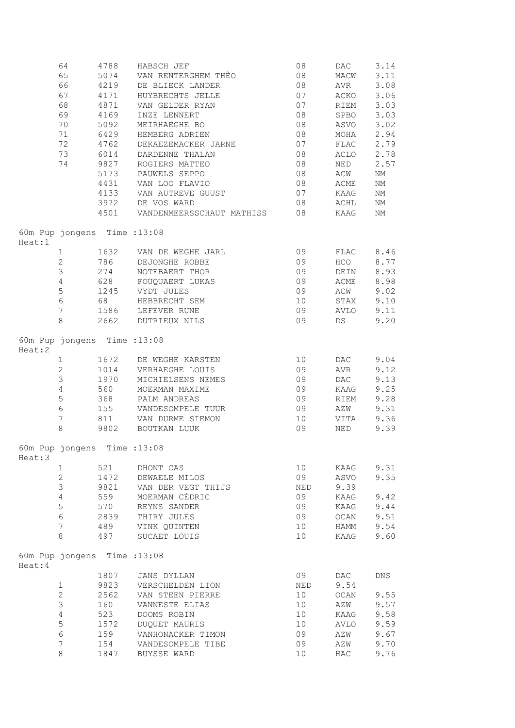| | | | | | |
|---|---|---|---|---|---|
| 64 | 4788 | HABSCH JEF | 08 | DAC | 3.14 |
| 65 | 5074 | VAN RENTERGHEM THÈO | 08 | MACW | 3.11 |
| 66 | 4219 | DE BLIECK LANDER | 08 | AVR | 3.08 |
| 67 | 4171 | HUYBRECHTS JELLE | 07 | ACKO | 3.06 |
| 68 | 4871 | VAN GELDER RYAN | 07 | RIEM | 3.03 |
| 69 | 4169 | INZE LENNERT | 08 | SPBO | 3.03 |
| 70 | 5092 | MEIRHAEGHE BO | 08 | ASVO | 3.02 |
| 71 | 6429 | HEMBERG ADRIEN | 08 | MOHA | 2.94 |
| 72 | 4762 | DEKAEZEMACKER JARNE | 07 | FLAC | 2.79 |
| 73 | 6014 | DARDENNE THALAN | 08 | ACLO | 2.78 |
| 74 | 9827 | ROGIERS MATTEO | 08 | NED | 2.57 |
| | 5173 | PAUWELS SEPPO | 08 | ACW | NM |
| | 4431 | VAN LOO FLAVIO | 08 | ACME | NM |
| | 4133 | VAN AUTREVE GUUST | 07 | KAAG | NM |
| | 3972 | DE VOS WARD | 08 | ACHL | NM |
| | 4501 | VANDENMEERSSCHAUT MATHISS | 08 | KAAG | NM |

60m Pup jongens Time :13:08
Heat:1

| | | | | | |
|---|---|---|---|---|---|
| 1 | 1632 | VAN DE WEGHE JARL | 09 | FLAC | 8.46 |
| 2 | 786 | DEJONGHE ROBBE | 09 | HCO | 8.77 |
| 3 | 274 | NOTEBAERT THOR | 09 | DEIN | 8.93 |
| 4 | 628 | FOUQUAERT LUKAS | 09 | ACME | 8.98 |
| 5 | 1245 | VYDT JULES | 09 | ACW | 9.02 |
| 6 | 68 | HEBBRECHT SEM | 10 | STAX | 9.10 |
| 7 | 1586 | LEFEVER RUNE | 09 | AVLO | 9.11 |
| 8 | 2662 | DUTRIEUX NILS | 09 | DS | 9.20 |

60m Pup jongens Time :13:08
Heat:2

| | | | | | |
|---|---|---|---|---|---|
| 1 | 1672 | DE WEGHE KARSTEN | 10 | DAC | 9.04 |
| 2 | 1014 | VERHAEGHE LOUIS | 09 | AVR | 9.12 |
| 3 | 1970 | MICHIELSENS NEMES | 09 | DAC | 9.13 |
| 4 | 560 | MOERMAN MAXIME | 09 | KAAG | 9.25 |
| 5 | 368 | PALM ANDREAS | 09 | RIEM | 9.28 |
| 6 | 155 | VANDESOMPELE TUUR | 09 | AZW | 9.31 |
| 7 | 811 | VAN DURME SIEMON | 10 | VITA | 9.36 |
| 8 | 9802 | BOUTKAN LUUK | 09 | NED | 9.39 |

60m Pup jongens Time :13:08
Heat:3

| | | | | | |
|---|---|---|---|---|---|
| 1 | 521 | DHONT CAS | 10 | KAAG | 9.31 |
| 2 | 1472 | DEWAELE MILOS | 09 | ASVO | 9.35 |
| 3 | 9821 | VAN DER VEGT THIJS | NED | 9.39 | |
| 4 | 559 | MOERMAN CÈDRIC | 09 | KAAG | 9.42 |
| 5 | 570 | REYNS SANDER | 09 | KAAG | 9.44 |
| 6 | 2839 | THIRY JULES | 09 | OCAN | 9.51 |
| 7 | 489 | VINK QUINTEN | 10 | HAMM | 9.54 |
| 8 | 497 | SUCAET LOUIS | 10 | KAAG | 9.60 |

60m Pup jongens Time :13:08
Heat:4

| | | | | | |
|---|---|---|---|---|---|
| | 1807 | JANS DYLLAN | 09 | DAC | DNS |
| 1 | 9823 | VERSCHELDEN LION | NED | 9.54 | |
| 2 | 2562 | VAN STEEN PIERRE | 10 | OCAN | 9.55 |
| 3 | 160 | VANNESTE ELIAS | 10 | AZW | 9.57 |
| 4 | 523 | DOOMS ROBIN | 10 | KAAG | 9.58 |
| 5 | 1572 | DUQUET MAURIS | 10 | AVLO | 9.59 |
| 6 | 159 | VANHONACKER TIMON | 09 | AZW | 9.67 |
| 7 | 154 | VANDESOMPELE TIBE | 09 | AZW | 9.70 |
| 8 | 1847 | BUYSSE WARD | 10 | HAC | 9.76 |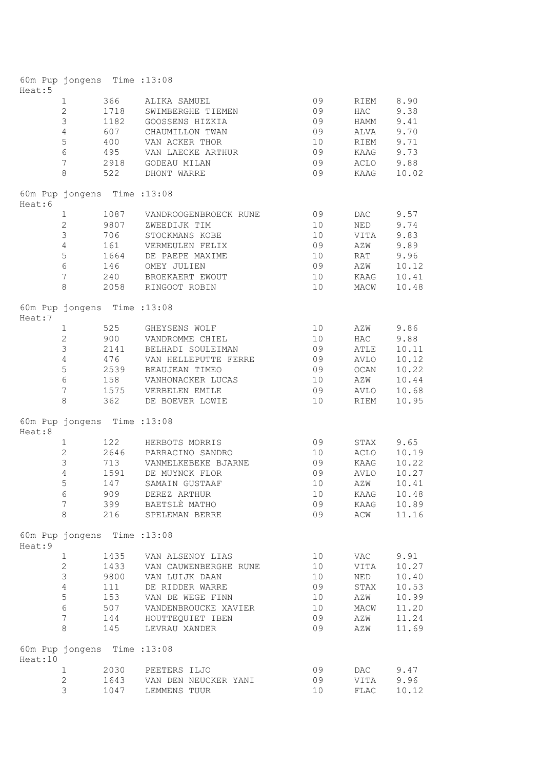60m Pup jongens Time :13:08

Heat:5

| | | | | | |
|---|---|---|---|---|---|
| 1 | 366 | ALIKA SAMUEL | 09 | RIEM | 8.90 |
| 2 | 1718 | SWIMBERGHE TIEMEN | 09 | HAC | 9.38 |
| 3 | 1182 | GOOSSENS HIZKIA | 09 | HAMM | 9.41 |
| 4 | 607 | CHAUMILLON TWAN | 09 | ALVA | 9.70 |
| 5 | 400 | VAN ACKER THOR | 10 | RIEM | 9.71 |
| 6 | 495 | VAN LAECKE ARTHUR | 09 | KAAG | 9.73 |
| 7 | 2918 | GODEAU MILAN | 09 | ACLO | 9.88 |
| 8 | 522 | DHONT WARRE | 09 | KAAG | 10.02 |

60m Pup jongens Time :13:08

Heat:6

| | | | | | |
|---|---|---|---|---|---|
| 1 | 1087 | VANDROOGENBROECK RUNE | 09 | DAC | 9.57 |
| 2 | 9807 | ZWEEDIJK TIM | 10 | NED | 9.74 |
| 3 | 706 | STOCKMANS KOBE | 10 | VITA | 9.83 |
| 4 | 161 | VERMEULEN FELIX | 09 | AZW | 9.89 |
| 5 | 1664 | DE PAEPE MAXIME | 10 | RAT | 9.96 |
| 6 | 146 | OMEY JULIEN | 09 | AZW | 10.12 |
| 7 | 240 | BROEKAERT EWOUT | 10 | KAAG | 10.41 |
| 8 | 2058 | RINGOOT ROBIN | 10 | MACW | 10.48 |

60m Pup jongens Time :13:08

Heat:7

| | | | | | |
|---|---|---|---|---|---|
| 1 | 525 | GHEYSENS WOLF | 10 | AZW | 9.86 |
| 2 | 900 | VANDROMME CHIEL | 10 | HAC | 9.88 |
| 3 | 2141 | BELHADI SOULEIMAN | 09 | ATLE | 10.11 |
| 4 | 476 | VAN HELLEPUTTE FERRE | 09 | AVLO | 10.12 |
| 5 | 2539 | BEAUJEAN TIMEO | 09 | OCAN | 10.22 |
| 6 | 158 | VANHONACKER LUCAS | 10 | AZW | 10.44 |
| 7 | 1575 | VERBELEN EMILE | 09 | AVLO | 10.68 |
| 8 | 362 | DE BOEVER LOWIE | 10 | RIEM | 10.95 |

60m Pup jongens Time :13:08

Heat:8

| | | | | | |
|---|---|---|---|---|---|
| 1 | 122 | HERBOTS MORRIS | 09 | STAX | 9.65 |
| 2 | 2646 | PARRACINO SANDRO | 10 | ACLO | 10.19 |
| 3 | 713 | VANMELKEBEKE BJARNE | 09 | KAAG | 10.22 |
| 4 | 1591 | DE MUYNCK FLOR | 09 | AVLO | 10.27 |
| 5 | 147 | SAMAIN GUSTAAF | 10 | AZW | 10.41 |
| 6 | 909 | DEREZ ARTHUR | 10 | KAAG | 10.48 |
| 7 | 399 | BAETSLÈ MATHO | 09 | KAAG | 10.89 |
| 8 | 216 | SPELEMAN BERRE | 09 | ACW | 11.16 |

60m Pup jongens Time :13:08

Heat:9

| | | | | | |
|---|---|---|---|---|---|
| 1 | 1435 | VAN ALSENOY LIAS | 10 | VAC | 9.91 |
| 2 | 1433 | VAN CAUWENBERGHE RUNE | 10 | VITA | 10.27 |
| 3 | 9800 | VAN LUIJK DAAN | 10 | NED | 10.40 |
| 4 | 111 | DE RIDDER WARRE | 09 | STAX | 10.53 |
| 5 | 153 | VAN DE WEGE FINN | 10 | AZW | 10.99 |
| 6 | 507 | VANDENBROUCKE XAVIER | 10 | MACW | 11.20 |
| 7 | 144 | HOUTTEQUIET IBEN | 09 | AZW | 11.24 |
| 8 | 145 | LEVRAU XANDER | 09 | AZW | 11.69 |

60m Pup jongens Time :13:08

Heat:10

| | | | | | |
|---|---|---|---|---|---|
| 1 | 2030 | PEETERS ILJO | 09 | DAC | 9.47 |
| 2 | 1643 | VAN DEN NEUCKER YANI | 09 | VITA | 9.96 |
| 3 | 1047 | LEMMENS TUUR | 10 | FLAC | 10.12 |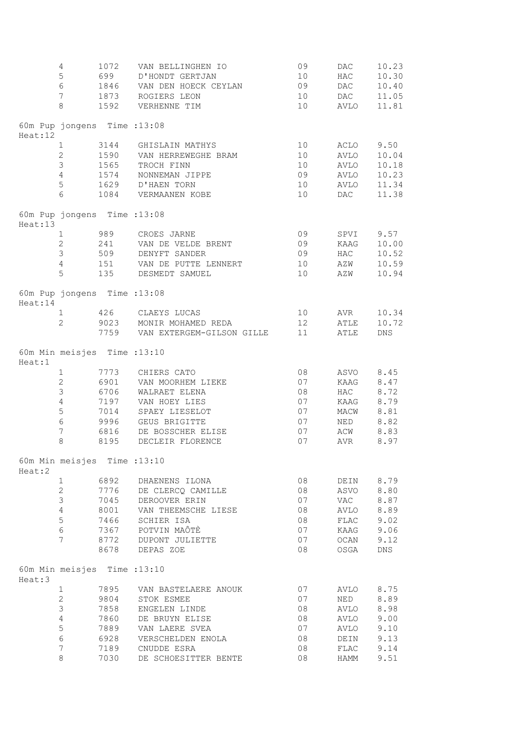| | | | | | |
|---|---|---|---|---|---|
| 4 | 1072 | VAN BELLINGHEN IO | 09 | DAC | 10.23 |
| 5 | 699 | D'HONDT GERTJAN | 10 | HAC | 10.30 |
| 6 | 1846 | VAN DEN HOECK CEYLAN | 09 | DAC | 10.40 |
| 7 | 1873 | ROGIERS LEON | 10 | DAC | 11.05 |
| 8 | 1592 | VERHENNE TIM | 10 | AVLO | 11.81 |

60m Pup jongens Time :13:08
Heat:12

| | | | | | |
|---|---|---|---|---|---|
| 1 | 3144 | GHISLAIN MATHYS | 10 | ACLO | 9.50 |
| 2 | 1590 | VAN HERREWEGHE BRAM | 10 | AVLO | 10.04 |
| 3 | 1565 | TROCH FINN | 10 | AVLO | 10.18 |
| 4 | 1574 | NONNEMAN JIPPE | 09 | AVLO | 10.23 |
| 5 | 1629 | D'HAEN TORN | 10 | AVLO | 11.34 |
| 6 | 1084 | VERMAANEN KOBE | 10 | DAC | 11.38 |

60m Pup jongens Time :13:08
Heat:13

| | | | | | |
|---|---|---|---|---|---|
| 1 | 989 | CROES JARNE | 09 | SPVI | 9.57 |
| 2 | 241 | VAN DE VELDE BRENT | 09 | KAAG | 10.00 |
| 3 | 509 | DENYFT SANDER | 09 | HAC | 10.52 |
| 4 | 151 | VAN DE PUTTE LENNERT | 10 | AZW | 10.59 |
| 5 | 135 | DESMEDT SAMUEL | 10 | AZW | 10.94 |

60m Pup jongens Time :13:08
Heat:14

| | | | | | |
|---|---|---|---|---|---|
| 1 | 426 | CLAEYS LUCAS | 10 | AVR | 10.34 |
| 2 | 9023 | MONIR MOHAMED REDA | 12 | ATLE | 10.72 |
| | 7759 | VAN EXTERGEM-GILSON GILLE | 11 | ATLE | DNS |

60m Min meisjes Time :13:10
Heat:1

| | | | | | |
|---|---|---|---|---|---|
| 1 | 7773 | CHIERS CATO | 08 | ASVO | 8.45 |
| 2 | 6901 | VAN MOORHEM LIEKE | 07 | KAAG | 8.47 |
| 3 | 6706 | WALRAET ELENA | 08 | HAC | 8.72 |
| 4 | 7197 | VAN HOEY LIES | 07 | KAAG | 8.79 |
| 5 | 7014 | SPAEY LIESELOT | 07 | MACW | 8.81 |
| 6 | 9996 | GEUS BRIGITTE | 07 | NED | 8.82 |
| 7 | 6816 | DE BOSSCHER ELISE | 07 | ACW | 8.83 |
| 8 | 8195 | DECLEIR FLORENCE | 07 | AVR | 8.97 |

60m Min meisjes Time :13:10
Heat:2

| | | | | | |
|---|---|---|---|---|---|
| 1 | 6892 | DHAENENS ILONA | 08 | DEIN | 8.79 |
| 2 | 7776 | DE CLERCQ CAMILLE | 08 | ASVO | 8.80 |
| 3 | 7045 | DEROOVER ERIN | 07 | VAC | 8.87 |
| 4 | 8001 | VAN THEEMSCHE LIESE | 08 | AVLO | 8.89 |
| 5 | 7466 | SCHIER ISA | 08 | FLAC | 9.02 |
| 6 | 7367 | POTVIN MAÔTÈ | 07 | KAAG | 9.06 |
| 7 | 8772 | DUPONT JULIETTE | 07 | OCAN | 9.12 |
| | 8678 | DEPAS ZOE | 08 | OSGA | DNS |

60m Min meisjes Time :13:10
Heat:3

| | | | | | |
|---|---|---|---|---|---|
| 1 | 7895 | VAN BASTELAERE ANOUK | 07 | AVLO | 8.75 |
| 2 | 9804 | STOK ESMEE | 07 | NED | 8.89 |
| 3 | 7858 | ENGELEN LINDE | 08 | AVLO | 8.98 |
| 4 | 7860 | DE BRUYN ELISE | 08 | AVLO | 9.00 |
| 5 | 7889 | VAN LAERE SVEA | 07 | AVLO | 9.10 |
| 6 | 6928 | VERSCHELDEN ENOLA | 08 | DEIN | 9.13 |
| 7 | 7189 | CNUDDE ESRA | 08 | FLAC | 9.14 |
| 8 | 7030 | DE SCHOESITTER BENTE | 08 | HAMM | 9.51 |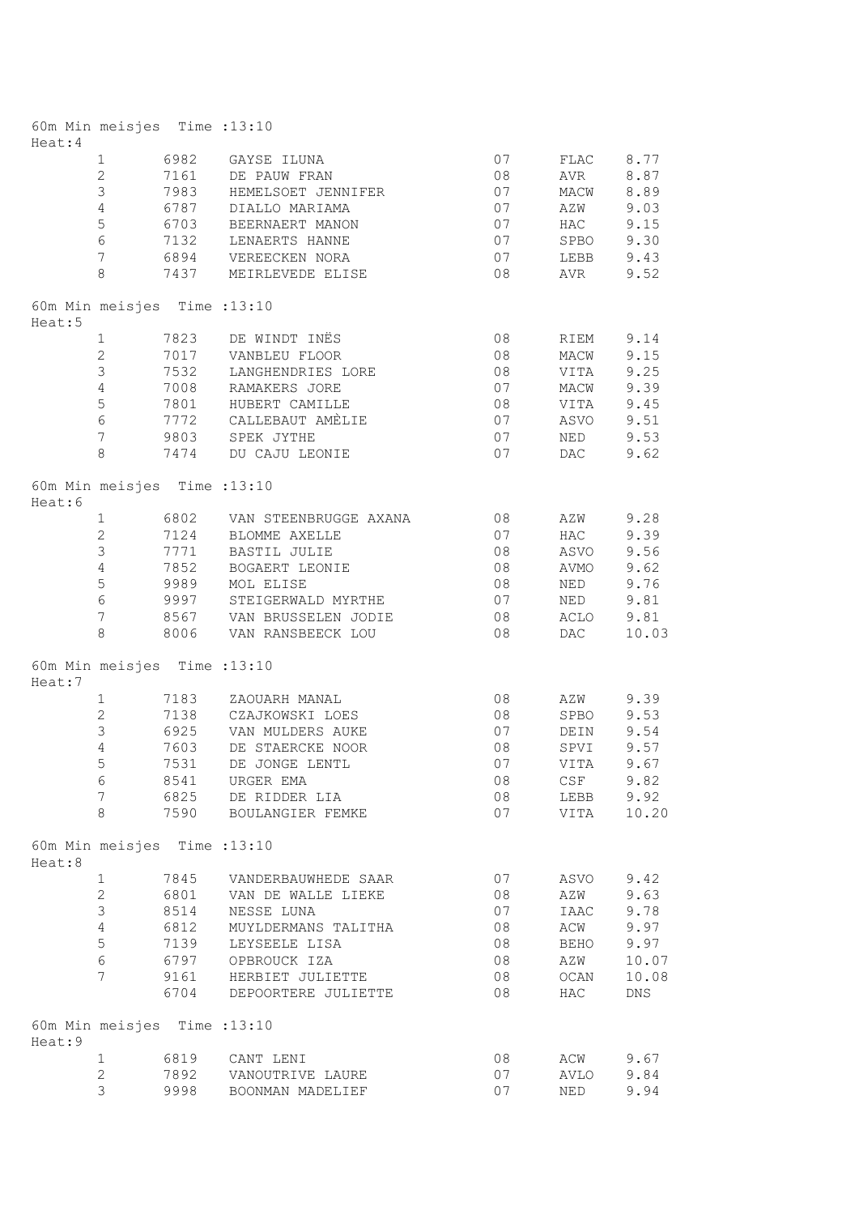60m Min meisjes Time :13:10
Heat:4

| | | | | | |
|---|---|---|---|---|---|
| 1 | 6982 | GAYSE ILUNA | 07 | FLAC | 8.77 |
| 2 | 7161 | DE PAUW FRAN | 08 | AVR | 8.87 |
| 3 | 7983 | HEMELSOET JENNIFER | 07 | MACW | 8.89 |
| 4 | 6787 | DIALLO MARIAMA | 07 | AZW | 9.03 |
| 5 | 6703 | BEERNAERT MANON | 07 | HAC | 9.15 |
| 6 | 7132 | LENAERTS HANNE | 07 | SPBO | 9.30 |
| 7 | 6894 | VEREECKEN NORA | 07 | LEBB | 9.43 |
| 8 | 7437 | MEIRLEVEDE ELISE | 08 | AVR | 9.52 |

60m Min meisjes Time :13:10
Heat:5

| | | | | | |
|---|---|---|---|---|---|
| 1 | 7823 | DE WINDT INËS | 08 | RIEM | 9.14 |
| 2 | 7017 | VANBLEU FLOOR | 08 | MACW | 9.15 |
| 3 | 7532 | LANGHENDRIES LORE | 08 | VITA | 9.25 |
| 4 | 7008 | RAMAKERS JORE | 07 | MACW | 9.39 |
| 5 | 7801 | HUBERT CAMILLE | 08 | VITA | 9.45 |
| 6 | 7772 | CALLEBAUT AMÈLIE | 07 | ASVO | 9.51 |
| 7 | 9803 | SPEK JYTHE | 07 | NED | 9.53 |
| 8 | 7474 | DU CAJU LEONIE | 07 | DAC | 9.62 |

60m Min meisjes Time :13:10
Heat:6

| | | | | | |
|---|---|---|---|---|---|
| 1 | 6802 | VAN STEENBRUGGE AXANA | 08 | AZW | 9.28 |
| 2 | 7124 | BLOMME AXELLE | 07 | HAC | 9.39 |
| 3 | 7771 | BASTIL JULIE | 08 | ASVO | 9.56 |
| 4 | 7852 | BOGAERT LEONIE | 08 | AVMO | 9.62 |
| 5 | 9989 | MOL ELISE | 08 | NED | 9.76 |
| 6 | 9997 | STEIGERWALD MYRTHE | 07 | NED | 9.81 |
| 7 | 8567 | VAN BRUSSELEN JODIE | 08 | ACLO | 9.81 |
| 8 | 8006 | VAN RANSBEECK LOU | 08 | DAC | 10.03 |

60m Min meisjes Time :13:10
Heat:7

| | | | | | |
|---|---|---|---|---|---|
| 1 | 7183 | ZAOUARH MANAL | 08 | AZW | 9.39 |
| 2 | 7138 | CZAJKOWSKI LOES | 08 | SPBO | 9.53 |
| 3 | 6925 | VAN MULDERS AUKE | 07 | DEIN | 9.54 |
| 4 | 7603 | DE STAERCKE NOOR | 08 | SPVI | 9.57 |
| 5 | 7531 | DE JONGE LENTL | 07 | VITA | 9.67 |
| 6 | 8541 | URGER EMA | 08 | CSF | 9.82 |
| 7 | 6825 | DE RIDDER LIA | 08 | LEBB | 9.92 |
| 8 | 7590 | BOULANGIER FEMKE | 07 | VITA | 10.20 |

60m Min meisjes Time :13:10
Heat:8

| | | | | | |
|---|---|---|---|---|---|
| 1 | 7845 | VANDERBAUWHEDE SAAR | 07 | ASVO | 9.42 |
| 2 | 6801 | VAN DE WALLE LIEKE | 08 | AZW | 9.63 |
| 3 | 8514 | NESSE LUNA | 07 | IAAC | 9.78 |
| 4 | 6812 | MUYLDERMANS TALITHA | 08 | ACW | 9.97 |
| 5 | 7139 | LEYSEELE LISA | 08 | BEHO | 9.97 |
| 6 | 6797 | OPBROUCK IZA | 08 | AZW | 10.07 |
| 7 | 9161 | HERBIET JULIETTE | 08 | OCAN | 10.08 |
| | 6704 | DEPOORTERE JULIETTE | 08 | HAC | DNS |

60m Min meisjes Time :13:10
Heat:9

| | | | | | |
|---|---|---|---|---|---|
| 1 | 6819 | CANT LENI | 08 | ACW | 9.67 |
| 2 | 7892 | VANOUTRIVE LAURE | 07 | AVLO | 9.84 |
| 3 | 9998 | BOONMAN MADELIEF | 07 | NED | 9.94 |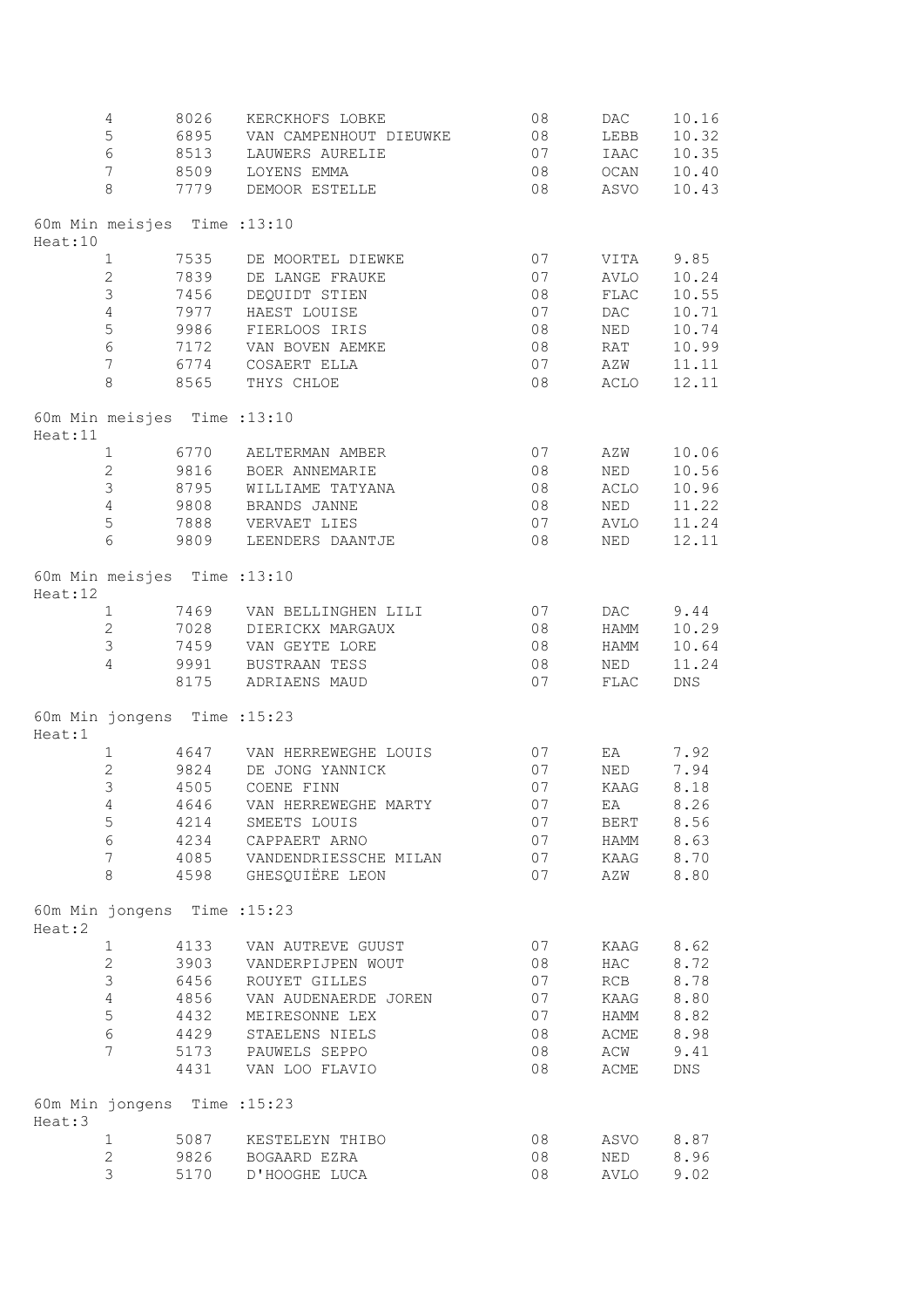| | | | | | |
|---|---|---|---|---|---|
| 4 | 8026 | KERCKHOFS LOBKE | 08 | DAC | 10.16 |
| 5 | 6895 | VAN CAMPENHOUT DIEUWKE | 08 | LEBB | 10.32 |
| 6 | 8513 | LAUWERS AURELIE | 07 | IAAC | 10.35 |
| 7 | 8509 | LOYENS EMMA | 08 | OCAN | 10.40 |
| 8 | 7779 | DEMOOR ESTELLE | 08 | ASVO | 10.43 |

60m Min meisjes Time :13:10
Heat:10

| | | | | | |
|---|---|---|---|---|---|
| 1 | 7535 | DE MOORTEL DIEWKE | 07 | VITA | 9.85 |
| 2 | 7839 | DE LANGE FRAUKE | 07 | AVLO | 10.24 |
| 3 | 7456 | DEQUIDT STIEN | 08 | FLAC | 10.55 |
| 4 | 7977 | HAEST LOUISE | 07 | DAC | 10.71 |
| 5 | 9986 | FIERLOOS IRIS | 08 | NED | 10.74 |
| 6 | 7172 | VAN BOVEN AEMKE | 08 | RAT | 10.99 |
| 7 | 6774 | COSAERT ELLA | 07 | AZW | 11.11 |
| 8 | 8565 | THYS CHLOE | 08 | ACLO | 12.11 |

60m Min meisjes Time :13:10
Heat:11

| | | | | | |
|---|---|---|---|---|---|
| 1 | 6770 | AELTERMAN AMBER | 07 | AZW | 10.06 |
| 2 | 9816 | BOER ANNEMARIE | 08 | NED | 10.56 |
| 3 | 8795 | WILLIAME TATYANA | 08 | ACLO | 10.96 |
| 4 | 9808 | BRANDS JANNE | 08 | NED | 11.22 |
| 5 | 7888 | VERVAET LIES | 07 | AVLO | 11.24 |
| 6 | 9809 | LEENDERS DAANTJE | 08 | NED | 12.11 |

60m Min meisjes Time :13:10
Heat:12

| | | | | | |
|---|---|---|---|---|---|
| 1 | 7469 | VAN BELLINGHEN LILI | 07 | DAC | 9.44 |
| 2 | 7028 | DIERICKX MARGAUX | 08 | HAMM | 10.29 |
| 3 | 7459 | VAN GEYTE LORE | 08 | HAMM | 10.64 |
| 4 | 9991 | BUSTRAAN TESS | 08 | NED | 11.24 |
| | 8175 | ADRIAENS MAUD | 07 | FLAC | DNS |

60m Min jongens Time :15:23
Heat:1

| | | | | | |
|---|---|---|---|---|---|
| 1 | 4647 | VAN HERREWEGHE LOUIS | 07 | EA | 7.92 |
| 2 | 9824 | DE JONG YANNICK | 07 | NED | 7.94 |
| 3 | 4505 | COENE FINN | 07 | KAAG | 8.18 |
| 4 | 4646 | VAN HERREWEGHE MARTY | 07 | EA | 8.26 |
| 5 | 4214 | SMEETS LOUIS | 07 | BERT | 8.56 |
| 6 | 4234 | CAPPAERT ARNO | 07 | HAMM | 8.63 |
| 7 | 4085 | VANDENDRIESSCHE MILAN | 07 | KAAG | 8.70 |
| 8 | 4598 | GHESQUIÈRE LEON | 07 | AZW | 8.80 |

60m Min jongens Time :15:23
Heat:2

| | | | | | |
|---|---|---|---|---|---|
| 1 | 4133 | VAN AUTREVE GUUST | 07 | KAAG | 8.62 |
| 2 | 3903 | VANDERPIJPEN WOUT | 08 | HAC | 8.72 |
| 3 | 6456 | ROUYET GILLES | 07 | RCB | 8.78 |
| 4 | 4856 | VAN AUDENAERDE JOREN | 07 | KAAG | 8.80 |
| 5 | 4432 | MEIRESONNE LEX | 07 | HAMM | 8.82 |
| 6 | 4429 | STAELENS NIELS | 08 | ACME | 8.98 |
| 7 | 5173 | PAUWELS SEPPO | 08 | ACW | 9.41 |
| | 4431 | VAN LOO FLAVIO | 08 | ACME | DNS |

60m Min jongens Time :15:23
Heat:3

| | | | | | |
|---|---|---|---|---|---|
| 1 | 5087 | KESTELEYN THIBO | 08 | ASVO | 8.87 |
| 2 | 9826 | BOGAARD EZRA | 08 | NED | 8.96 |
| 3 | 5170 | D'HOOGHE LUCA | 08 | AVLO | 9.02 |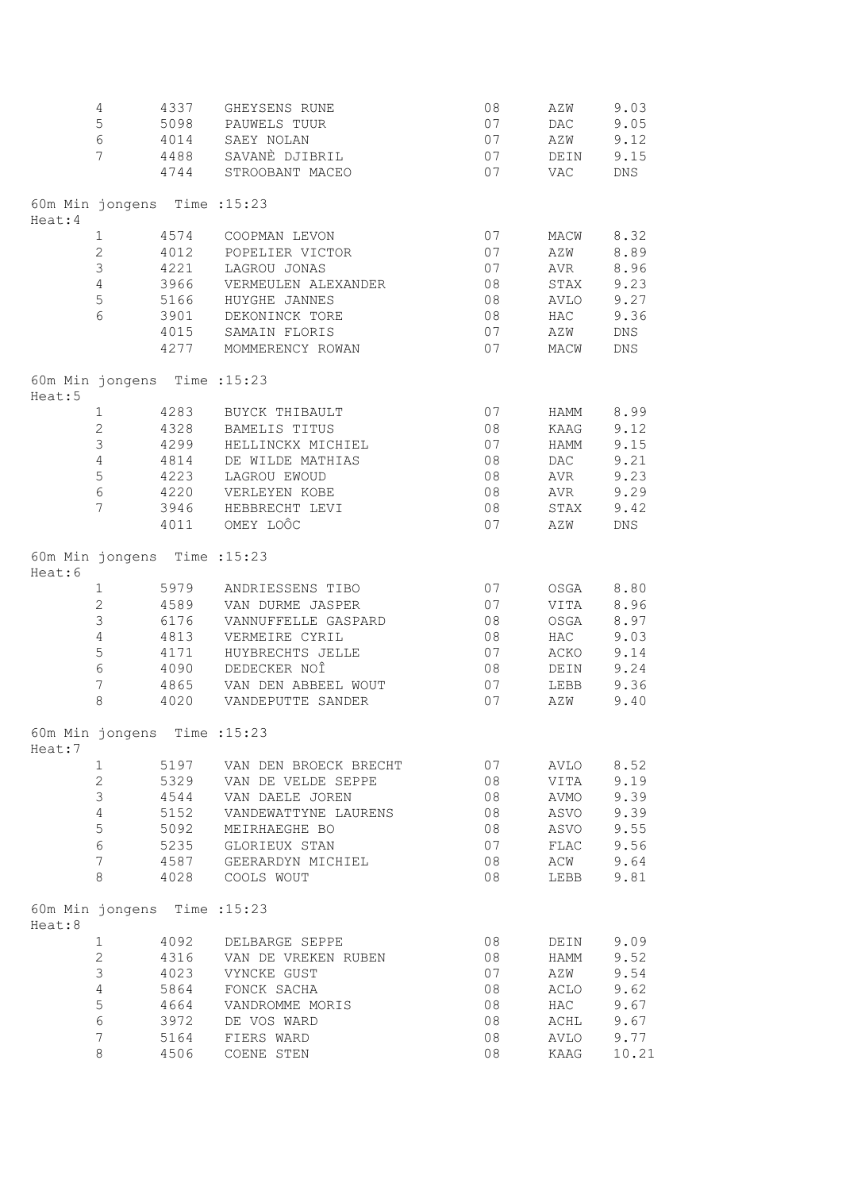| | | | | | |
|---|---|---|---|---|---|
| 4 | 4337 | GHEYSENS RUNE | 08 | AZW | 9.03 |
| 5 | 5098 | PAUWELS TUUR | 07 | DAC | 9.05 |
| 6 | 4014 | SAEY NOLAN | 07 | AZW | 9.12 |
| 7 | 4488 | SAVANÈ DJIBRIL | 07 | DEIN | 9.15 |
| | 4744 | STROOBANT MACEO | 07 | VAC | DNS |

60m Min jongens Time :15:23
Heat:4

| | | | | | |
|---|---|---|---|---|---|
| 1 | 4574 | COOPMAN LEVON | 07 | MACW | 8.32 |
| 2 | 4012 | POPELIER VICTOR | 07 | AZW | 8.89 |
| 3 | 4221 | LAGROU JONAS | 07 | AVR | 8.96 |
| 4 | 3966 | VERMEULEN ALEXANDER | 08 | STAX | 9.23 |
| 5 | 5166 | HUYGHE JANNES | 08 | AVLO | 9.27 |
| 6 | 3901 | DEKONINCK TORE | 08 | HAC | 9.36 |
| | 4015 | SAMAIN FLORIS | 07 | AZW | DNS |
| | 4277 | MOMMERENCY ROWAN | 07 | MACW | DNS |

60m Min jongens Time :15:23
Heat:5

| | | | | | |
|---|---|---|---|---|---|
| 1 | 4283 | BUYCK THIBAULT | 07 | HAMM | 8.99 |
| 2 | 4328 | BAMELIS TITUS | 08 | KAAG | 9.12 |
| 3 | 4299 | HELLINCKX MICHIEL | 07 | HAMM | 9.15 |
| 4 | 4814 | DE WILDE MATHIAS | 08 | DAC | 9.21 |
| 5 | 4223 | LAGROU EWOUD | 08 | AVR | 9.23 |
| 6 | 4220 | VERLEYEN KOBE | 08 | AVR | 9.29 |
| 7 | 3946 | HEBBRECHT LEVI | 08 | STAX | 9.42 |
| | 4011 | OMEY LOÔC | 07 | AZW | DNS |

60m Min jongens Time :15:23
Heat:6

| | | | | | |
|---|---|---|---|---|---|
| 1 | 5979 | ANDRIESSENS TIBO | 07 | OSGA | 8.80 |
| 2 | 4589 | VAN DURME JASPER | 07 | VITA | 8.96 |
| 3 | 6176 | VANNUFFELLE GASPARD | 08 | OSGA | 8.97 |
| 4 | 4813 | VERMEIRE CYRIL | 08 | HAC | 9.03 |
| 5 | 4171 | HUYBRECHTS JELLE | 07 | ACKO | 9.14 |
| 6 | 4090 | DEDECKER NOÎ | 08 | DEIN | 9.24 |
| 7 | 4865 | VAN DEN ABBEEL WOUT | 07 | LEBB | 9.36 |
| 8 | 4020 | VANDEPUTTE SANDER | 07 | AZW | 9.40 |

60m Min jongens Time :15:23
Heat:7

| | | | | | |
|---|---|---|---|---|---|
| 1 | 5197 | VAN DEN BROECK BRECHT | 07 | AVLO | 8.52 |
| 2 | 5329 | VAN DE VELDE SEPPE | 08 | VITA | 9.19 |
| 3 | 4544 | VAN DAELE JOREN | 08 | AVMO | 9.39 |
| 4 | 5152 | VANDEWATTYNE LAURENS | 08 | ASVO | 9.39 |
| 5 | 5092 | MEIRHAEGHE BO | 08 | ASVO | 9.55 |
| 6 | 5235 | GLORIEUX STAN | 07 | FLAC | 9.56 |
| 7 | 4587 | GEERARDYN MICHIEL | 08 | ACW | 9.64 |
| 8 | 4028 | COOLS WOUT | 08 | LEBB | 9.81 |

60m Min jongens Time :15:23
Heat:8

| | | | | | |
|---|---|---|---|---|---|
| 1 | 4092 | DELBARGE SEPPE | 08 | DEIN | 9.09 |
| 2 | 4316 | VAN DE VREKEN RUBEN | 08 | HAMM | 9.52 |
| 3 | 4023 | VYNCKE GUST | 07 | AZW | 9.54 |
| 4 | 5864 | FONCK SACHA | 08 | ACLO | 9.62 |
| 5 | 4664 | VANDROMME MORIS | 08 | HAC | 9.67 |
| 6 | 3972 | DE VOS WARD | 08 | ACHL | 9.67 |
| 7 | 5164 | FIERS WARD | 08 | AVLO | 9.77 |
| 8 | 4506 | COENE STEN | 08 | KAAG | 10.21 |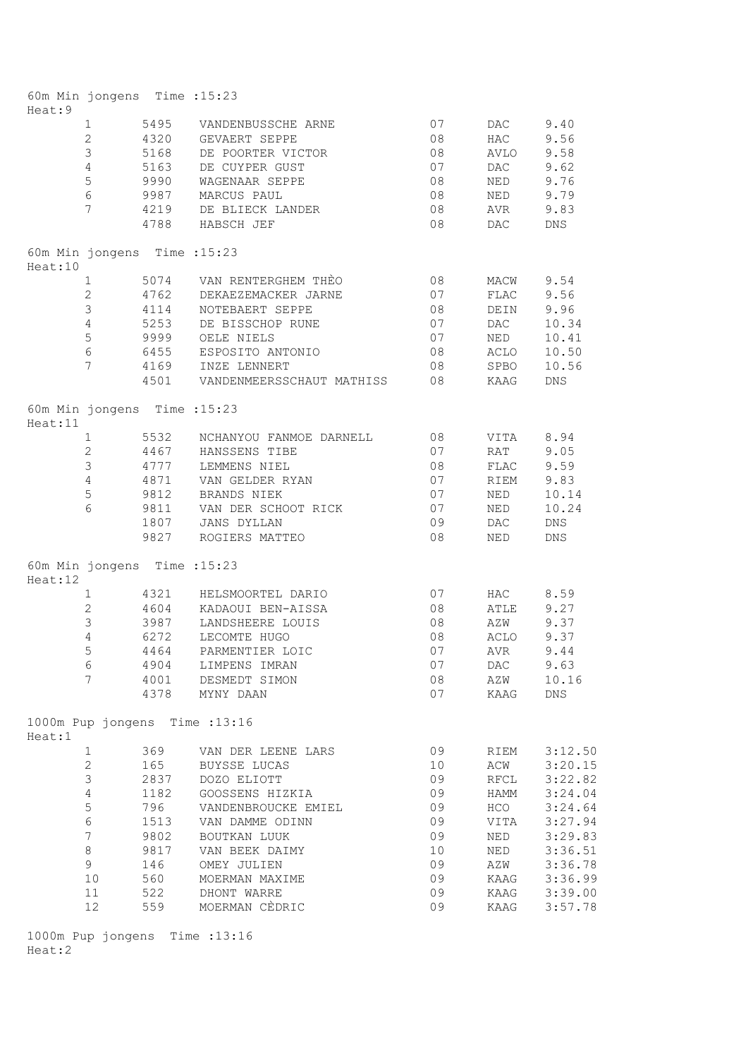60m Min jongens Time :15:23
Heat:9

| | | | | | |
|---|---|---|---|---|---|
| 1 | 5495 | VANDENBUSSCHE ARNE | 07 | DAC | 9.40 |
| 2 | 4320 | GEVAERT SEPPE | 08 | HAC | 9.56 |
| 3 | 5168 | DE POORTER VICTOR | 08 | AVLO | 9.58 |
| 4 | 5163 | DE CUYPER GUST | 07 | DAC | 9.62 |
| 5 | 9990 | WAGENAAR SEPPE | 08 | NED | 9.76 |
| 6 | 9987 | MARCUS PAUL | 08 | NED | 9.79 |
| 7 | 4219 | DE BLIECK LANDER | 08 | AVR | 9.83 |
| | 4788 | HABSCH JEF | 08 | DAC | DNS |

60m Min jongens Time :15:23
Heat:10

| | | | | | |
|---|---|---|---|---|---|
| 1 | 5074 | VAN RENTERGHEM THÈO | 08 | MACW | 9.54 |
| 2 | 4762 | DEKAEZEMACKER JARNE | 07 | FLAC | 9.56 |
| 3 | 4114 | NOTEBAERT SEPPE | 08 | DEIN | 9.96 |
| 4 | 5253 | DE BISSCHOP RUNE | 07 | DAC | 10.34 |
| 5 | 9999 | OELE NIELS | 07 | NED | 10.41 |
| 6 | 6455 | ESPOSITO ANTONIO | 08 | ACLO | 10.50 |
| 7 | 4169 | INZE LENNERT | 08 | SPBO | 10.56 |
| | 4501 | VANDENMEERSSCHAUT MATHISS | 08 | KAAG | DNS |

60m Min jongens Time :15:23
Heat:11

| | | | | | |
|---|---|---|---|---|---|
| 1 | 5532 | NCHANYOU FANMOE DARNELL | 08 | VITA | 8.94 |
| 2 | 4467 | HANSSENS TIBE | 07 | RAT | 9.05 |
| 3 | 4777 | LEMMENS NIEL | 08 | FLAC | 9.59 |
| 4 | 4871 | VAN GELDER RYAN | 07 | RIEM | 9.83 |
| 5 | 9812 | BRANDS NIEK | 07 | NED | 10.14 |
| 6 | 9811 | VAN DER SCHOOT RICK | 07 | NED | 10.24 |
| | 1807 | JANS DYLLAN | 09 | DAC | DNS |
| | 9827 | ROGIERS MATTEO | 08 | NED | DNS |

60m Min jongens Time :15:23
Heat:12

| | | | | | |
|---|---|---|---|---|---|
| 1 | 4321 | HELSMOORTEL DARIO | 07 | HAC | 8.59 |
| 2 | 4604 | KADAOUI BEN-AISSA | 08 | ATLE | 9.27 |
| 3 | 3987 | LANDSHEERE LOUIS | 08 | AZW | 9.37 |
| 4 | 6272 | LECOMTE HUGO | 08 | ACLO | 9.37 |
| 5 | 4464 | PARMENTIER LOIC | 07 | AVR | 9.44 |
| 6 | 4904 | LIMPENS IMRAN | 07 | DAC | 9.63 |
| 7 | 4001 | DESMEDT SIMON | 08 | AZW | 10.16 |
| | 4378 | MYNY DAAN | 07 | KAAG | DNS |

1000m Pup jongens Time :13:16
Heat:1

| | | | | | |
|---|---|---|---|---|---|
| 1 | 369 | VAN DER LEENE LARS | 09 | RIEM | 3:12.50 |
| 2 | 165 | BUYSSE LUCAS | 10 | ACW | 3:20.15 |
| 3 | 2837 | DOZO ELIOTT | 09 | RFCL | 3:22.82 |
| 4 | 1182 | GOOSSENS HIZKIA | 09 | HAMM | 3:24.04 |
| 5 | 796 | VANDENBROUCKE EMIEL | 09 | HCO | 3:24.64 |
| 6 | 1513 | VAN DAMME ODINN | 09 | VITA | 3:27.94 |
| 7 | 9802 | BOUTKAN LUUK | 09 | NED | 3:29.83 |
| 8 | 9817 | VAN BEEK DAIMY | 10 | NED | 3:36.51 |
| 9 | 146 | OMEY JULIEN | 09 | AZW | 3:36.78 |
| 10 | 560 | MOERMAN MAXIME | 09 | KAAG | 3:36.99 |
| 11 | 522 | DHONT WARRE | 09 | KAAG | 3:39.00 |
| 12 | 559 | MOERMAN CÈDRIC | 09 | KAAG | 3:57.78 |

1000m Pup jongens Time :13:16
Heat:2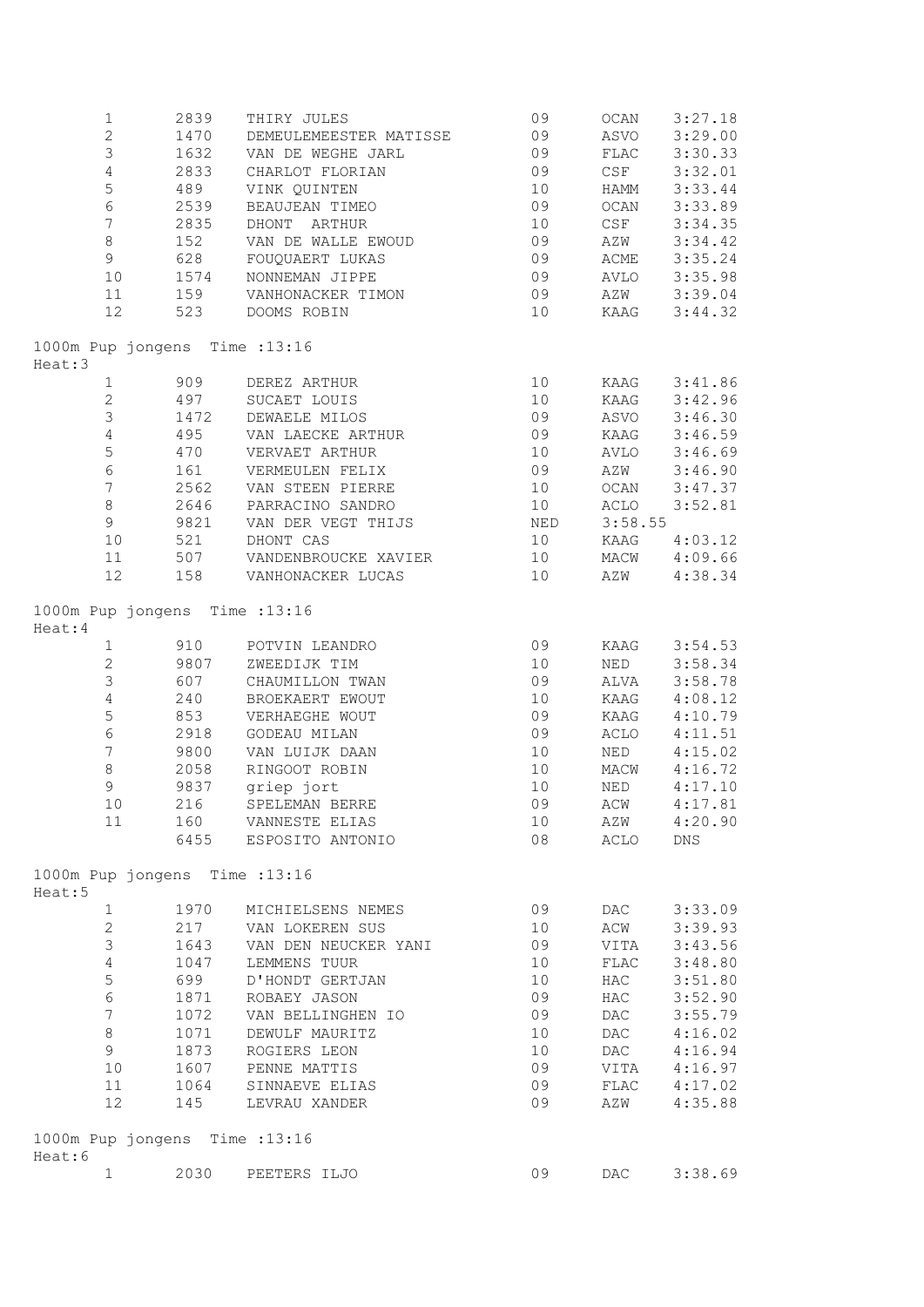| | | | | | |
|---|---|---|---|---|---|
| 1 | 2839 | THIRY JULES | 09 | OCAN | 3:27.18 |
| 2 | 1470 | DEMEULEMEESTER MATISSE | 09 | ASVO | 3:29.00 |
| 3 | 1632 | VAN DE WEGHE JARL | 09 | FLAC | 3:30.33 |
| 4 | 2833 | CHARLOT FLORIAN | 09 | CSF | 3:32.01 |
| 5 | 489 | VINK QUINTEN | 10 | HAMM | 3:33.44 |
| 6 | 2539 | BEAUJEAN TIMEO | 09 | OCAN | 3:33.89 |
| 7 | 2835 | DHONT ARTHUR | 10 | CSF | 3:34.35 |
| 8 | 152 | VAN DE WALLE EWOUD | 09 | AZW | 3:34.42 |
| 9 | 628 | FOUQUAERT LUKAS | 09 | ACME | 3:35.24 |
| 10 | 1574 | NONNEMAN JIPPE | 09 | AVLO | 3:35.98 |
| 11 | 159 | VANHONACKER TIMON | 09 | AZW | 3:39.04 |
| 12 | 523 | DOOMS ROBIN | 10 | KAAG | 3:44.32 |

1000m Pup jongens Time :13:16
Heat:3

| | | | | | |
|---|---|---|---|---|---|
| 1 | 909 | DEREZ ARTHUR | 10 | KAAG | 3:41.86 |
| 2 | 497 | SUCAET LOUIS | 10 | KAAG | 3:42.96 |
| 3 | 1472 | DEWAELE MILOS | 09 | ASVO | 3:46.30 |
| 4 | 495 | VAN LAECKE ARTHUR | 09 | KAAG | 3:46.59 |
| 5 | 470 | VERVAET ARTHUR | 10 | AVLO | 3:46.69 |
| 6 | 161 | VERMEULEN FELIX | 09 | AZW | 3:46.90 |
| 7 | 2562 | VAN STEEN PIERRE | 10 | OCAN | 3:47.37 |
| 8 | 2646 | PARRACINO SANDRO | 10 | ACLO | 3:52.81 |
| 9 | 9821 | VAN DER VEGT THIJS | NED | 3:58.55 | |
| 10 | 521 | DHONT CAS | 10 | KAAG | 4:03.12 |
| 11 | 507 | VANDENBROUCKE XAVIER | 10 | MACW | 4:09.66 |
| 12 | 158 | VANHONACKER LUCAS | 10 | AZW | 4:38.34 |

1000m Pup jongens Time :13:16
Heat:4

| | | | | | |
|---|---|---|---|---|---|
| 1 | 910 | POTVIN LEANDRO | 09 | KAAG | 3:54.53 |
| 2 | 9807 | ZWEEDIJK TIM | 10 | NED | 3:58.34 |
| 3 | 607 | CHAUMILLON TWAN | 09 | ALVA | 3:58.78 |
| 4 | 240 | BROEKAERT EWOUT | 10 | KAAG | 4:08.12 |
| 5 | 853 | VERHAEGHE WOUT | 09 | KAAG | 4:10.79 |
| 6 | 2918 | GODEAU MILAN | 09 | ACLO | 4:11.51 |
| 7 | 9800 | VAN LUIJK DAAN | 10 | NED | 4:15.02 |
| 8 | 2058 | RINGOOT ROBIN | 10 | MACW | 4:16.72 |
| 9 | 9837 | griep jort | 10 | NED | 4:17.10 |
| 10 | 216 | SPELEMAN BERRE | 09 | ACW | 4:17.81 |
| 11 | 160 | VANNESTE ELIAS | 10 | AZW | 4:20.90 |
| | 6455 | ESPOSITO ANTONIO | 08 | ACLO | DNS |

1000m Pup jongens Time :13:16
Heat:5

| | | | | | |
|---|---|---|---|---|---|
| 1 | 1970 | MICHIELSENS NEMES | 09 | DAC | 3:33.09 |
| 2 | 217 | VAN LOKEREN SUS | 10 | ACW | 3:39.93 |
| 3 | 1643 | VAN DEN NEUCKER YANI | 09 | VITA | 3:43.56 |
| 4 | 1047 | LEMMENS TUUR | 10 | FLAC | 3:48.80 |
| 5 | 699 | D'HONDT GERTJAN | 10 | HAC | 3:51.80 |
| 6 | 1871 | ROBAEY JASON | 09 | HAC | 3:52.90 |
| 7 | 1072 | VAN BELLINGHEN IO | 09 | DAC | 3:55.79 |
| 8 | 1071 | DEWULF MAURITZ | 10 | DAC | 4:16.02 |
| 9 | 1873 | ROGIERS LEON | 10 | DAC | 4:16.94 |
| 10 | 1607 | PENNE MATTIS | 09 | VITA | 4:16.97 |
| 11 | 1064 | SINNAEVE ELIAS | 09 | FLAC | 4:17.02 |
| 12 | 145 | LEVRAU XANDER | 09 | AZW | 4:35.88 |

1000m Pup jongens Time :13:16
Heat:6

| | | | | | |
|---|---|---|---|---|---|
| 1 | 2030 | PEETERS ILJO | 09 | DAC | 3:38.69 |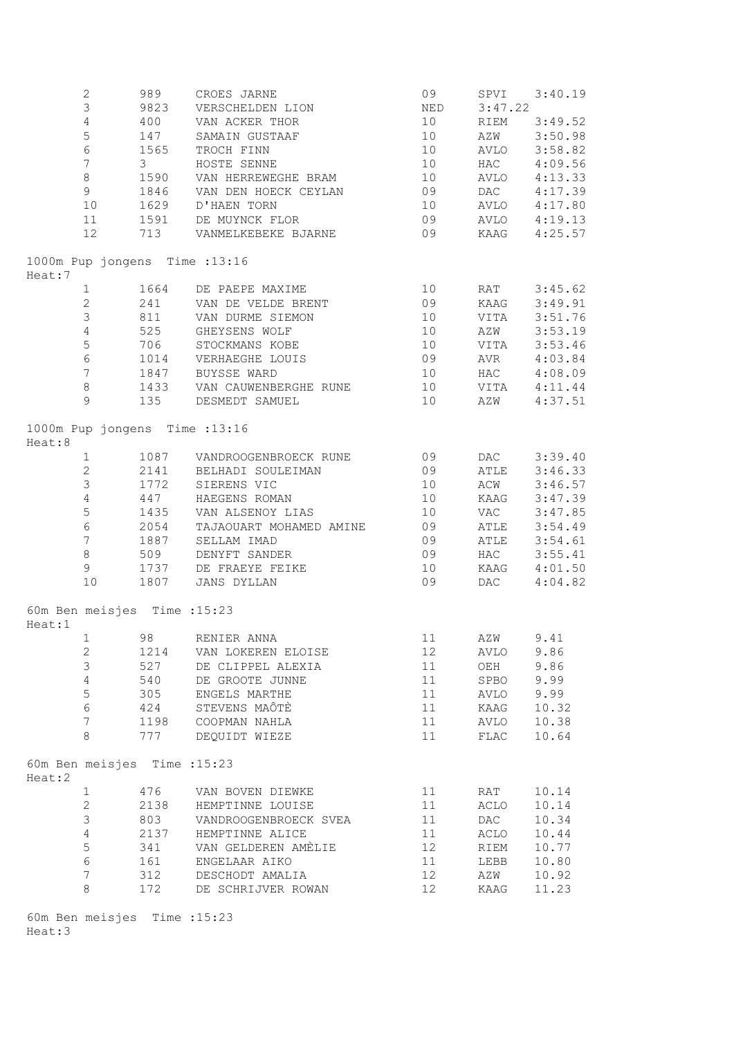| | | | | | |
|---|---|---|---|---|---|
| 2 | 989 | CROES JARNE | 09 | SPVI | 3:40.19 |
| 3 | 9823 | VERSCHELDEN LION | NED | 3:47.22 | |
| 4 | 400 | VAN ACKER THOR | 10 | RIEM | 3:49.52 |
| 5 | 147 | SAMAIN GUSTAAF | 10 | AZW | 3:50.98 |
| 6 | 1565 | TROCH FINN | 10 | AVLO | 3:58.82 |
| 7 | 3 | HOSTE SENNE | 10 | HAC | 4:09.56 |
| 8 | 1590 | VAN HERREWEGHE BRAM | 10 | AVLO | 4:13.33 |
| 9 | 1846 | VAN DEN HOECK CEYLAN | 09 | DAC | 4:17.39 |
| 10 | 1629 | D'HAEN TORN | 10 | AVLO | 4:17.80 |
| 11 | 1591 | DE MUYNCK FLOR | 09 | AVLO | 4:19.13 |
| 12 | 713 | VANMELKEBEKE BJARNE | 09 | KAAG | 4:25.57 |

1000m Pup jongens Time :13:16
Heat:7

| | | | | | |
|---|---|---|---|---|---|
| 1 | 1664 | DE PAEPE MAXIME | 10 | RAT | 3:45.62 |
| 2 | 241 | VAN DE VELDE BRENT | 09 | KAAG | 3:49.91 |
| 3 | 811 | VAN DURME SIEMON | 10 | VITA | 3:51.76 |
| 4 | 525 | GHEYSENS WOLF | 10 | AZW | 3:53.19 |
| 5 | 706 | STOCKMANS KOBE | 10 | VITA | 3:53.46 |
| 6 | 1014 | VERHAEGHE LOUIS | 09 | AVR | 4:03.84 |
| 7 | 1847 | BUYSSE WARD | 10 | HAC | 4:08.09 |
| 8 | 1433 | VAN CAUWENBERGHE RUNE | 10 | VITA | 4:11.44 |
| 9 | 135 | DESMEDT SAMUEL | 10 | AZW | 4:37.51 |

1000m Pup jongens Time :13:16
Heat:8

| | | | | | |
|---|---|---|---|---|---|
| 1 | 1087 | VANDROOGENBROECK RUNE | 09 | DAC | 3:39.40 |
| 2 | 2141 | BELHADI SOULEIMAN | 09 | ATLE | 3:46.33 |
| 3 | 1772 | SIERENS VIC | 10 | ACW | 3:46.57 |
| 4 | 447 | HAEGENS ROMAN | 10 | KAAG | 3:47.39 |
| 5 | 1435 | VAN ALSENOY LIAS | 10 | VAC | 3:47.85 |
| 6 | 2054 | TAJAOUART MOHAMED AMINE | 09 | ATLE | 3:54.49 |
| 7 | 1887 | SELLAM IMAD | 09 | ATLE | 3:54.61 |
| 8 | 509 | DENYFT SANDER | 09 | HAC | 3:55.41 |
| 9 | 1737 | DE FRAEYE FEIKE | 10 | KAAG | 4:01.50 |
| 10 | 1807 | JANS DYLLAN | 09 | DAC | 4:04.82 |

60m Ben meisjes Time :15:23
Heat:1

| | | | | | |
|---|---|---|---|---|---|
| 1 | 98 | RENIER ANNA | 11 | AZW | 9.41 |
| 2 | 1214 | VAN LOKEREN ELOISE | 12 | AVLO | 9.86 |
| 3 | 527 | DE CLIPPEL ALEXIA | 11 | OEH | 9.86 |
| 4 | 540 | DE GROOTE JUNNE | 11 | SPBO | 9.99 |
| 5 | 305 | ENGELS MARTHE | 11 | AVLO | 9.99 |
| 6 | 424 | STEVENS MAÔTÈ | 11 | KAAG | 10.32 |
| 7 | 1198 | COOPMAN NAHLA | 11 | AVLO | 10.38 |
| 8 | 777 | DEQUIDT WIEZE | 11 | FLAC | 10.64 |

60m Ben meisjes Time :15:23
Heat:2

| | | | | | |
|---|---|---|---|---|---|
| 1 | 476 | VAN BOVEN DIEWKE | 11 | RAT | 10.14 |
| 2 | 2138 | HEMPTINNE LOUISE | 11 | ACLO | 10.14 |
| 3 | 803 | VANDROOGENBROECK SVEA | 11 | DAC | 10.34 |
| 4 | 2137 | HEMPTINNE ALICE | 11 | ACLO | 10.44 |
| 5 | 341 | VAN GELDEREN AMÈLIE | 12 | RIEM | 10.77 |
| 6 | 161 | ENGELAAR AIKO | 11 | LEBB | 10.80 |
| 7 | 312 | DESCHODT AMALIA | 12 | AZW | 10.92 |
| 8 | 172 | DE SCHRIJVER ROWAN | 12 | KAAG | 11.23 |

60m Ben meisjes Time :15:23
Heat:3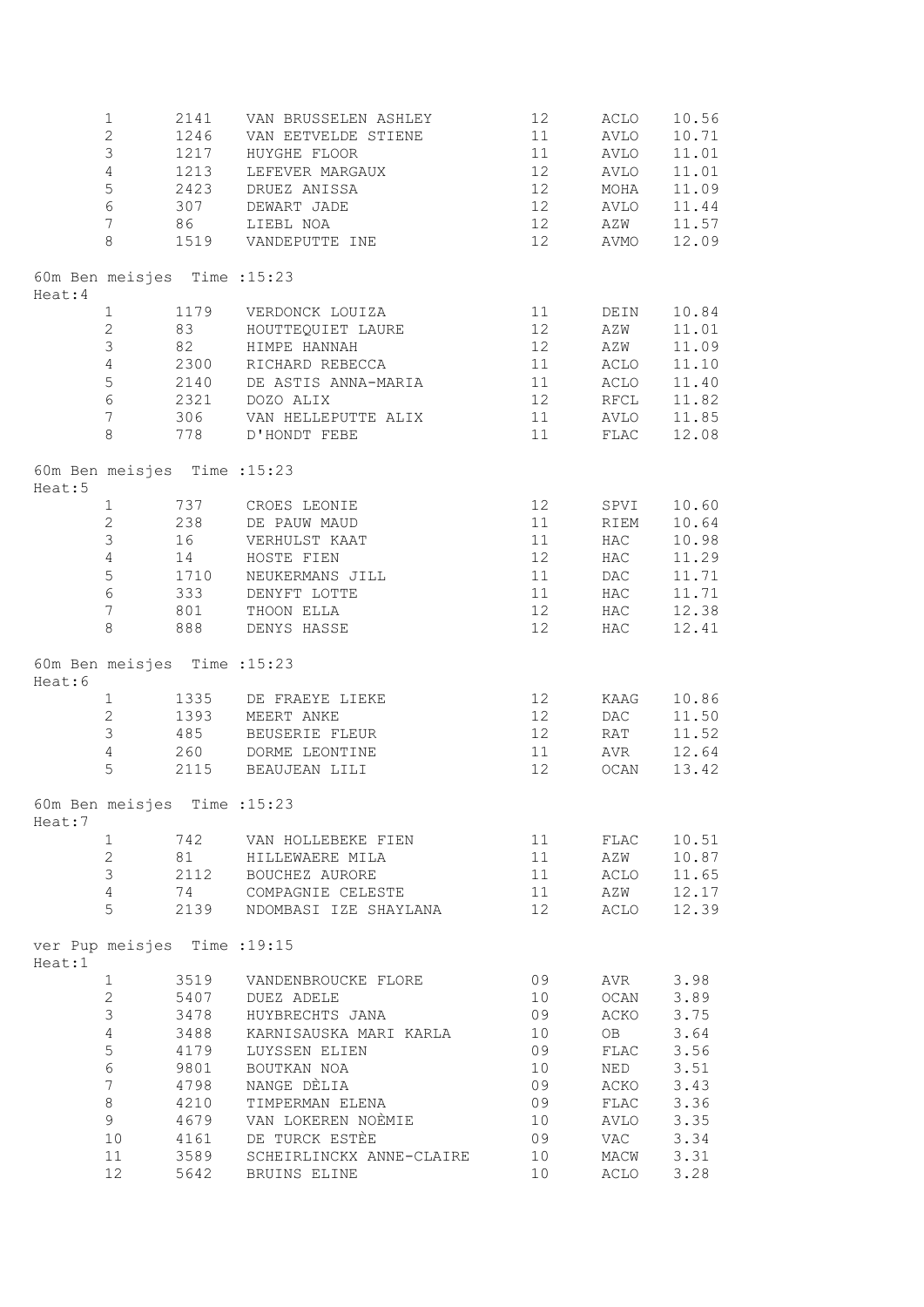| | | | | | |
|---|---|---|---|---|---|
| 1 | 2141 | VAN BRUSSELEN ASHLEY | 12 | ACLO | 10.56 |
| 2 | 1246 | VAN EETVELDE STIENE | 11 | AVLO | 10.71 |
| 3 | 1217 | HUYGHE FLOOR | 11 | AVLO | 11.01 |
| 4 | 1213 | LEFEVER MARGAUX | 12 | AVLO | 11.01 |
| 5 | 2423 | DRUEZ ANISSA | 12 | MOHA | 11.09 |
| 6 | 307 | DEWART JADE | 12 | AVLO | 11.44 |
| 7 | 86 | LIEBL NOA | 12 | AZW | 11.57 |
| 8 | 1519 | VANDEPUTTE INE | 12 | AVMO | 12.09 |

60m Ben meisjes Time :15:23
Heat:4

| | | | | | |
|---|---|---|---|---|---|
| 1 | 1179 | VERDONCK LOUIZA | 11 | DEIN | 10.84 |
| 2 | 83 | HOUTTEQUIET LAURE | 12 | AZW | 11.01 |
| 3 | 82 | HIMPE HANNAH | 12 | AZW | 11.09 |
| 4 | 2300 | RICHARD REBECCA | 11 | ACLO | 11.10 |
| 5 | 2140 | DE ASTIS ANNA-MARIA | 11 | ACLO | 11.40 |
| 6 | 2321 | DOZO ALIX | 12 | RFCL | 11.82 |
| 7 | 306 | VAN HELLEPUTTE ALIX | 11 | AVLO | 11.85 |
| 8 | 778 | D'HONDT FEBE | 11 | FLAC | 12.08 |

60m Ben meisjes Time :15:23
Heat:5

| | | | | | |
|---|---|---|---|---|---|
| 1 | 737 | CROES LEONIE | 12 | SPVI | 10.60 |
| 2 | 238 | DE PAUW MAUD | 11 | RIEM | 10.64 |
| 3 | 16 | VERHULST KAAT | 11 | HAC | 10.98 |
| 4 | 14 | HOSTE FIEN | 12 | HAC | 11.29 |
| 5 | 1710 | NEUKERMANS JILL | 11 | DAC | 11.71 |
| 6 | 333 | DENYFT LOTTE | 11 | HAC | 11.71 |
| 7 | 801 | THOON ELLA | 12 | HAC | 12.38 |
| 8 | 888 | DENYS HASSE | 12 | HAC | 12.41 |

60m Ben meisjes Time :15:23
Heat:6

| | | | | | |
|---|---|---|---|---|---|
| 1 | 1335 | DE FRAEYE LIEKE | 12 | KAAG | 10.86 |
| 2 | 1393 | MEERT ANKE | 12 | DAC | 11.50 |
| 3 | 485 | BEUSERIE FLEUR | 12 | RAT | 11.52 |
| 4 | 260 | DORME LEONTINE | 11 | AVR | 12.64 |
| 5 | 2115 | BEAUJEAN LILI | 12 | OCAN | 13.42 |

60m Ben meisjes Time :15:23
Heat:7

| | | | | | |
|---|---|---|---|---|---|
| 1 | 742 | VAN HOLLEBEKE FIEN | 11 | FLAC | 10.51 |
| 2 | 81 | HILLEWAERE MILA | 11 | AZW | 10.87 |
| 3 | 2112 | BOUCHEZ AURORE | 11 | ACLO | 11.65 |
| 4 | 74 | COMPAGNIE CELESTE | 11 | AZW | 12.17 |
| 5 | 2139 | NDOMBASI IZE SHAYLANA | 12 | ACLO | 12.39 |

ver Pup meisjes Time :19:15
Heat:1

| | | | | | |
|---|---|---|---|---|---|
| 1 | 3519 | VANDENBROUCKE FLORE | 09 | AVR | 3.98 |
| 2 | 5407 | DUEZ ADELE | 10 | OCAN | 3.89 |
| 3 | 3478 | HUYBRECHTS JANA | 09 | ACKO | 3.75 |
| 4 | 3488 | KARNISAUSKA MARI KARLA | 10 | OB | 3.64 |
| 5 | 4179 | LUYSSEN ELIEN | 09 | FLAC | 3.56 |
| 6 | 9801 | BOUTKAN NOA | 10 | NED | 3.51 |
| 7 | 4798 | NANGE DÈLIA | 09 | ACKO | 3.43 |
| 8 | 4210 | TIMPERMAN ELENA | 09 | FLAC | 3.36 |
| 9 | 4679 | VAN LOKEREN NOÈMIE | 10 | AVLO | 3.35 |
| 10 | 4161 | DE TURCK ESTÈE | 09 | VAC | 3.34 |
| 11 | 3589 | SCHEIRLINCKX ANNE-CLAIRE | 10 | MACW | 3.31 |
| 12 | 5642 | BRUINS ELINE | 10 | ACLO | 3.28 |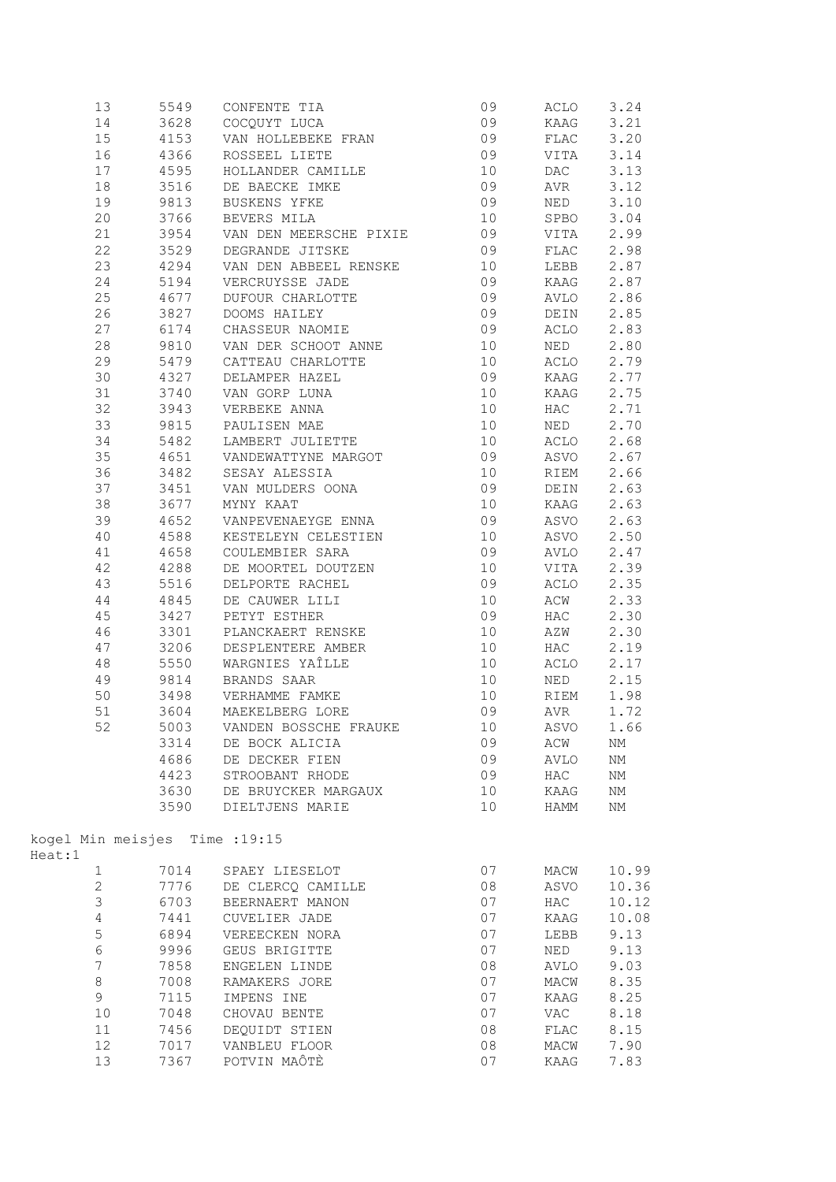| | | | | | |
|---|---|---|---|---|---|
| 13 | 5549 | CONFENTE TIA | 09 | ACLO | 3.24 |
| 14 | 3628 | COCQUYT LUCA | 09 | KAAG | 3.21 |
| 15 | 4153 | VAN HOLLEBEKE FRAN | 09 | FLAC | 3.20 |
| 16 | 4366 | ROSSEEL LIETE | 09 | VITA | 3.14 |
| 17 | 4595 | HOLLANDER CAMILLE | 10 | DAC | 3.13 |
| 18 | 3516 | DE BAECKE IMKE | 09 | AVR | 3.12 |
| 19 | 9813 | BUSKENS YFKE | 09 | NED | 3.10 |
| 20 | 3766 | BEVERS MILA | 10 | SPBO | 3.04 |
| 21 | 3954 | VAN DEN MEERSCHE PIXIE | 09 | VITA | 2.99 |
| 22 | 3529 | DEGRANDE JITSKE | 09 | FLAC | 2.98 |
| 23 | 4294 | VAN DEN ABBEEL RENSKE | 10 | LEBB | 2.87 |
| 24 | 5194 | VERCRUYSSE JADE | 09 | KAAG | 2.87 |
| 25 | 4677 | DUFOUR CHARLOTTE | 09 | AVLO | 2.86 |
| 26 | 3827 | DOOMS HAILEY | 09 | DEIN | 2.85 |
| 27 | 6174 | CHASSEUR NAOMIE | 09 | ACLO | 2.83 |
| 28 | 9810 | VAN DER SCHOOT ANNE | 10 | NED | 2.80 |
| 29 | 5479 | CATTEAU CHARLOTTE | 10 | ACLO | 2.79 |
| 30 | 4327 | DELAMPER HAZEL | 09 | KAAG | 2.77 |
| 31 | 3740 | VAN GORP LUNA | 10 | KAAG | 2.75 |
| 32 | 3943 | VERBEKE ANNA | 10 | HAC | 2.71 |
| 33 | 9815 | PAULISEN MAE | 10 | NED | 2.70 |
| 34 | 5482 | LAMBERT JULIETTE | 10 | ACLO | 2.68 |
| 35 | 4651 | VANDEWATTYNE MARGOT | 09 | ASVO | 2.67 |
| 36 | 3482 | SESAY ALESSIA | 10 | RIEM | 2.66 |
| 37 | 3451 | VAN MULDERS OONA | 09 | DEIN | 2.63 |
| 38 | 3677 | MYNY KAAT | 10 | KAAG | 2.63 |
| 39 | 4652 | VANPEVENAEYGE ENNA | 09 | ASVO | 2.63 |
| 40 | 4588 | KESTELEYN CELESTIEN | 10 | ASVO | 2.50 |
| 41 | 4658 | COULEMBIER SARA | 09 | AVLO | 2.47 |
| 42 | 4288 | DE MOORTEL DOUTZEN | 10 | VITA | 2.39 |
| 43 | 5516 | DELPORTE RACHEL | 09 | ACLO | 2.35 |
| 44 | 4845 | DE CAUWER LILI | 10 | ACW | 2.33 |
| 45 | 3427 | PETYT ESTHER | 09 | HAC | 2.30 |
| 46 | 3301 | PLANCKAERT RENSKE | 10 | AZW | 2.30 |
| 47 | 3206 | DESPLENTERE AMBER | 10 | HAC | 2.19 |
| 48 | 5550 | WARGNIES YAÎLLE | 10 | ACLO | 2.17 |
| 49 | 9814 | BRANDS SAAR | 10 | NED | 2.15 |
| 50 | 3498 | VERHAMME FAMKE | 10 | RIEM | 1.98 |
| 51 | 3604 | MAEKELBERG LORE | 09 | AVR | 1.72 |
| 52 | 5003 | VANDEN BOSSCHE FRAUKE | 10 | ASVO | 1.66 |
| | 3314 | DE BOCK ALICIA | 09 | ACW | NM |
| | 4686 | DE DECKER FIEN | 09 | AVLO | NM |
| | 4423 | STROOBANT RHODE | 09 | HAC | NM |
| | 3630 | DE BRUYCKER MARGAUX | 10 | KAAG | NM |
| | 3590 | DIELTJENS MARIE | 10 | HAMM | NM |

kogel Min meisjes Time :19:15

Heat:1

| | | | | | |
|---|---|---|---|---|---|
| 1 | 7014 | SPAEY LIESELOT | 07 | MACW | 10.99 |
| 2 | 7776 | DE CLERCQ CAMILLE | 08 | ASVO | 10.36 |
| 3 | 6703 | BEERNAERT MANON | 07 | HAC | 10.12 |
| 4 | 7441 | CUVELIER JADE | 07 | KAAG | 10.08 |
| 5 | 6894 | VEREECKEN NORA | 07 | LEBB | 9.13 |
| 6 | 9996 | GEUS BRIGITTE | 07 | NED | 9.13 |
| 7 | 7858 | ENGELEN LINDE | 08 | AVLO | 9.03 |
| 8 | 7008 | RAMAKERS JORE | 07 | MACW | 8.35 |
| 9 | 7115 | IMPENS INE | 07 | KAAG | 8.25 |
| 10 | 7048 | CHOVAU BENTE | 07 | VAC | 8.18 |
| 11 | 7456 | DEQUIDT STIEN | 08 | FLAC | 8.15 |
| 12 | 7017 | VANBLEU FLOOR | 08 | MACW | 7.90 |
| 13 | 7367 | POTVIN MAÔTÈ | 07 | KAAG | 7.83 |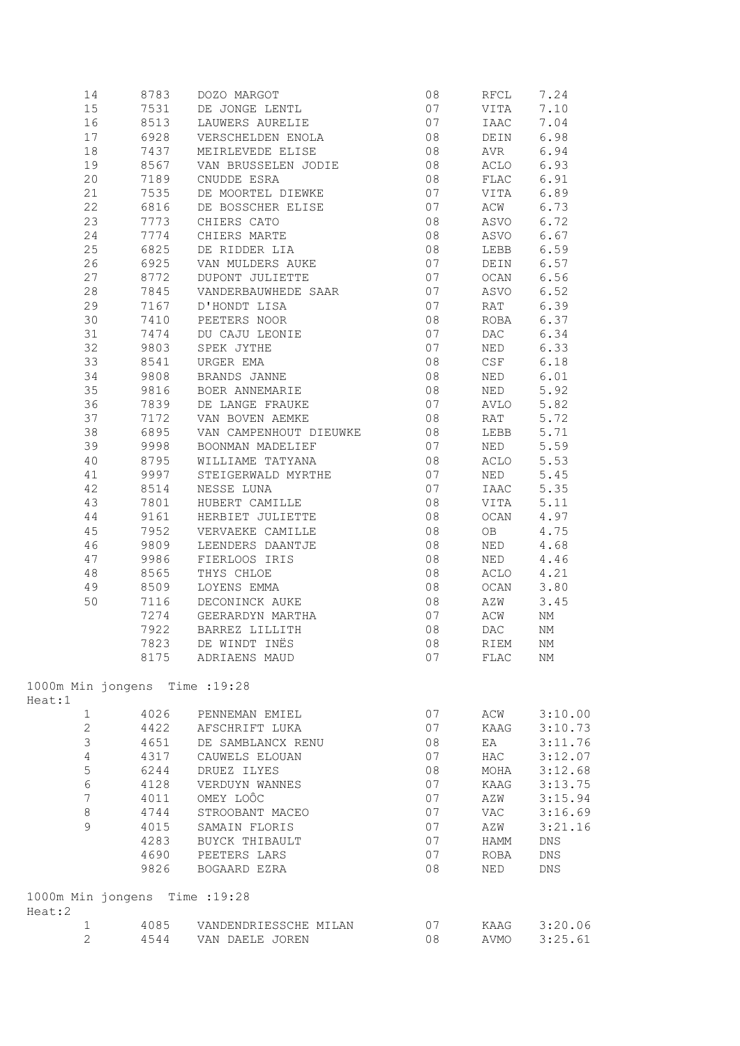| | | | | | |
|---|---|---|---|---|---|
| 14 | 8783 | DOZO MARGOT | 08 | RFCL | 7.24 |
| 15 | 7531 | DE JONGE LENTL | 07 | VITA | 7.10 |
| 16 | 8513 | LAUWERS AURELIE | 07 | IAAC | 7.04 |
| 17 | 6928 | VERSCHELDEN ENOLA | 08 | DEIN | 6.98 |
| 18 | 7437 | MEIRLEVEDE ELISE | 08 | AVR | 6.94 |
| 19 | 8567 | VAN BRUSSELEN JODIE | 08 | ACLO | 6.93 |
| 20 | 7189 | CNUDDE ESRA | 08 | FLAC | 6.91 |
| 21 | 7535 | DE MOORTEL DIEWKE | 07 | VITA | 6.89 |
| 22 | 6816 | DE BOSSCHER ELISE | 07 | ACW | 6.73 |
| 23 | 7773 | CHIERS CATO | 08 | ASVO | 6.72 |
| 24 | 7774 | CHIERS MARTE | 08 | ASVO | 6.67 |
| 25 | 6825 | DE RIDDER LIA | 08 | LEBB | 6.59 |
| 26 | 6925 | VAN MULDERS AUKE | 07 | DEIN | 6.57 |
| 27 | 8772 | DUPONT JULIETTE | 07 | OCAN | 6.56 |
| 28 | 7845 | VANDERBAUWHEDE SAAR | 07 | ASVO | 6.52 |
| 29 | 7167 | D'HONDT LISA | 07 | RAT | 6.39 |
| 30 | 7410 | PEETERS NOOR | 08 | ROBA | 6.37 |
| 31 | 7474 | DU CAJU LEONIE | 07 | DAC | 6.34 |
| 32 | 9803 | SPEK JYTHE | 07 | NED | 6.33 |
| 33 | 8541 | URGER EMA | 08 | CSF | 6.18 |
| 34 | 9808 | BRANDS JANNE | 08 | NED | 6.01 |
| 35 | 9816 | BOER ANNEMARIE | 08 | NED | 5.92 |
| 36 | 7839 | DE LANGE FRAUKE | 07 | AVLO | 5.82 |
| 37 | 7172 | VAN BOVEN AEMKE | 08 | RAT | 5.72 |
| 38 | 6895 | VAN CAMPENHOUT DIEUWKE | 08 | LEBB | 5.71 |
| 39 | 9998 | BOONMAN MADELIEF | 07 | NED | 5.59 |
| 40 | 8795 | WILLIAME TATYANA | 08 | ACLO | 5.53 |
| 41 | 9997 | STEIGERWALD MYRTHE | 07 | NED | 5.45 |
| 42 | 8514 | NESSE LUNA | 07 | IAAC | 5.35 |
| 43 | 7801 | HUBERT CAMILLE | 08 | VITA | 5.11 |
| 44 | 9161 | HERBIET JULIETTE | 08 | OCAN | 4.97 |
| 45 | 7952 | VERVAEKE CAMILLE | 08 | OB | 4.75 |
| 46 | 9809 | LEENDERS DAANTJE | 08 | NED | 4.68 |
| 47 | 9986 | FIERLOOS IRIS | 08 | NED | 4.46 |
| 48 | 8565 | THYS CHLOE | 08 | ACLO | 4.21 |
| 49 | 8509 | LOYENS EMMA | 08 | OCAN | 3.80 |
| 50 | 7116 | DECONINCK AUKE | 08 | AZW | 3.45 |
| | 7274 | GEERARDYN MARTHA | 07 | ACW | NM |
| | 7922 | BARREZ LILLITH | 08 | DAC | NM |
| | 7823 | DE WINDT INËS | 08 | RIEM | NM |
| | 8175 | ADRIAENS MAUD | 07 | FLAC | NM |

1000m Min jongens Time :19:28

Heat:1

| | | | | | |
|---|---|---|---|---|---|
| 1 | 4026 | PENNEMAN EMIEL | 07 | ACW | 3:10.00 |
| 2 | 4422 | AFSCHRIFT LUKA | 07 | KAAG | 3:10.73 |
| 3 | 4651 | DE SAMBLANCX RENU | 08 | EA | 3:11.76 |
| 4 | 4317 | CAUWELS ELOUAN | 07 | HAC | 3:12.07 |
| 5 | 6244 | DRUEZ ILYES | 08 | MOHA | 3:12.68 |
| 6 | 4128 | VERDUYN WANNES | 07 | KAAG | 3:13.75 |
| 7 | 4011 | OMEY LOÔC | 07 | AZW | 3:15.94 |
| 8 | 4744 | STROOBANT MACEO | 07 | VAC | 3:16.69 |
| 9 | 4015 | SAMAIN FLORIS | 07 | AZW | 3:21.16 |
| | 4283 | BUYCK THIBAULT | 07 | HAMM | DNS |
| | 4690 | PEETERS LARS | 07 | ROBA | DNS |
| | 9826 | BOGAARD EZRA | 08 | NED | DNS |

1000m Min jongens Time :19:28

Heat:2

| | | | | | |
|---|---|---|---|---|---|
| 1 | 4085 | VANDENDRIESSCHE MILAN | 07 | KAAG | 3:20.06 |
| 2 | 4544 | VAN DAELE JOREN | 08 | AVMO | 3:25.61 |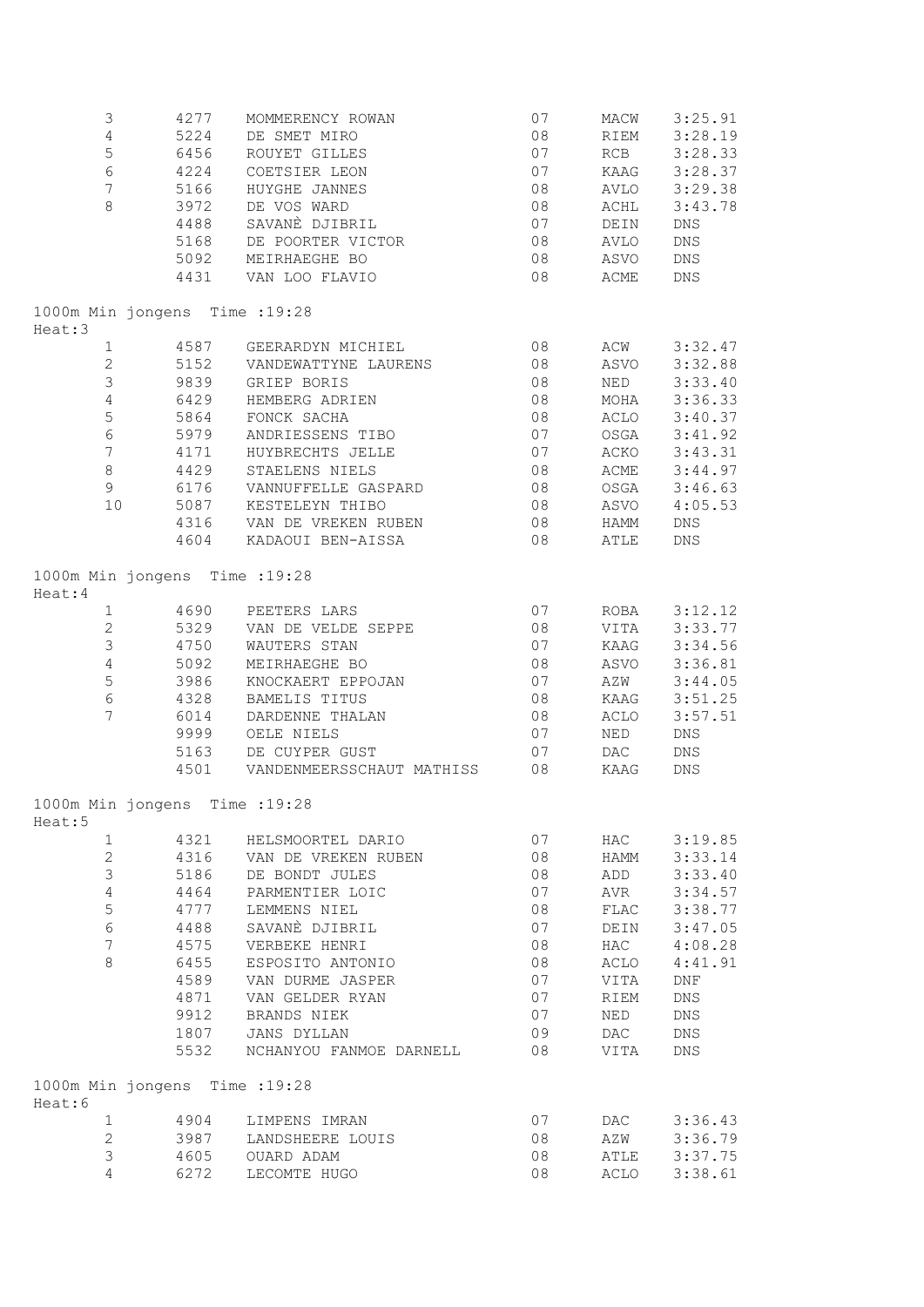| | | | | | |
|---|---|---|---|---|---|
| 3 | 4277 | MOMMERENCY ROWAN | 07 | MACW | 3:25.91 |
| 4 | 5224 | DE SMET MIRO | 08 | RIEM | 3:28.19 |
| 5 | 6456 | ROUYET GILLES | 07 | RCB | 3:28.33 |
| 6 | 4224 | COETSIER LEON | 07 | KAAG | 3:28.37 |
| 7 | 5166 | HUYGHE JANNES | 08 | AVLO | 3:29.38 |
| 8 | 3972 | DE VOS WARD | 08 | ACHL | 3:43.78 |
| | 4488 | SAVANÈ DJIBRIL | 07 | DEIN | DNS |
| | 5168 | DE POORTER VICTOR | 08 | AVLO | DNS |
| | 5092 | MEIRHAEGHE BO | 08 | ASVO | DNS |
| | 4431 | VAN LOO FLAVIO | 08 | ACME | DNS |

1000m Min jongens Time :19:28

Heat:3

| | | | | | |
|---|---|---|---|---|---|
| 1 | 4587 | GEERARDYN MICHIEL | 08 | ACW | 3:32.47 |
| 2 | 5152 | VANDEWATTYNE LAURENS | 08 | ASVO | 3:32.88 |
| 3 | 9839 | GRIEP BORIS | 08 | NED | 3:33.40 |
| 4 | 6429 | HEMBERG ADRIEN | 08 | MOHA | 3:36.33 |
| 5 | 5864 | FONCK SACHA | 08 | ACLO | 3:40.37 |
| 6 | 5979 | ANDRIESSENS TIBO | 07 | OSGA | 3:41.92 |
| 7 | 4171 | HUYBRECHTS JELLE | 07 | ACKO | 3:43.31 |
| 8 | 4429 | STAELENS NIELS | 08 | ACME | 3:44.97 |
| 9 | 6176 | VANNUFFELLE GASPARD | 08 | OSGA | 3:46.63 |
| 10 | 5087 | KESTELEYN THIBO | 08 | ASVO | 4:05.53 |
| | 4316 | VAN DE VREKEN RUBEN | 08 | HAMM | DNS |
| | 4604 | KADAOUI BEN-AISSA | 08 | ATLE | DNS |

1000m Min jongens Time :19:28

Heat:4

| | | | | | |
|---|---|---|---|---|---|
| 1 | 4690 | PEETERS LARS | 07 | ROBA | 3:12.12 |
| 2 | 5329 | VAN DE VELDE SEPPE | 08 | VITA | 3:33.77 |
| 3 | 4750 | WAUTERS STAN | 07 | KAAG | 3:34.56 |
| 4 | 5092 | MEIRHAEGHE BO | 08 | ASVO | 3:36.81 |
| 5 | 3986 | KNOCKAERT EPPOJAN | 07 | AZW | 3:44.05 |
| 6 | 4328 | BAMELIS TITUS | 08 | KAAG | 3:51.25 |
| 7 | 6014 | DARDENNE THALAN | 08 | ACLO | 3:57.51 |
| | 9999 | OELE NIELS | 07 | NED | DNS |
| | 5163 | DE CUYPER GUST | 07 | DAC | DNS |
| | 4501 | VANDENMEERSSCHAUT MATHISS | 08 | KAAG | DNS |

1000m Min jongens Time :19:28

Heat:5

| | | | | | |
|---|---|---|---|---|---|
| 1 | 4321 | HELSMOORTEL DARIO | 07 | HAC | 3:19.85 |
| 2 | 4316 | VAN DE VREKEN RUBEN | 08 | HAMM | 3:33.14 |
| 3 | 5186 | DE BONDT JULES | 08 | ADD | 3:33.40 |
| 4 | 4464 | PARMENTIER LOIC | 07 | AVR | 3:34.57 |
| 5 | 4777 | LEMMENS NIEL | 08 | FLAC | 3:38.77 |
| 6 | 4488 | SAVANÈ DJIBRIL | 07 | DEIN | 3:47.05 |
| 7 | 4575 | VERBEKE HENRI | 08 | HAC | 4:08.28 |
| 8 | 6455 | ESPOSITO ANTONIO | 08 | ACLO | 4:41.91 |
| | 4589 | VAN DURME JASPER | 07 | VITA | DNF |
| | 4871 | VAN GELDER RYAN | 07 | RIEM | DNS |
| | 9912 | BRANDS NIEK | 07 | NED | DNS |
| | 1807 | JANS DYLLAN | 09 | DAC | DNS |
| | 5532 | NCHANYOU FANMOE DARNELL | 08 | VITA | DNS |

1000m Min jongens Time :19:28

Heat:6

| | | | | | |
|---|---|---|---|---|---|
| 1 | 4904 | LIMPENS IMRAN | 07 | DAC | 3:36.43 |
| 2 | 3987 | LANDSHEERE LOUIS | 08 | AZW | 3:36.79 |
| 3 | 4605 | OUARD ADAM | 08 | ATLE | 3:37.75 |
| 4 | 6272 | LECOMTE HUGO | 08 | ACLO | 3:38.61 |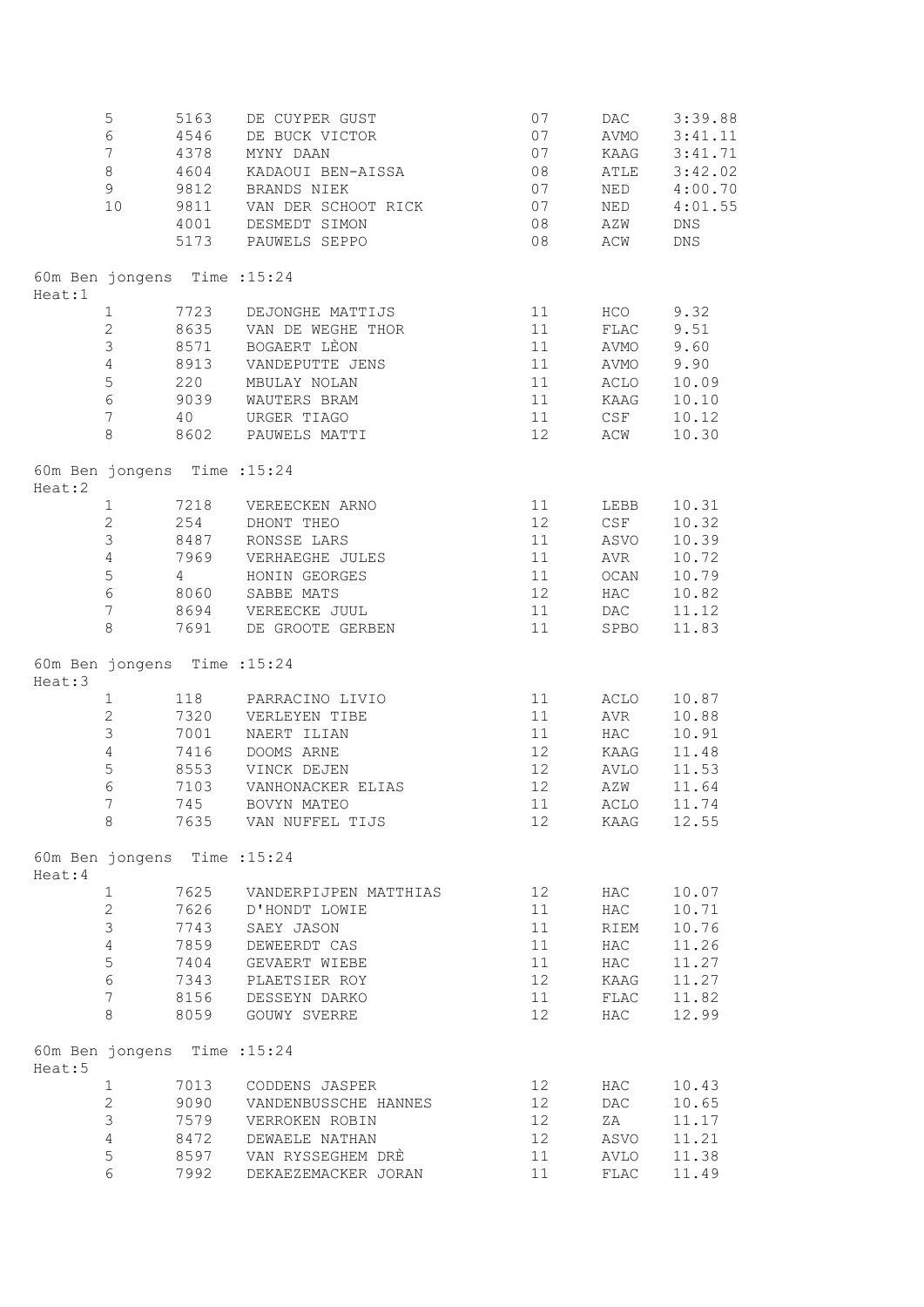| | | | | | |
|---|---|---|---|---|---|
| 5 | 5163 | DE CUYPER GUST | 07 | DAC | 3:39.88 |
| 6 | 4546 | DE BUCK VICTOR | 07 | AVMO | 3:41.11 |
| 7 | 4378 | MYNY DAAN | 07 | KAAG | 3:41.71 |
| 8 | 4604 | KADAOUI BEN-AISSA | 08 | ATLE | 3:42.02 |
| 9 | 9812 | BRANDS NIEK | 07 | NED | 4:00.70 |
| 10 | 9811 | VAN DER SCHOOT RICK | 07 | NED | 4:01.55 |
| | 4001 | DESMEDT SIMON | 08 | AZW | DNS |
| | 5173 | PAUWELS SEPPO | 08 | ACW | DNS |

60m Ben jongens Time :15:24

Heat:1

| | | | | | |
|---|---|---|---|---|---|
| 1 | 7723 | DEJONGHE MATTIJS | 11 | HCO | 9.32 |
| 2 | 8635 | VAN DE WEGHE THOR | 11 | FLAC | 9.51 |
| 3 | 8571 | BOGAERT LÈON | 11 | AVMO | 9.60 |
| 4 | 8913 | VANDEPUTTE JENS | 11 | AVMO | 9.90 |
| 5 | 220 | MBULAY NOLAN | 11 | ACLO | 10.09 |
| 6 | 9039 | WAUTERS BRAM | 11 | KAAG | 10.10 |
| 7 | 40 | URGER TIAGO | 11 | CSF | 10.12 |
| 8 | 8602 | PAUWELS MATTI | 12 | ACW | 10.30 |

60m Ben jongens Time :15:24

Heat:2

| | | | | | |
|---|---|---|---|---|---|
| 1 | 7218 | VEREECKEN ARNO | 11 | LEBB | 10.31 |
| 2 | 254 | DHONT THEO | 12 | CSF | 10.32 |
| 3 | 8487 | RONSSE LARS | 11 | ASVO | 10.39 |
| 4 | 7969 | VERHAEGHE JULES | 11 | AVR | 10.72 |
| 5 | 4 | HONIN GEORGES | 11 | OCAN | 10.79 |
| 6 | 8060 | SABBE MATS | 12 | HAC | 10.82 |
| 7 | 8694 | VEREECKE JUUL | 11 | DAC | 11.12 |
| 8 | 7691 | DE GROOTE GERBEN | 11 | SPBO | 11.83 |

60m Ben jongens Time :15:24

Heat:3

| | | | | | |
|---|---|---|---|---|---|
| 1 | 118 | PARRACINO LIVIO | 11 | ACLO | 10.87 |
| 2 | 7320 | VERLEYEN TIBE | 11 | AVR | 10.88 |
| 3 | 7001 | NAERT ILIAN | 11 | HAC | 10.91 |
| 4 | 7416 | DOOMS ARNE | 12 | KAAG | 11.48 |
| 5 | 8553 | VINCK DEJEN | 12 | AVLO | 11.53 |
| 6 | 7103 | VANHONACKER ELIAS | 12 | AZW | 11.64 |
| 7 | 745 | BOVYN MATEO | 11 | ACLO | 11.74 |
| 8 | 7635 | VAN NUFFEL TIJS | 12 | KAAG | 12.55 |

60m Ben jongens Time :15:24

Heat:4

| | | | | | |
|---|---|---|---|---|---|
| 1 | 7625 | VANDERPIJPEN MATTHIAS | 12 | HAC | 10.07 |
| 2 | 7626 | D'HONDT LOWIE | 11 | HAC | 10.71 |
| 3 | 7743 | SAEY JASON | 11 | RIEM | 10.76 |
| 4 | 7859 | DEWEERDT CAS | 11 | HAC | 11.26 |
| 5 | 7404 | GEVAERT WIEBE | 11 | HAC | 11.27 |
| 6 | 7343 | PLAETSIER ROY | 12 | KAAG | 11.27 |
| 7 | 8156 | DESSEYN DARKO | 11 | FLAC | 11.82 |
| 8 | 8059 | GOUWY SVERRE | 12 | HAC | 12.99 |

60m Ben jongens Time :15:24

Heat:5

| | | | | | |
|---|---|---|---|---|---|
| 1 | 7013 | CODDENS JASPER | 12 | HAC | 10.43 |
| 2 | 9090 | VANDENBUSSCHE HANNES | 12 | DAC | 10.65 |
| 3 | 7579 | VERROKEN ROBIN | 12 | ZA | 11.17 |
| 4 | 8472 | DEWAELE NATHAN | 12 | ASVO | 11.21 |
| 5 | 8597 | VAN RYSSEGHEM DRÈ | 11 | AVLO | 11.38 |
| 6 | 7992 | DEKAEZEMACKER JORAN | 11 | FLAC | 11.49 |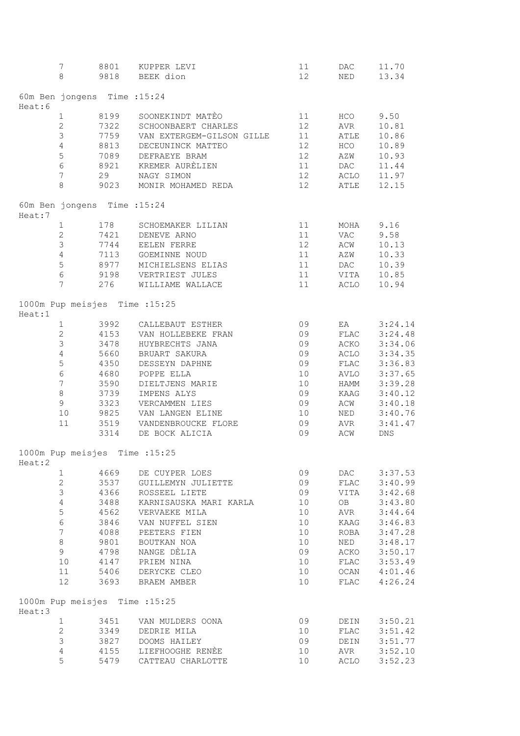| | | | | | |
|---|---|---|---|---|---|
| 7 | 8801 | KUPPER LEVI | 11 | DAC | 11.70 |
| 8 | 9818 | BEEK dion | 12 | NED | 13.34 |

60m Ben jongens Time :15:24

Heat:6

| | | | | | |
|---|---|---|---|---|---|
| 1 | 8199 | SOONEKINDT MATÈO | 11 | HCO | 9.50 |
| 2 | 7322 | SCHOONBAERT CHARLES | 12 | AVR | 10.81 |
| 3 | 7759 | VAN EXTERGEM-GILSON GILLE | 11 | ATLE | 10.86 |
| 4 | 8813 | DECEUNINCK MATTEO | 12 | HCO | 10.89 |
| 5 | 7089 | DEFRAEYE BRAM | 12 | AZW | 10.93 |
| 6 | 8921 | KREMER AURÈLIEN | 11 | DAC | 11.44 |
| 7 | 29 | NAGY SIMON | 12 | ACLO | 11.97 |
| 8 | 9023 | MONIR MOHAMED REDA | 12 | ATLE | 12.15 |

60m Ben jongens Time :15:24

Heat:7

| | | | | | |
|---|---|---|---|---|---|
| 1 | 178 | SCHOEMAKER LILIAN | 11 | MOHA | 9.16 |
| 2 | 7421 | DENEVE ARNO | 11 | VAC | 9.58 |
| 3 | 7744 | EELEN FERRE | 12 | ACW | 10.13 |
| 4 | 7113 | GOEMINNE NOUD | 11 | AZW | 10.33 |
| 5 | 8977 | MICHIELSENS ELIAS | 11 | DAC | 10.39 |
| 6 | 9198 | VERTRIEST JULES | 11 | VITA | 10.85 |
| 7 | 276 | WILLIAME WALLACE | 11 | ACLO | 10.94 |

1000m Pup meisjes Time :15:25

Heat:1

| | | | | | |
|---|---|---|---|---|---|
| 1 | 3992 | CALLEBAUT ESTHER | 09 | EA | 3:24.14 |
| 2 | 4153 | VAN HOLLEBEKE FRAN | 09 | FLAC | 3:24.48 |
| 3 | 3478 | HUYBRECHTS JANA | 09 | ACKO | 3:34.06 |
| 4 | 5660 | BRUART SAKURA | 09 | ACLO | 3:34.35 |
| 5 | 4350 | DESSEYN DAPHNE | 09 | FLAC | 3:36.83 |
| 6 | 4680 | POPPE ELLA | 10 | AVLO | 3:37.65 |
| 7 | 3590 | DIELTJENS MARIE | 10 | HAMM | 3:39.28 |
| 8 | 3739 | IMPENS ALYS | 09 | KAAG | 3:40.12 |
| 9 | 3323 | VERCAMMEN LIES | 09 | ACW | 3:40.18 |
| 10 | 9825 | VAN LANGEN ELINE | 10 | NED | 3:40.76 |
| 11 | 3519 | VANDENBROUCKE FLORE | 09 | AVR | 3:41.47 |
| | 3314 | DE BOCK ALICIA | 09 | ACW | DNS |

1000m Pup meisjes Time :15:25

Heat:2

| | | | | | |
|---|---|---|---|---|---|
| 1 | 4669 | DE CUYPER LOES | 09 | DAC | 3:37.53 |
| 2 | 3537 | GUILLEMYN JULIETTE | 09 | FLAC | 3:40.99 |
| 3 | 4366 | ROSSEEL LIETE | 09 | VITA | 3:42.68 |
| 4 | 3488 | KARNISAUSKA MARI KARLA | 10 | OB | 3:43.80 |
| 5 | 4562 | VERVAEKE MILA | 10 | AVR | 3:44.64 |
| 6 | 3846 | VAN NUFFEL SIEN | 10 | KAAG | 3:46.83 |
| 7 | 4088 | PEETERS FIEN | 10 | ROBA | 3:47.28 |
| 8 | 9801 | BOUTKAN NOA | 10 | NED | 3:48.17 |
| 9 | 4798 | NANGE DÈLIA | 09 | ACKO | 3:50.17 |
| 10 | 4147 | PRIEM NINA | 10 | FLAC | 3:53.49 |
| 11 | 5406 | DERYCKE CLEO | 10 | OCAN | 4:01.46 |
| 12 | 3693 | BRAEM AMBER | 10 | FLAC | 4:26.24 |

1000m Pup meisjes Time :15:25

Heat:3

| | | | | | |
|---|---|---|---|---|---|
| 1 | 3451 | VAN MULDERS OONA | 09 | DEIN | 3:50.21 |
| 2 | 3349 | DEDRIE MILA | 10 | FLAC | 3:51.42 |
| 3 | 3827 | DOOMS HAILEY | 09 | DEIN | 3:51.77 |
| 4 | 4155 | LIEFHOOGHE RENÈE | 10 | AVR | 3:52.10 |
| 5 | 5479 | CATTEAU CHARLOTTE | 10 | ACLO | 3:52.23 |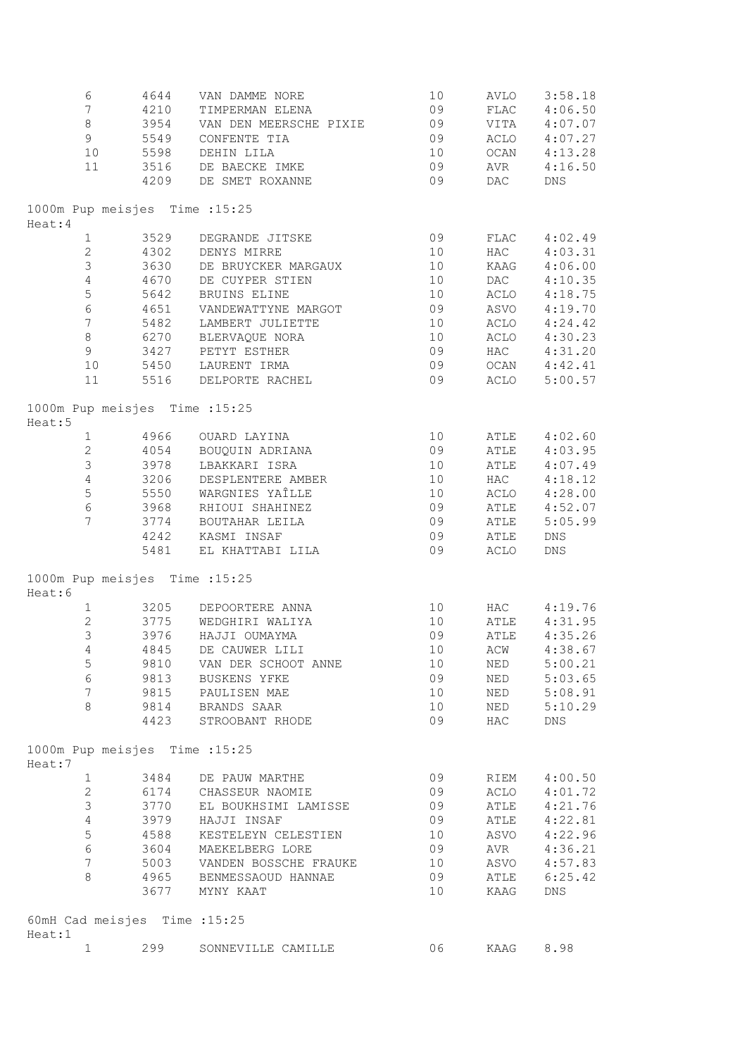| | | | | | |
|---|---|---|---|---|---|
| 6 | 4644 | VAN DAMME NORE | 10 | AVLO | 3:58.18 |
| 7 | 4210 | TIMPERMAN ELENA | 09 | FLAC | 4:06.50 |
| 8 | 3954 | VAN DEN MEERSCHE PIXIE | 09 | VITA | 4:07.07 |
| 9 | 5549 | CONFENTE TIA | 09 | ACLO | 4:07.27 |
| 10 | 5598 | DEHIN LILA | 10 | OCAN | 4:13.28 |
| 11 | 3516 | DE BAECKE IMKE | 09 | AVR | 4:16.50 |
| | 4209 | DE SMET ROXANNE | 09 | DAC | DNS |

1000m Pup meisjes Time :15:25
Heat:4

| | | | | | |
|---|---|---|---|---|---|
| 1 | 3529 | DEGRANDE JITSKE | 09 | FLAC | 4:02.49 |
| 2 | 4302 | DENYS MIRRE | 10 | HAC | 4:03.31 |
| 3 | 3630 | DE BRUYCKER MARGAUX | 10 | KAAG | 4:06.00 |
| 4 | 4670 | DE CUYPER STIEN | 10 | DAC | 4:10.35 |
| 5 | 5642 | BRUINS ELINE | 10 | ACLO | 4:18.75 |
| 6 | 4651 | VANDEWATTYNE MARGOT | 09 | ASVO | 4:19.70 |
| 7 | 5482 | LAMBERT JULIETTE | 10 | ACLO | 4:24.42 |
| 8 | 6270 | BLERVAQUE NORA | 10 | ACLO | 4:30.23 |
| 9 | 3427 | PETYT ESTHER | 09 | HAC | 4:31.20 |
| 10 | 5450 | LAURENT IRMA | 09 | OCAN | 4:42.41 |
| 11 | 5516 | DELPORTE RACHEL | 09 | ACLO | 5:00.57 |

1000m Pup meisjes Time :15:25
Heat:5

| | | | | | |
|---|---|---|---|---|---|
| 1 | 4966 | OUARD LAYINA | 10 | ATLE | 4:02.60 |
| 2 | 4054 | BOUQUIN ADRIANA | 09 | ATLE | 4:03.95 |
| 3 | 3978 | LBAKKARI ISRA | 10 | ATLE | 4:07.49 |
| 4 | 3206 | DESPLENTERE AMBER | 10 | HAC | 4:18.12 |
| 5 | 5550 | WARGNIES YAÎLLE | 10 | ACLO | 4:28.00 |
| 6 | 3968 | RHIOUI SHAHINEZ | 09 | ATLE | 4:52.07 |
| 7 | 3774 | BOUTAHAR LEILA | 09 | ATLE | 5:05.99 |
| | 4242 | KASMI INSAF | 09 | ATLE | DNS |
| | 5481 | EL KHATTABI LILA | 09 | ACLO | DNS |

1000m Pup meisjes Time :15:25
Heat:6

| | | | | | |
|---|---|---|---|---|---|
| 1 | 3205 | DEPOORTERE ANNA | 10 | HAC | 4:19.76 |
| 2 | 3775 | WEDGHIRI WALIYA | 10 | ATLE | 4:31.95 |
| 3 | 3976 | HAJJI OUMAYMA | 09 | ATLE | 4:35.26 |
| 4 | 4845 | DE CAUWER LILI | 10 | ACW | 4:38.67 |
| 5 | 9810 | VAN DER SCHOOT ANNE | 10 | NED | 5:00.21 |
| 6 | 9813 | BUSKENS YFKE | 09 | NED | 5:03.65 |
| 7 | 9815 | PAULISEN MAE | 10 | NED | 5:08.91 |
| 8 | 9814 | BRANDS SAAR | 10 | NED | 5:10.29 |
| | 4423 | STROOBANT RHODE | 09 | HAC | DNS |

1000m Pup meisjes Time :15:25
Heat:7

| | | | | | |
|---|---|---|---|---|---|
| 1 | 3484 | DE PAUW MARTHE | 09 | RIEM | 4:00.50 |
| 2 | 6174 | CHASSEUR NAOMIE | 09 | ACLO | 4:01.72 |
| 3 | 3770 | EL BOUKHSIMI LAMISSE | 09 | ATLE | 4:21.76 |
| 4 | 3979 | HAJJI INSAF | 09 | ATLE | 4:22.81 |
| 5 | 4588 | KESTELEYN CELESTIEN | 10 | ASVO | 4:22.96 |
| 6 | 3604 | MAEKELBERG LORE | 09 | AVR | 4:36.21 |
| 7 | 5003 | VANDEN BOSSCHE FRAUKE | 10 | ASVO | 4:57.83 |
| 8 | 4965 | BENMESSAOUD HANNAE | 09 | ATLE | 6:25.42 |
| | 3677 | MYNY KAAT | 10 | KAAG | DNS |

60mH Cad meisjes Time :15:25
Heat:1

| | | | | | |
|---|---|---|---|---|---|
| 1 | 299 | SONNEVILLE CAMILLE | 06 | KAAG | 8.98 |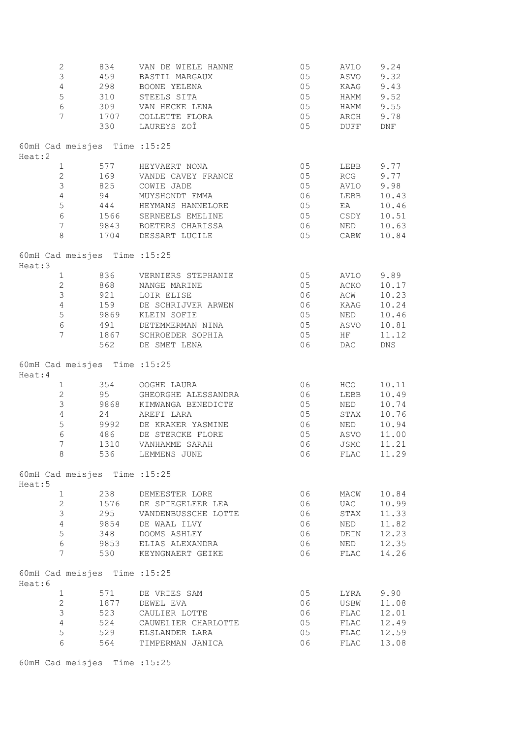| | | | | | |
|---|---|---|---|---|---|
| 2 | 834 | VAN DE WIELE HANNE | 05 | AVLO | 9.24 |
| 3 | 459 | BASTIL MARGAUX | 05 | ASVO | 9.32 |
| 4 | 298 | BOONE YELENA | 05 | KAAG | 9.43 |
| 5 | 310 | STEELS SITA | 05 | HAMM | 9.52 |
| 6 | 309 | VAN HECKE LENA | 05 | HAMM | 9.55 |
| 7 | 1707 | COLLETTE FLORA | 05 | ARCH | 9.78 |
| | 330 | LAUREYS ZOÎ | 05 | DUFF | DNF |

60mH Cad meisjes Time :15:25
Heat:2

| | | | | | |
|---|---|---|---|---|---|
| 1 | 577 | HEYVAERT NONA | 05 | LEBB | 9.77 |
| 2 | 169 | VANDE CAVEY FRANCE | 05 | RCG | 9.77 |
| 3 | 825 | COWIE JADE | 05 | AVLO | 9.98 |
| 4 | 94 | MUYSHONDT EMMA | 06 | LEBB | 10.43 |
| 5 | 444 | HEYMANS HANNELORE | 05 | EA | 10.46 |
| 6 | 1566 | SERNEELS EMELINE | 05 | CSDY | 10.51 |
| 7 | 9843 | BOETERS CHARISSA | 06 | NED | 10.63 |
| 8 | 1704 | DESSART LUCILE | 05 | CABW | 10.84 |

60mH Cad meisjes Time :15:25
Heat:3

| | | | | | |
|---|---|---|---|---|---|
| 1 | 836 | VERNIERS STEPHANIE | 05 | AVLO | 9.89 |
| 2 | 868 | NANGE MARINE | 05 | ACKO | 10.17 |
| 3 | 921 | LOIR ELISE | 06 | ACW | 10.23 |
| 4 | 159 | DE SCHRIJVER ARWEN | 06 | KAAG | 10.24 |
| 5 | 9869 | KLEIN SOFIE | 05 | NED | 10.46 |
| 6 | 491 | DETEMMERMAN NINA | 05 | ASVO | 10.81 |
| 7 | 1867 | SCHROEDER SOPHIA | 05 | HF | 11.12 |
| | 562 | DE SMET LENA | 06 | DAC | DNS |

60mH Cad meisjes Time :15:25
Heat:4

| | | | | | |
|---|---|---|---|---|---|
| 1 | 354 | OOGHE LAURA | 06 | HCO | 10.11 |
| 2 | 95 | GHEORGHE ALESSANDRA | 06 | LEBB | 10.49 |
| 3 | 9868 | KIMWANGA BENEDICTE | 05 | NED | 10.74 |
| 4 | 24 | AREFI LARA | 05 | STAX | 10.76 |
| 5 | 9992 | DE KRAKER YASMINE | 06 | NED | 10.94 |
| 6 | 486 | DE STERCKE FLORE | 05 | ASVO | 11.00 |
| 7 | 1310 | VANHAMME SARAH | 06 | JSMC | 11.21 |
| 8 | 536 | LEMMENS JUNE | 06 | FLAC | 11.29 |

60mH Cad meisjes Time :15:25
Heat:5

| | | | | | |
|---|---|---|---|---|---|
| 1 | 238 | DEMEESTER LORE | 06 | MACW | 10.84 |
| 2 | 1576 | DE SPIEGELEER LEA | 06 | UAC | 10.99 |
| 3 | 295 | VANDENBUSSCHE LOTTE | 06 | STAX | 11.33 |
| 4 | 9854 | DE WAAL ILVY | 06 | NED | 11.82 |
| 5 | 348 | DOOMS ASHLEY | 06 | DEIN | 12.23 |
| 6 | 9853 | ELIAS ALEXANDRA | 06 | NED | 12.35 |
| 7 | 530 | KEYNGNAERT GEIKE | 06 | FLAC | 14.26 |

60mH Cad meisjes Time :15:25
Heat:6

| | | | | | |
|---|---|---|---|---|---|
| 1 | 571 | DE VRIES SAM | 05 | LYRA | 9.90 |
| 2 | 1877 | DEWEL EVA | 06 | USBW | 11.08 |
| 3 | 523 | CAULIER LOTTE | 06 | FLAC | 12.01 |
| 4 | 524 | CAUWELIER CHARLOTTE | 05 | FLAC | 12.49 |
| 5 | 529 | ELSLANDER LARA | 05 | FLAC | 12.59 |
| 6 | 564 | TIMPERMAN JANICA | 06 | FLAC | 13.08 |

60mH Cad meisjes Time :15:25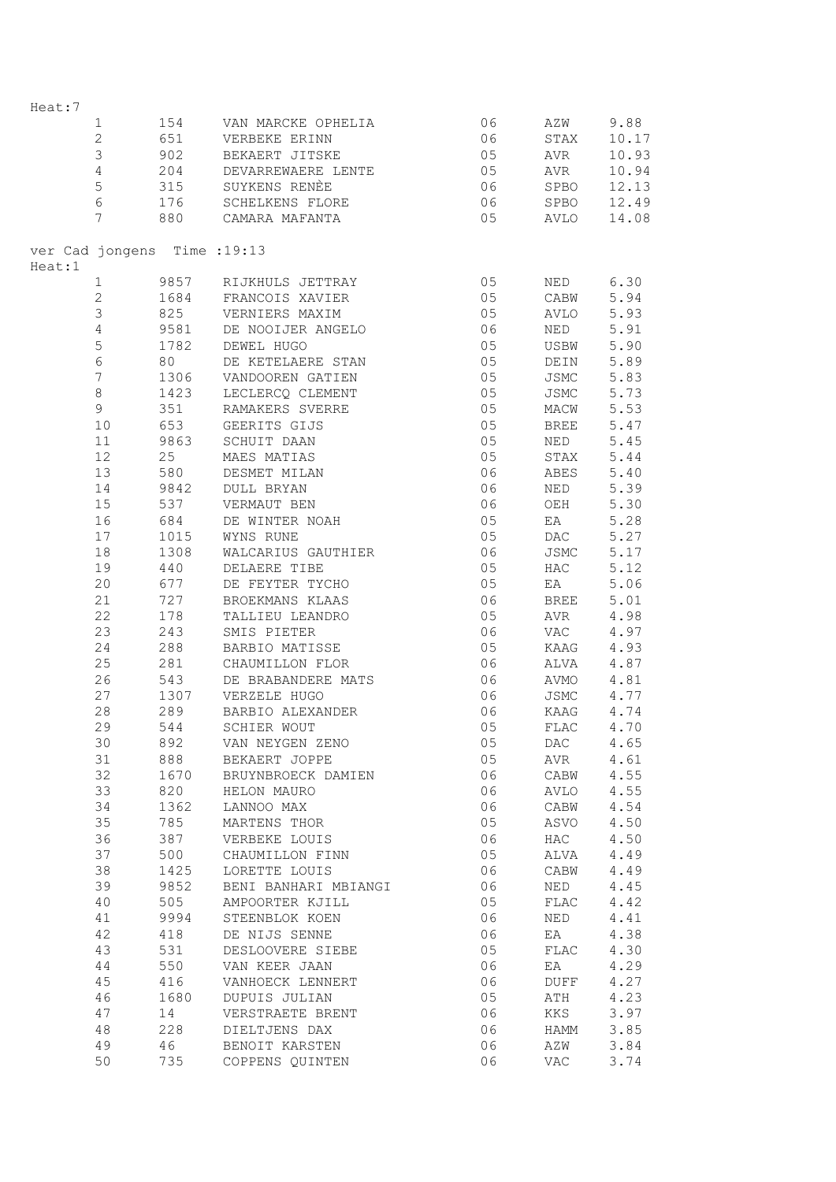Heat:7

| | | | | | |
|---|---|---|---|---|---|
| 1 | 154 | VAN MARCKE OPHELIA | 06 | AZW | 9.88 |
| 2 | 651 | VERBEKE ERINN | 06 | STAX | 10.17 |
| 3 | 902 | BEKAERT JITSKE | 05 | AVR | 10.93 |
| 4 | 204 | DEVARREWAERE LENTE | 05 | AVR | 10.94 |
| 5 | 315 | SUYKENS RENÈE | 06 | SPBO | 12.13 |
| 6 | 176 | SCHELKENS FLORE | 06 | SPBO | 12.49 |
| 7 | 880 | CAMARA MAFANTA | 05 | AVLO | 14.08 |

ver Cad jongens Time :19:13

Heat:1

| | | | | | |
|---|---|---|---|---|---|
| 1 | 9857 | RIJKHULS JETTRAY | 05 | NED | 6.30 |
| 2 | 1684 | FRANCOIS XAVIER | 05 | CABW | 5.94 |
| 3 | 825 | VERNIERS MAXIM | 05 | AVLO | 5.93 |
| 4 | 9581 | DE NOOIJER ANGELO | 06 | NED | 5.91 |
| 5 | 1782 | DEWEL HUGO | 05 | USBW | 5.90 |
| 6 | 80 | DE KETELAERE STAN | 05 | DEIN | 5.89 |
| 7 | 1306 | VANDOOREN GATIEN | 05 | JSMC | 5.83 |
| 8 | 1423 | LECLERCQ CLEMENT | 05 | JSMC | 5.73 |
| 9 | 351 | RAMAKERS SVERRE | 05 | MACW | 5.53 |
| 10 | 653 | GEERITS GIJS | 05 | BREE | 5.47 |
| 11 | 9863 | SCHUIT DAAN | 05 | NED | 5.45 |
| 12 | 25 | MAES MATIAS | 05 | STAX | 5.44 |
| 13 | 580 | DESMET MILAN | 06 | ABES | 5.40 |
| 14 | 9842 | DULL BRYAN | 06 | NED | 5.39 |
| 15 | 537 | VERMAUT BEN | 06 | OEH | 5.30 |
| 16 | 684 | DE WINTER NOAH | 05 | EA | 5.28 |
| 17 | 1015 | WYNS RUNE | 05 | DAC | 5.27 |
| 18 | 1308 | WALCARIUS GAUTHIER | 06 | JSMC | 5.17 |
| 19 | 440 | DELAERE TIBE | 05 | HAC | 5.12 |
| 20 | 677 | DE FEYTER TYCHO | 05 | EA | 5.06 |
| 21 | 727 | BROEKMANS KLAAS | 06 | BREE | 5.01 |
| 22 | 178 | TALLIEU LEANDRO | 05 | AVR | 4.98 |
| 23 | 243 | SMIS PIETER | 06 | VAC | 4.97 |
| 24 | 288 | BARBIO MATISSE | 05 | KAAG | 4.93 |
| 25 | 281 | CHAUMILLON FLOR | 06 | ALVA | 4.87 |
| 26 | 543 | DE BRABANDERE MATS | 06 | AVMO | 4.81 |
| 27 | 1307 | VERZELE HUGO | 06 | JSMC | 4.77 |
| 28 | 289 | BARBIO ALEXANDER | 06 | KAAG | 4.74 |
| 29 | 544 | SCHIER WOUT | 05 | FLAC | 4.70 |
| 30 | 892 | VAN NEYGEN ZENO | 05 | DAC | 4.65 |
| 31 | 888 | BEKAERT JOPPE | 05 | AVR | 4.61 |
| 32 | 1670 | BRUYNBROECK DAMIEN | 06 | CABW | 4.55 |
| 33 | 820 | HELON MAURO | 06 | AVLO | 4.55 |
| 34 | 1362 | LANNOO MAX | 06 | CABW | 4.54 |
| 35 | 785 | MARTENS THOR | 05 | ASVO | 4.50 |
| 36 | 387 | VERBEKE LOUIS | 06 | HAC | 4.50 |
| 37 | 500 | CHAUMILLON FINN | 05 | ALVA | 4.49 |
| 38 | 1425 | LORETTE LOUIS | 06 | CABW | 4.49 |
| 39 | 9852 | BENI BANHARI MBIANGI | 06 | NED | 4.45 |
| 40 | 505 | AMPOORTER KJILL | 05 | FLAC | 4.42 |
| 41 | 9994 | STEENBLOK KOEN | 06 | NED | 4.41 |
| 42 | 418 | DE NIJS SENNE | 06 | EA | 4.38 |
| 43 | 531 | DESLOOVERE SIEBE | 05 | FLAC | 4.30 |
| 44 | 550 | VAN KEER JAAN | 06 | EA | 4.29 |
| 45 | 416 | VANHOECK LENNERT | 06 | DUFF | 4.27 |
| 46 | 1680 | DUPUIS JULIAN | 05 | ATH | 4.23 |
| 47 | 14 | VERSTRAETE BRENT | 06 | KKS | 3.97 |
| 48 | 228 | DIELTJENS DAX | 06 | HAMM | 3.85 |
| 49 | 46 | BENOIT KARSTEN | 06 | AZW | 3.84 |
| 50 | 735 | COPPENS QUINTEN | 06 | VAC | 3.74 |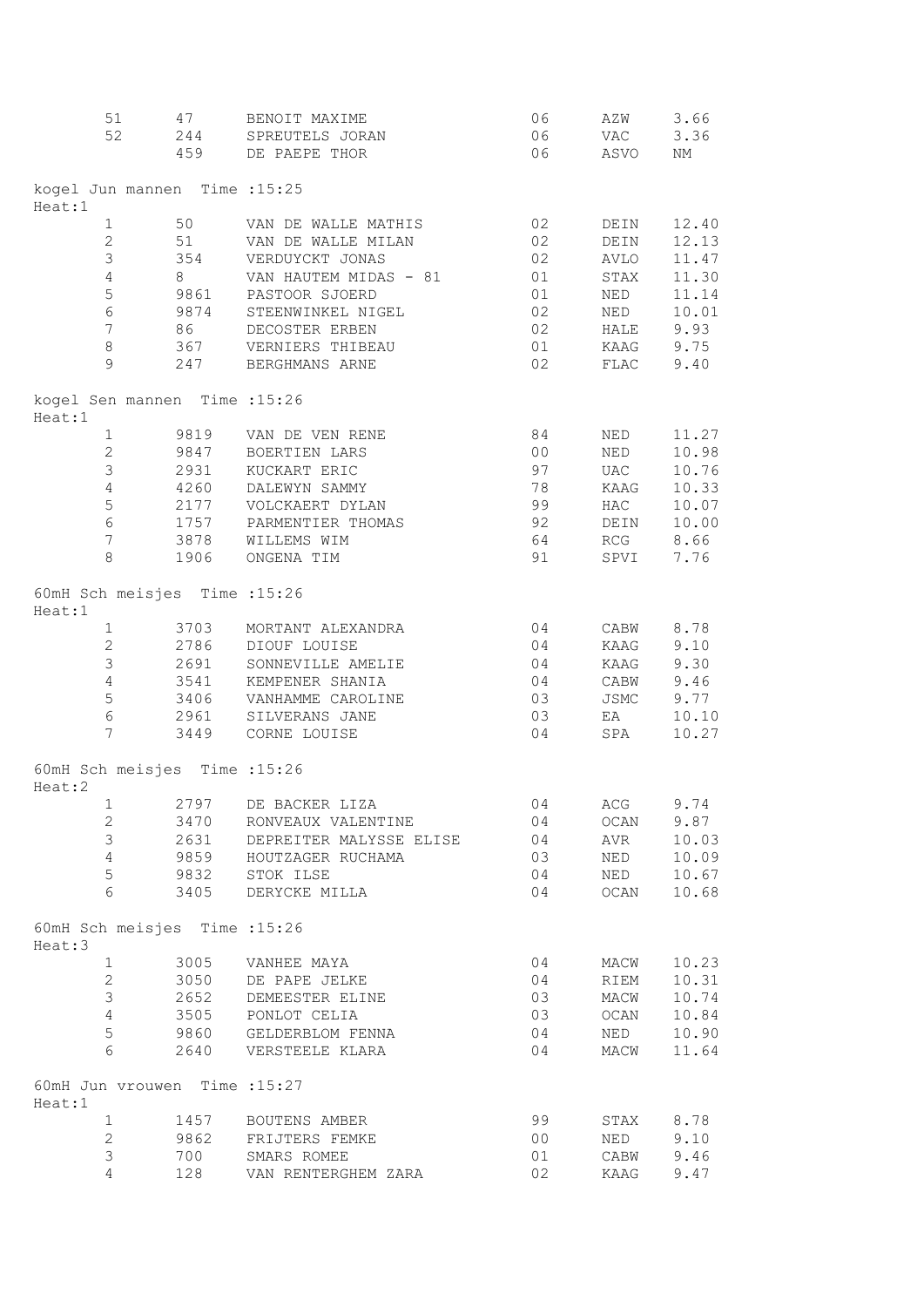| | | | | | |
|---|---|---|---|---|---|
| 51 | 47 | BENOIT MAXIME | 06 | AZW | 3.66 |
| 52 | 244 | SPREUTELS JORAN | 06 | VAC | 3.36 |
| | 459 | DE PAEPE THOR | 06 | ASVO | NM |

kogel Jun mannen Time :15:25

Heat:1

| | | | | | |
|---|---|---|---|---|---|
| 1 | 50 | VAN DE WALLE MATHIS | 02 | DEIN | 12.40 |
| 2 | 51 | VAN DE WALLE MILAN | 02 | DEIN | 12.13 |
| 3 | 354 | VERDUYCKT JONAS | 02 | AVLO | 11.47 |
| 4 | 8 | VAN HAUTEM MIDAS - 81 | 01 | STAX | 11.30 |
| 5 | 9861 | PASTOOR SJOERD | 01 | NED | 11.14 |
| 6 | 9874 | STEENWINKEL NIGEL | 02 | NED | 10.01 |
| 7 | 86 | DECOSTER ERBEN | 02 | HALE | 9.93 |
| 8 | 367 | VERNIERS THIBEAU | 01 | KAAG | 9.75 |
| 9 | 247 | BERGHMANS ARNE | 02 | FLAC | 9.40 |

kogel Sen mannen Time :15:26

Heat:1

| | | | | | |
|---|---|---|---|---|---|
| 1 | 9819 | VAN DE VEN RENE | 84 | NED | 11.27 |
| 2 | 9847 | BOERTIEN LARS | 00 | NED | 10.98 |
| 3 | 2931 | KUCKART ERIC | 97 | UAC | 10.76 |
| 4 | 4260 | DALEWYN SAMMY | 78 | KAAG | 10.33 |
| 5 | 2177 | VOLCKAERT DYLAN | 99 | HAC | 10.07 |
| 6 | 1757 | PARMENTIER THOMAS | 92 | DEIN | 10.00 |
| 7 | 3878 | WILLEMS WIM | 64 | RCG | 8.66 |
| 8 | 1906 | ONGENA TIM | 91 | SPVI | 7.76 |

60mH Sch meisjes Time :15:26

Heat:1

| | | | | | |
|---|---|---|---|---|---|
| 1 | 3703 | MORTANT ALEXANDRA | 04 | CABW | 8.78 |
| 2 | 2786 | DIOUF LOUISE | 04 | KAAG | 9.10 |
| 3 | 2691 | SONNEVILLE AMELIE | 04 | KAAG | 9.30 |
| 4 | 3541 | KEMPENER SHANIA | 04 | CABW | 9.46 |
| 5 | 3406 | VANHAMME CAROLINE | 03 | JSMC | 9.77 |
| 6 | 2961 | SILVERANS JANE | 03 | EA | 10.10 |
| 7 | 3449 | CORNE LOUISE | 04 | SPA | 10.27 |

60mH Sch meisjes Time :15:26

Heat:2

| | | | | | |
|---|---|---|---|---|---|
| 1 | 2797 | DE BACKER LIZA | 04 | ACG | 9.74 |
| 2 | 3470 | RONVEAUX VALENTINE | 04 | OCAN | 9.87 |
| 3 | 2631 | DEPREITER MALYSSE ELISE | 04 | AVR | 10.03 |
| 4 | 9859 | HOUTZAGER RUCHAMA | 03 | NED | 10.09 |
| 5 | 9832 | STOK ILSE | 04 | NED | 10.67 |
| 6 | 3405 | DERYCKE MILLA | 04 | OCAN | 10.68 |

60mH Sch meisjes Time :15:26

Heat:3

| | | | | | |
|---|---|---|---|---|---|
| 1 | 3005 | VANHEE MAYA | 04 | MACW | 10.23 |
| 2 | 3050 | DE PAPE JELKE | 04 | RIEM | 10.31 |
| 3 | 2652 | DEMEESTER ELINE | 03 | MACW | 10.74 |
| 4 | 3505 | PONLOT CELIA | 03 | OCAN | 10.84 |
| 5 | 9860 | GELDERBLOM FENNA | 04 | NED | 10.90 |
| 6 | 2640 | VERSTEELE KLARA | 04 | MACW | 11.64 |

60mH Jun vrouwen Time :15:27

Heat:1

| | | | | | |
|---|---|---|---|---|---|
| 1 | 1457 | BOUTENS AMBER | 99 | STAX | 8.78 |
| 2 | 9862 | FRIJTERS FEMKE | 00 | NED | 9.10 |
| 3 | 700 | SMARS ROMEE | 01 | CABW | 9.46 |
| 4 | 128 | VAN RENTERGHEM ZARA | 02 | KAAG | 9.47 |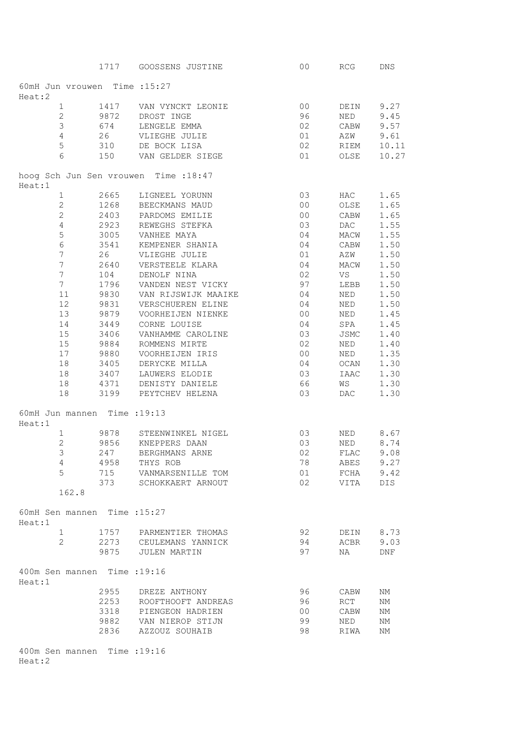| | | | | | |
|---|---|---|---|---|---|
| | 1717 | GOOSSENS JUSTINE | 00 | RCG | DNS |

60mH Jun vrouwen Time :15:27
Heat:2

| | | | | | |
|---|---|---|---|---|---|
| 1 | 1417 | VAN VYNCKT LEONIE | 00 | DEIN | 9.27 |
| 2 | 9872 | DROST INGE | 96 | NED | 9.45 |
| 3 | 674 | LENGELE EMMA | 02 | CABW | 9.57 |
| 4 | 26 | VLIEGHE JULIE | 01 | AZW | 9.61 |
| 5 | 310 | DE BOCK LISA | 02 | RIEM | 10.11 |
| 6 | 150 | VAN GELDER SIEGE | 01 | OLSE | 10.27 |

hoog Sch Jun Sen vrouwen Time :18:47
Heat:1

| | | | | | |
|---|---|---|---|---|---|
| 1 | 2665 | LIGNEEL YORUNN | 03 | HAC | 1.65 |
| 2 | 1268 | BEECKMANS MAUD | 00 | OLSE | 1.65 |
| 2 | 2403 | PARDOMS EMILIE | 00 | CABW | 1.65 |
| 4 | 2923 | REWEGHS STEFKA | 03 | DAC | 1.55 |
| 5 | 3005 | VANHEE MAYA | 04 | MACW | 1.55 |
| 6 | 3541 | KEMPENER SHANIA | 04 | CABW | 1.50 |
| 7 | 26 | VLIEGHE JULIE | 01 | AZW | 1.50 |
| 7 | 2640 | VERSTEELE KLARA | 04 | MACW | 1.50 |
| 7 | 104 | DENOLF NINA | 02 | VS | 1.50 |
| 7 | 1796 | VANDEN NEST VICKY | 97 | LEBB | 1.50 |
| 11 | 9830 | VAN RIJSWIJK MAAIKE | 04 | NED | 1.50 |
| 12 | 9831 | VERSCHUEREN ELINE | 04 | NED | 1.50 |
| 13 | 9879 | VOORHEIJEN NIENKE | 00 | NED | 1.45 |
| 14 | 3449 | CORNE LOUISE | 04 | SPA | 1.45 |
| 15 | 3406 | VANHAMME CAROLINE | 03 | JSMC | 1.40 |
| 15 | 9884 | ROMMENS MIRTE | 02 | NED | 1.40 |
| 17 | 9880 | VOORHEIJEN IRIS | 00 | NED | 1.35 |
| 18 | 3405 | DERYCKE MILLA | 04 | OCAN | 1.30 |
| 18 | 3407 | LAUWERS ELODIE | 03 | IAAC | 1.30 |
| 18 | 4371 | DENISTY DANIELE | 66 | WS | 1.30 |
| 18 | 3199 | PEYTCHEV HELENA | 03 | DAC | 1.30 |

60mH Jun mannen Time :19:13
Heat:1

| | | | | | |
|---|---|---|---|---|---|
| 1 | 9878 | STEENWINKEL NIGEL | 03 | NED | 8.67 |
| 2 | 9856 | KNEPPERS DAAN | 03 | NED | 8.74 |
| 3 | 247 | BERGHMANS ARNE | 02 | FLAC | 9.08 |
| 4 | 4958 | THYS ROB | 78 | ABES | 9.27 |
| 5 | 715 | VANMARSENILLE TOM | 01 | FCHA | 9.42 |
| | 373 | SCHOKKAERT ARNOUT | 02 | VITA | DIS |
| 162.8 | | | | | |

60mH Sen mannen Time :15:27
Heat:1

| | | | | | |
|---|---|---|---|---|---|
| 1 | 1757 | PARMENTIER THOMAS | 92 | DEIN | 8.73 |
| 2 | 2273 | CEULEMANS YANNICK | 94 | ACBR | 9.03 |
| | 9875 | JULEN MARTIN | 97 | NA | DNF |

400m Sen mannen Time :19:16
Heat:1

| | | | | | |
|---|---|---|---|---|---|
| | 2955 | DREZE ANTHONY | 96 | CABW | NM |
| | 2253 | ROOFTHOOFT ANDREAS | 96 | RCT | NM |
| | 3318 | PIENGEON HADRIEN | 00 | CABW | NM |
| | 9882 | VAN NIEROP STIJN | 99 | NED | NM |
| | 2836 | AZZOUZ SOUHAIB | 98 | RIWA | NM |

400m Sen mannen Time :19:16
Heat:2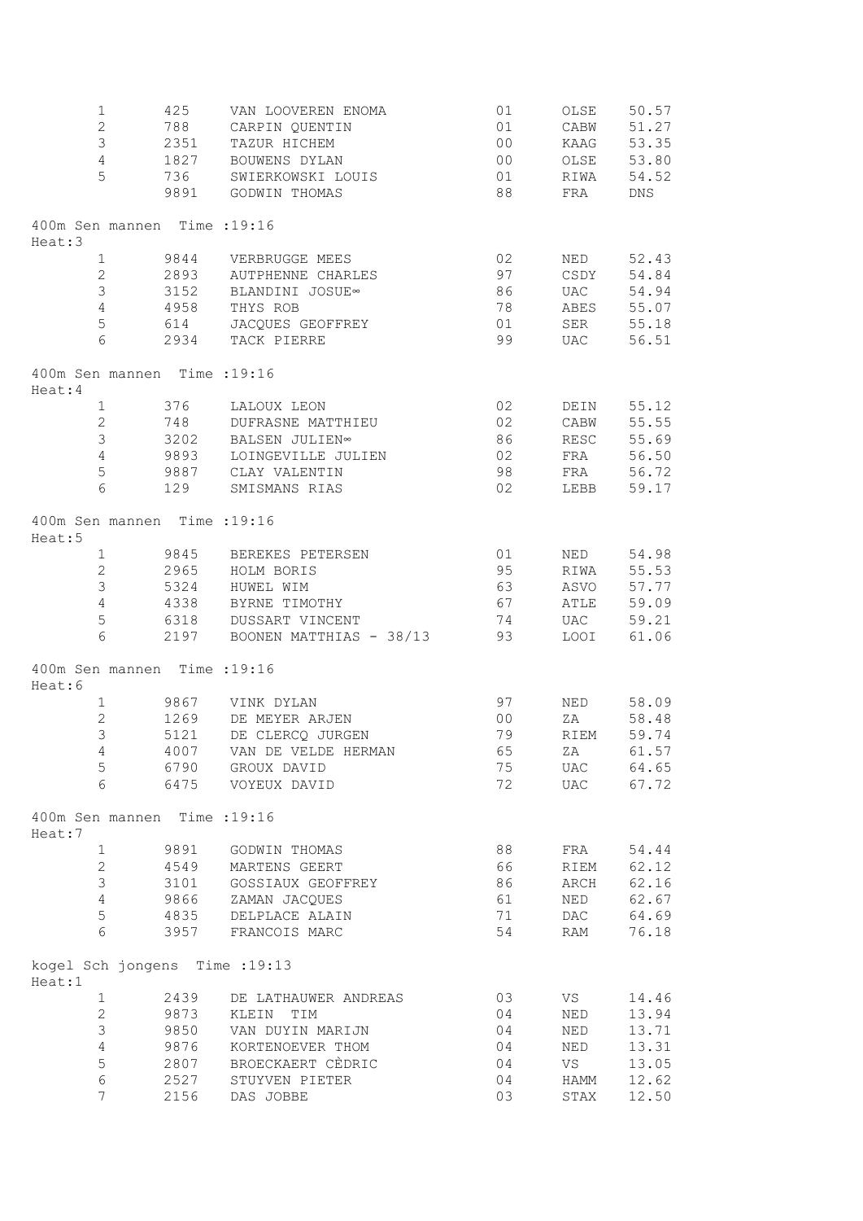| | | | | | |
|---|---|---|---|---|---|
| 1 | 425 | VAN LOOVEREN ENOMA | 01 | OLSE | 50.57 |
| 2 | 788 | CARPIN QUENTIN | 01 | CABW | 51.27 |
| 3 | 2351 | TAZUR HICHEM | 00 | KAAG | 53.35 |
| 4 | 1827 | BOUWENS DYLAN | 00 | OLSE | 53.80 |
| 5 | 736 | SWIERKOWSKI LOUIS | 01 | RIWA | 54.52 |
| | 9891 | GODWIN THOMAS | 88 | FRA | DNS |

400m Sen mannen Time :19:16
Heat:3

| | | | | | |
|---|---|---|---|---|---|
| 1 | 9844 | VERBRUGGE MEES | 02 | NED | 52.43 |
| 2 | 2893 | AUTPHENNE CHARLES | 97 | CSDY | 54.84 |
| 3 | 3152 | BLANDINI JOSUE∞ | 86 | UAC | 54.94 |
| 4 | 4958 | THYS ROB | 78 | ABES | 55.07 |
| 5 | 614 | JACQUES GEOFFREY | 01 | SER | 55.18 |
| 6 | 2934 | TACK PIERRE | 99 | UAC | 56.51 |

400m Sen mannen Time :19:16
Heat:4

| | | | | | |
|---|---|---|---|---|---|
| 1 | 376 | LALOUX LEON | 02 | DEIN | 55.12 |
| 2 | 748 | DUFRASNE MATTHIEU | 02 | CABW | 55.55 |
| 3 | 3202 | BALSEN JULIEN∞ | 86 | RESC | 55.69 |
| 4 | 9893 | LOINGEVILLE JULIEN | 02 | FRA | 56.50 |
| 5 | 9887 | CLAY VALENTIN | 98 | FRA | 56.72 |
| 6 | 129 | SMISMANS RIAS | 02 | LEBB | 59.17 |

400m Sen mannen Time :19:16
Heat:5

| | | | | | |
|---|---|---|---|---|---|
| 1 | 9845 | BEREKES PETERSEN | 01 | NED | 54.98 |
| 2 | 2965 | HOLM BORIS | 95 | RIWA | 55.53 |
| 3 | 5324 | HUWEL WIM | 63 | ASVO | 57.77 |
| 4 | 4338 | BYRNE TIMOTHY | 67 | ATLE | 59.09 |
| 5 | 6318 | DUSSART VINCENT | 74 | UAC | 59.21 |
| 6 | 2197 | BOONEN MATTHIAS - 38/13 | 93 | LOOI | 61.06 |

400m Sen mannen Time :19:16
Heat:6

| | | | | | |
|---|---|---|---|---|---|
| 1 | 9867 | VINK DYLAN | 97 | NED | 58.09 |
| 2 | 1269 | DE MEYER ARJEN | 00 | ZA | 58.48 |
| 3 | 5121 | DE CLERCQ JURGEN | 79 | RIEM | 59.74 |
| 4 | 4007 | VAN DE VELDE HERMAN | 65 | ZA | 61.57 |
| 5 | 6790 | GROUX DAVID | 75 | UAC | 64.65 |
| 6 | 6475 | VOYEUX DAVID | 72 | UAC | 67.72 |

400m Sen mannen Time :19:16
Heat:7

| | | | | | |
|---|---|---|---|---|---|
| 1 | 9891 | GODWIN THOMAS | 88 | FRA | 54.44 |
| 2 | 4549 | MARTENS GEERT | 66 | RIEM | 62.12 |
| 3 | 3101 | GOSSIAUX GEOFFREY | 86 | ARCH | 62.16 |
| 4 | 9866 | ZAMAN JACQUES | 61 | NED | 62.67 |
| 5 | 4835 | DELPLACE ALAIN | 71 | DAC | 64.69 |
| 6 | 3957 | FRANCOIS MARC | 54 | RAM | 76.18 |

kogel Sch jongens Time :19:13
Heat:1

| | | | | | |
|---|---|---|---|---|---|
| 1 | 2439 | DE LATHAUWER ANDREAS | 03 | VS | 14.46 |
| 2 | 9873 | KLEIN TIM | 04 | NED | 13.94 |
| 3 | 9850 | VAN DUYIN MARIJN | 04 | NED | 13.71 |
| 4 | 9876 | KORTENOEVER THOM | 04 | NED | 13.31 |
| 5 | 2807 | BROECKAERT CÈDRIC | 04 | VS | 13.05 |
| 6 | 2527 | STUYVEN PIETER | 04 | HAMM | 12.62 |
| 7 | 2156 | DAS JOBBE | 03 | STAX | 12.50 |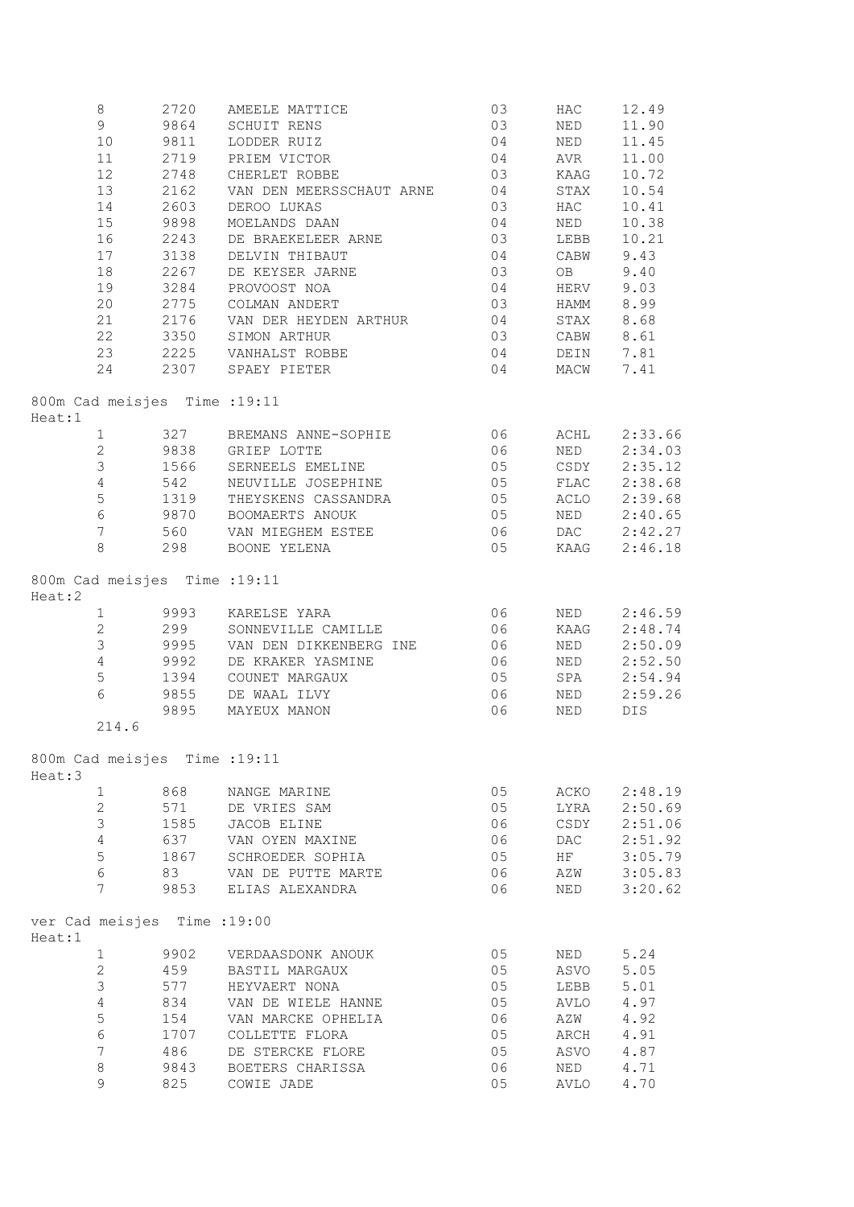| | | | | | |
|---|---|---|---|---|---|
| 8 | 2720 | AMEELE MATTICE | 03 | HAC | 12.49 |
| 9 | 9864 | SCHUIT RENS | 03 | NED | 11.90 |
| 10 | 9811 | LODDER RUIZ | 04 | NED | 11.45 |
| 11 | 2719 | PRIEM VICTOR | 04 | AVR | 11.00 |
| 12 | 2748 | CHERLET ROBBE | 03 | KAAG | 10.72 |
| 13 | 2162 | VAN DEN MEERSSCHAUT ARNE | 04 | STAX | 10.54 |
| 14 | 2603 | DEROO LUKAS | 03 | HAC | 10.41 |
| 15 | 9898 | MOELANDS DAAN | 04 | NED | 10.38 |
| 16 | 2243 | DE BRAEKELEER ARNE | 03 | LEBB | 10.21 |
| 17 | 3138 | DELVIN THIBAUT | 04 | CABW | 9.43 |
| 18 | 2267 | DE KEYSER JARNE | 03 | OB | 9.40 |
| 19 | 3284 | PROVOOST NOA | 04 | HERV | 9.03 |
| 20 | 2775 | COLMAN ANDERT | 03 | HAMM | 8.99 |
| 21 | 2176 | VAN DER HEYDEN ARTHUR | 04 | STAX | 8.68 |
| 22 | 3350 | SIMON ARTHUR | 03 | CABW | 8.61 |
| 23 | 2225 | VANHALST ROBBE | 04 | DEIN | 7.81 |
| 24 | 2307 | SPAEY PIETER | 04 | MACW | 7.41 |

800m Cad meisjes Time :19:11
Heat:1

| | | | | | |
|---|---|---|---|---|---|
| 1 | 327 | BREMANS ANNE-SOPHIE | 06 | ACHL | 2:33.66 |
| 2 | 9838 | GRIEP LOTTE | 06 | NED | 2:34.03 |
| 3 | 1566 | SERNEELS EMELINE | 05 | CSDY | 2:35.12 |
| 4 | 542 | NEUVILLE JOSEPHINE | 05 | FLAC | 2:38.68 |
| 5 | 1319 | THEYSKENS CASSANDRA | 05 | ACLO | 2:39.68 |
| 6 | 9870 | BOOMAERTS ANOUK | 05 | NED | 2:40.65 |
| 7 | 560 | VAN MIEGHEM ESTEE | 06 | DAC | 2:42.27 |
| 8 | 298 | BOONE YELENA | 05 | KAAG | 2:46.18 |

800m Cad meisjes Time :19:11
Heat:2

| | | | | | |
|---|---|---|---|---|---|
| 1 | 9993 | KARELSE YARA | 06 | NED | 2:46.59 |
| 2 | 299 | SONNEVILLE CAMILLE | 06 | KAAG | 2:48.74 |
| 3 | 9995 | VAN DEN DIKKENBERG INE | 06 | NED | 2:50.09 |
| 4 | 9992 | DE KRAKER YASMINE | 06 | NED | 2:52.50 |
| 5 | 1394 | COUNET MARGAUX | 05 | SPA | 2:54.94 |
| 6 | 9855 | DE WAAL ILVY | 06 | NED | 2:59.26 |
| | 9895 | MAYEUX MANON | 06 | NED | DIS |
| 214.6 | | | | | |

800m Cad meisjes Time :19:11
Heat:3

| | | | | | |
|---|---|---|---|---|---|
| 1 | 868 | NANGE MARINE | 05 | ACKO | 2:48.19 |
| 2 | 571 | DE VRIES SAM | 05 | LYRA | 2:50.69 |
| 3 | 1585 | JACOB ELINE | 06 | CSDY | 2:51.06 |
| 4 | 637 | VAN OYEN MAXINE | 06 | DAC | 2:51.92 |
| 5 | 1867 | SCHROEDER SOPHIA | 05 | HF | 3:05.79 |
| 6 | 83 | VAN DE PUTTE MARTE | 06 | AZW | 3:05.83 |
| 7 | 9853 | ELIAS ALEXANDRA | 06 | NED | 3:20.62 |

ver Cad meisjes Time :19:00
Heat:1

| | | | | | |
|---|---|---|---|---|---|
| 1 | 9902 | VERDAASDONK ANOUK | 05 | NED | 5.24 |
| 2 | 459 | BASTIL MARGAUX | 05 | ASVO | 5.05 |
| 3 | 577 | HEYVAERT NONA | 05 | LEBB | 5.01 |
| 4 | 834 | VAN DE WIELE HANNE | 05 | AVLO | 4.97 |
| 5 | 154 | VAN MARCKE OPHELIA | 06 | AZW | 4.92 |
| 6 | 1707 | COLLETTE FLORA | 05 | ARCH | 4.91 |
| 7 | 486 | DE STERCKE FLORE | 05 | ASVO | 4.87 |
| 8 | 9843 | BOETERS CHARISSA | 06 | NED | 4.71 |
| 9 | 825 | COWIE JADE | 05 | AVLO | 4.70 |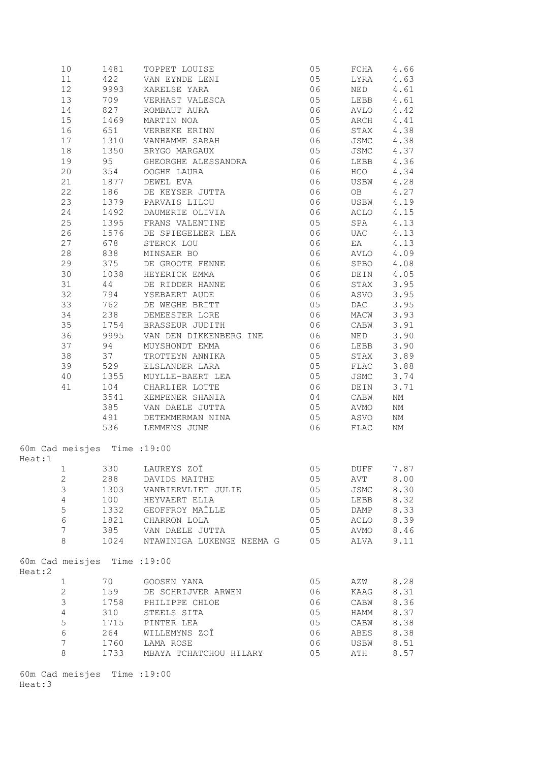| | | | | | |
|---|---|---|---|---|---|
| 10 | 1481 | TOPPET LOUISE | 05 | FCHA | 4.66 |
| 11 | 422 | VAN EYNDE LENI | 05 | LYRA | 4.63 |
| 12 | 9993 | KARELSE YARA | 06 | NED | 4.61 |
| 13 | 709 | VERHAST VALESCA | 05 | LEBB | 4.61 |
| 14 | 827 | ROMBAUT AURA | 06 | AVLO | 4.42 |
| 15 | 1469 | MARTIN NOA | 05 | ARCH | 4.41 |
| 16 | 651 | VERBEKE ERINN | 06 | STAX | 4.38 |
| 17 | 1310 | VANHAMME SARAH | 06 | JSMC | 4.38 |
| 18 | 1350 | BRYGO MARGAUX | 05 | JSMC | 4.37 |
| 19 | 95 | GHEORGHE ALESSANDRA | 06 | LEBB | 4.36 |
| 20 | 354 | OOGHE LAURA | 06 | HCO | 4.34 |
| 21 | 1877 | DEWEL EVA | 06 | USBW | 4.28 |
| 22 | 186 | DE KEYSER JUTTA | 06 | OB | 4.27 |
| 23 | 1379 | PARVAIS LILOU | 06 | USBW | 4.19 |
| 24 | 1492 | DAUMERIE OLIVIA | 06 | ACLO | 4.15 |
| 25 | 1395 | FRANS VALENTINE | 05 | SPA | 4.13 |
| 26 | 1576 | DE SPIEGELEER LEA | 06 | UAC | 4.13 |
| 27 | 678 | STERCK LOU | 06 | EA | 4.13 |
| 28 | 838 | MINSAER BO | 06 | AVLO | 4.09 |
| 29 | 375 | DE GROOTE FENNE | 06 | SPBO | 4.08 |
| 30 | 1038 | HEYERICK EMMA | 06 | DEIN | 4.05 |
| 31 | 44 | DE RIDDER HANNE | 06 | STAX | 3.95 |
| 32 | 794 | YSEBAERT AUDE | 06 | ASVO | 3.95 |
| 33 | 762 | DE WEGHE BRITT | 05 | DAC | 3.95 |
| 34 | 238 | DEMEESTER LORE | 06 | MACW | 3.93 |
| 35 | 1754 | BRASSEUR JUDITH | 06 | CABW | 3.91 |
| 36 | 9995 | VAN DEN DIKKENBERG INE | 06 | NED | 3.90 |
| 37 | 94 | MUYSHONDT EMMA | 06 | LEBB | 3.90 |
| 38 | 37 | TROTTEYN ANNIKA | 05 | STAX | 3.89 |
| 39 | 529 | ELSLANDER LARA | 05 | FLAC | 3.88 |
| 40 | 1355 | MUYLLE-BAERT LEA | 05 | JSMC | 3.74 |
| 41 | 104 | CHARLIER LOTTE | 06 | DEIN | 3.71 |
| | 3541 | KEMPENER SHANIA | 04 | CABW | NM |
| | 385 | VAN DAELE JUTTA | 05 | AVMO | NM |
| | 491 | DETEMMERMAN NINA | 05 | ASVO | NM |
| | 536 | LEMMENS JUNE | 06 | FLAC | NM |

60m Cad meisjes Time :19:00
Heat:1

| | | | | | |
|---|---|---|---|---|---|
| 1 | 330 | LAUREYS ZOÎ | 05 | DUFF | 7.87 |
| 2 | 288 | DAVIDS MAITHE | 05 | AVT | 8.00 |
| 3 | 1303 | VANBIERVLIET JULIE | 05 | JSMC | 8.30 |
| 4 | 100 | HEYVAERT ELLA | 05 | LEBB | 8.32 |
| 5 | 1332 | GEOFFROY MAÎLLE | 05 | DAMP | 8.33 |
| 6 | 1821 | CHARRON LOLA | 05 | ACLO | 8.39 |
| 7 | 385 | VAN DAELE JUTTA | 05 | AVMO | 8.46 |
| 8 | 1024 | NTAWINIGA LUKENGE NEEMA G | 05 | ALVA | 9.11 |

60m Cad meisjes Time :19:00
Heat:2

| | | | | | |
|---|---|---|---|---|---|
| 1 | 70 | GOOSEN YANA | 05 | AZW | 8.28 |
| 2 | 159 | DE SCHRIJVER ARWEN | 06 | KAAG | 8.31 |
| 3 | 1758 | PHILIPPE CHLOE | 06 | CABW | 8.36 |
| 4 | 310 | STEELS SITA | 05 | HAMM | 8.37 |
| 5 | 1715 | PINTER LEA | 05 | CABW | 8.38 |
| 6 | 264 | WILLEMYNS ZOÎ | 06 | ABES | 8.38 |
| 7 | 1760 | LAMA ROSE | 06 | USBW | 8.51 |
| 8 | 1733 | MBAYA TCHATCHOU HILARY | 05 | ATH | 8.57 |

60m Cad meisjes Time :19:00
Heat:3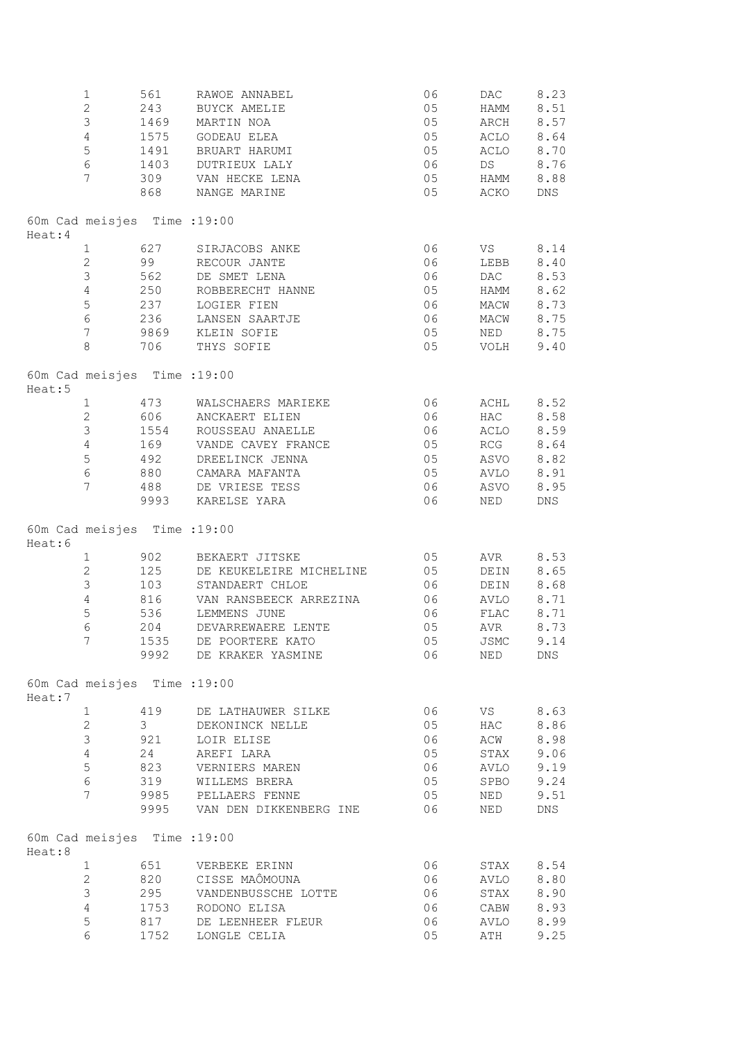| | | | | | |
|---|---|---|---|---|---|
| 1 | 561 | RAWOE ANNABEL | 06 | DAC | 8.23 |
| 2 | 243 | BUYCK AMELIE | 05 | HAMM | 8.51 |
| 3 | 1469 | MARTIN NOA | 05 | ARCH | 8.57 |
| 4 | 1575 | GODEAU ELEA | 05 | ACLO | 8.64 |
| 5 | 1491 | BRUART HARUMI | 05 | ACLO | 8.70 |
| 6 | 1403 | DUTRIEUX LALY | 06 | DS | 8.76 |
| 7 | 309 | VAN HECKE LENA | 05 | HAMM | 8.88 |
| | 868 | NANGE MARINE | 05 | ACKO | DNS |

60m Cad meisjes Time :19:00
Heat:4

| | | | | | |
|---|---|---|---|---|---|
| 1 | 627 | SIRJACOBS ANKE | 06 | VS | 8.14 |
| 2 | 99 | RECOUR JANTE | 06 | LEBB | 8.40 |
| 3 | 562 | DE SMET LENA | 06 | DAC | 8.53 |
| 4 | 250 | ROBBERECHT HANNE | 05 | HAMM | 8.62 |
| 5 | 237 | LOGIER FIEN | 06 | MACW | 8.73 |
| 6 | 236 | LANSEN SAARTJE | 06 | MACW | 8.75 |
| 7 | 9869 | KLEIN SOFIE | 05 | NED | 8.75 |
| 8 | 706 | THYS SOFIE | 05 | VOLH | 9.40 |

60m Cad meisjes Time :19:00
Heat:5

| | | | | | |
|---|---|---|---|---|---|
| 1 | 473 | WALSCHAERS MARIEKE | 06 | ACHL | 8.52 |
| 2 | 606 | ANCKAERT ELIEN | 06 | HAC | 8.58 |
| 3 | 1554 | ROUSSEAU ANAELLE | 06 | ACLO | 8.59 |
| 4 | 169 | VANDE CAVEY FRANCE | 05 | RCG | 8.64 |
| 5 | 492 | DREELINCK JENNA | 05 | ASVO | 8.82 |
| 6 | 880 | CAMARA MAFANTA | 05 | AVLO | 8.91 |
| 7 | 488 | DE VRIESE TESS | 06 | ASVO | 8.95 |
| | 9993 | KARELSE YARA | 06 | NED | DNS |

60m Cad meisjes Time :19:00
Heat:6

| | | | | | |
|---|---|---|---|---|---|
| 1 | 902 | BEKAERT JITSKE | 05 | AVR | 8.53 |
| 2 | 125 | DE KEUKELEIRE MICHELINE | 05 | DEIN | 8.65 |
| 3 | 103 | STANDAERT CHLOE | 06 | DEIN | 8.68 |
| 4 | 816 | VAN RANSBEECK ARREZINA | 06 | AVLO | 8.71 |
| 5 | 536 | LEMMENS JUNE | 06 | FLAC | 8.71 |
| 6 | 204 | DEVARREWAERE LENTE | 05 | AVR | 8.73 |
| 7 | 1535 | DE POORTERE KATO | 05 | JSMC | 9.14 |
| | 9992 | DE KRAKER YASMINE | 06 | NED | DNS |

60m Cad meisjes Time :19:00
Heat:7

| | | | | | |
|---|---|---|---|---|---|
| 1 | 419 | DE LATHAUWER SILKE | 06 | VS | 8.63 |
| 2 | 3 | DEKONINCK NELLE | 05 | HAC | 8.86 |
| 3 | 921 | LOIR ELISE | 06 | ACW | 8.98 |
| 4 | 24 | AREFI LARA | 05 | STAX | 9.06 |
| 5 | 823 | VERNIERS MAREN | 06 | AVLO | 9.19 |
| 6 | 319 | WILLEMS BRERA | 05 | SPBO | 9.24 |
| 7 | 9985 | PELLAERS FENNE | 05 | NED | 9.51 |
| | 9995 | VAN DEN DIKKENBERG INE | 06 | NED | DNS |

60m Cad meisjes Time :19:00
Heat:8

| | | | | | |
|---|---|---|---|---|---|
| 1 | 651 | VERBEKE ERINN | 06 | STAX | 8.54 |
| 2 | 820 | CISSE MAÔMOUNA | 06 | AVLO | 8.80 |
| 3 | 295 | VANDENBUSSCHE LOTTE | 06 | STAX | 8.90 |
| 4 | 1753 | RODONO ELISA | 06 | CABW | 8.93 |
| 5 | 817 | DE LEENHEER FLEUR | 06 | AVLO | 8.99 |
| 6 | 1752 | LONGLE CELIA | 05 | ATH | 9.25 |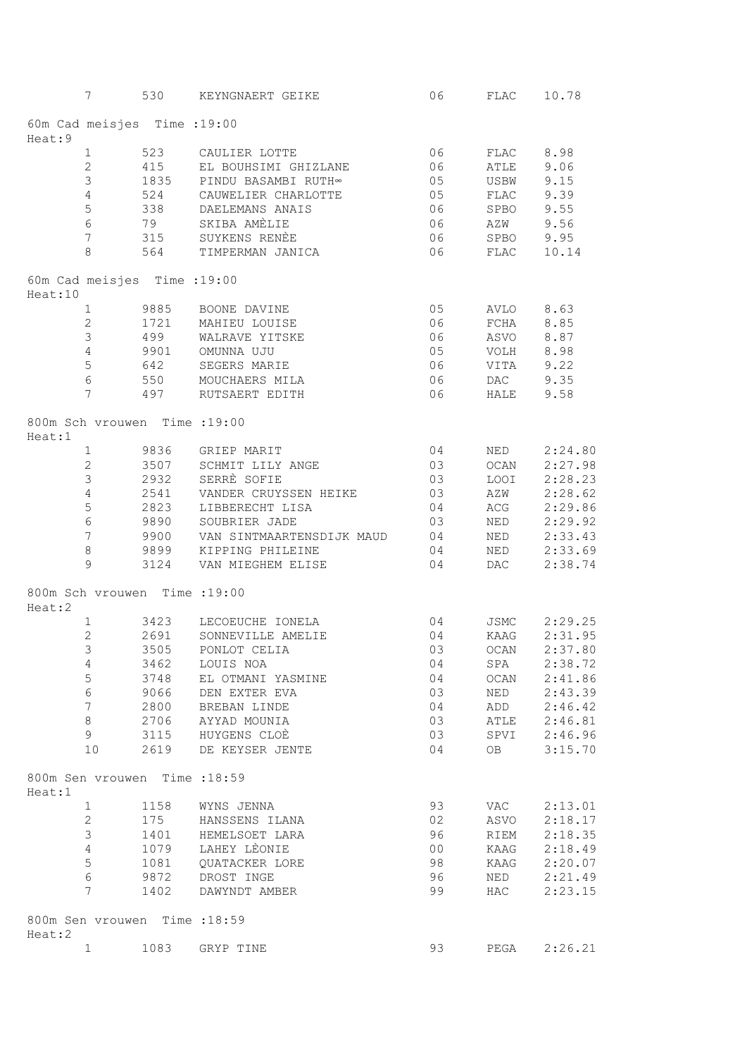| | | | | | |
|---|---|---|---|---|---|
| 7 | 530 | KEYNGNAERT GEIKE | 06 | FLAC | 10.78 |

60m Cad meisjes Time :19:00

Heat:9

| | | | | | |
|---|---|---|---|---|---|
| 1 | 523 | CAULIER LOTTE | 06 | FLAC | 8.98 |
| 2 | 415 | EL BOUHSIMI GHIZLANE | 06 | ATLE | 9.06 |
| 3 | 1835 | PINDU BASAMBI RUTH∞ | 05 | USBW | 9.15 |
| 4 | 524 | CAUWELIER CHARLOTTE | 05 | FLAC | 9.39 |
| 5 | 338 | DAELEMANS ANAIS | 06 | SPBO | 9.55 |
| 6 | 79 | SKIBA AMÈLIE | 06 | AZW | 9.56 |
| 7 | 315 | SUYKENS RENÈE | 06 | SPBO | 9.95 |
| 8 | 564 | TIMPERMAN JANICA | 06 | FLAC | 10.14 |

60m Cad meisjes Time :19:00

Heat:10

| | | | | | |
|---|---|---|---|---|---|
| 1 | 9885 | BOONE DAVINE | 05 | AVLO | 8.63 |
| 2 | 1721 | MAHIEU LOUISE | 06 | FCHA | 8.85 |
| 3 | 499 | WALRAVE YITSKE | 06 | ASVO | 8.87 |
| 4 | 9901 | OMUNNA UJU | 05 | VOLH | 8.98 |
| 5 | 642 | SEGERS MARIE | 06 | VITA | 9.22 |
| 6 | 550 | MOUCHAERS MILA | 06 | DAC | 9.35 |
| 7 | 497 | RUTSAERT EDITH | 06 | HALE | 9.58 |

800m Sch vrouwen Time :19:00

Heat:1

| | | | | | |
|---|---|---|---|---|---|
| 1 | 9836 | GRIEP MARIT | 04 | NED | 2:24.80 |
| 2 | 3507 | SCHMIT LILY ANGE | 03 | OCAN | 2:27.98 |
| 3 | 2932 | SERRÈ SOFIE | 03 | LOOI | 2:28.23 |
| 4 | 2541 | VANDER CRUYSSEN HEIKE | 03 | AZW | 2:28.62 |
| 5 | 2823 | LIBBERECHT LISA | 04 | ACG | 2:29.86 |
| 6 | 9890 | SOUBRIER JADE | 03 | NED | 2:29.92 |
| 7 | 9900 | VAN SINTMAARTENSDIJK MAUD | 04 | NED | 2:33.43 |
| 8 | 9899 | KIPPING PHILEINE | 04 | NED | 2:33.69 |
| 9 | 3124 | VAN MIEGHEM ELISE | 04 | DAC | 2:38.74 |

800m Sch vrouwen Time :19:00

Heat:2

| | | | | | |
|---|---|---|---|---|---|
| 1 | 3423 | LECOEUCHE IONELA | 04 | JSMC | 2:29.25 |
| 2 | 2691 | SONNEVILLE AMELIE | 04 | KAAG | 2:31.95 |
| 3 | 3505 | PONLOT CELIA | 03 | OCAN | 2:37.80 |
| 4 | 3462 | LOUIS NOA | 04 | SPA | 2:38.72 |
| 5 | 3748 | EL OTMANI YASMINE | 04 | OCAN | 2:41.86 |
| 6 | 9066 | DEN EXTER EVA | 03 | NED | 2:43.39 |
| 7 | 2800 | BREBAN LINDE | 04 | ADD | 2:46.42 |
| 8 | 2706 | AYYAD MOUNIA | 03 | ATLE | 2:46.81 |
| 9 | 3115 | HUYGENS CLOÈ | 03 | SPVI | 2:46.96 |
| 10 | 2619 | DE KEYSER JENTE | 04 | OB | 3:15.70 |

800m Sen vrouwen Time :18:59

Heat:1

| | | | | | |
|---|---|---|---|---|---|
| 1 | 1158 | WYNS JENNA | 93 | VAC | 2:13.01 |
| 2 | 175 | HANSSENS ILANA | 02 | ASVO | 2:18.17 |
| 3 | 1401 | HEMELSOET LARA | 96 | RIEM | 2:18.35 |
| 4 | 1079 | LAHEY LÈONIE | 00 | KAAG | 2:18.49 |
| 5 | 1081 | QUATACKER LORE | 98 | KAAG | 2:20.07 |
| 6 | 9872 | DROST INGE | 96 | NED | 2:21.49 |
| 7 | 1402 | DAWYNDT AMBER | 99 | HAC | 2:23.15 |

800m Sen vrouwen Time :18:59

Heat:2

| | | | | | |
|---|---|---|---|---|---|
| 1 | 1083 | GRYP TINE | 93 | PEGA | 2:26.21 |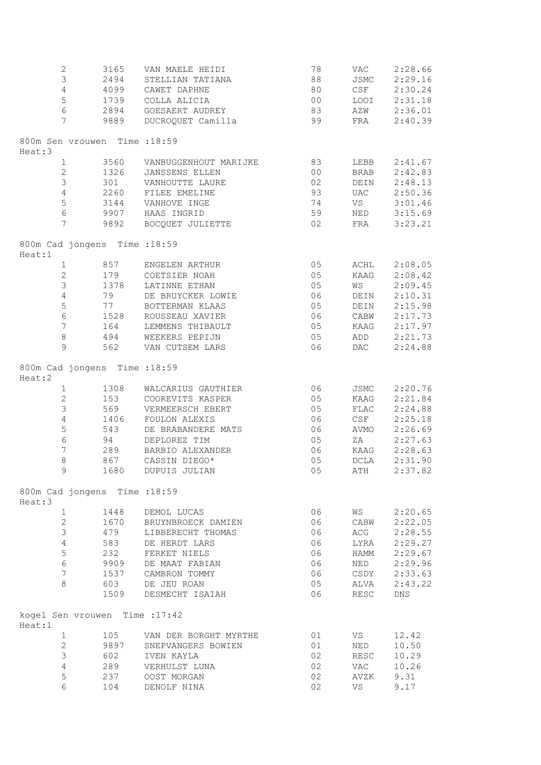| | | | | | |
|---|---|---|---|---|---|
| 2 | 3165 | VAN MAELE HEIDI | 78 | VAC | 2:28.66 |
| 3 | 2494 | STELLIAN TATIANA | 88 | JSMC | 2:29.16 |
| 4 | 4099 | CAWET DAPHNE | 80 | CSF | 2:30.24 |
| 5 | 1739 | COLLA ALICIA | 00 | LOOI | 2:31.18 |
| 6 | 2894 | GOESAERT AUDREY | 83 | AZW | 2:36.01 |
| 7 | 9889 | DUCROQUET Camilla | 99 | FRA | 2:40.39 |

800m Sen vrouwen Time :18:59

Heat:3

| | | | | | |
|---|---|---|---|---|---|
| 1 | 3560 | VANBUGGENHOUT MARIJKE | 83 | LEBB | 2:41.67 |
| 2 | 1326 | JANSSENS ELLEN | 00 | BRAB | 2:42.83 |
| 3 | 301 | VANHOUTTE LAURE | 02 | DEIN | 2:48.13 |
| 4 | 2260 | FILEE EMELINE | 93 | UAC | 2:50.36 |
| 5 | 3144 | VANHOVE INGE | 74 | VS | 3:01.46 |
| 6 | 9907 | HAAS INGRID | 59 | NED | 3:15.69 |
| 7 | 9892 | BOCQUET JULIETTE | 02 | FRA | 3:23.21 |

800m Cad jongens Time :18:59

Heat:1

| | | | | | |
|---|---|---|---|---|---|
| 1 | 857 | ENGELEN ARTHUR | 05 | ACHL | 2:08.05 |
| 2 | 179 | COETSIER NOAH | 05 | KAAG | 2:08.42 |
| 3 | 1378 | LATINNE ETHAN | 05 | WS | 2:09.45 |
| 4 | 79 | DE BRUYCKER LOWIE | 06 | DEIN | 2:10.31 |
| 5 | 77 | BOTTERMAN KLAAS | 05 | DEIN | 2:15.98 |
| 6 | 1528 | ROUSSEAU XAVIER | 06 | CABW | 2:17.73 |
| 7 | 164 | LEMMENS THIBAULT | 05 | KAAG | 2:17.97 |
| 8 | 494 | WEEKERS PEPIJN | 05 | ADD | 2:21.73 |
| 9 | 562 | VAN CUTSEM LARS | 06 | DAC | 2:24.88 |

800m Cad jongens Time :18:59

Heat:2

| | | | | | |
|---|---|---|---|---|---|
| 1 | 1308 | WALCARIUS GAUTHIER | 06 | JSMC | 2:20.76 |
| 2 | 153 | COOREVITS KASPER | 05 | KAAG | 2:21.84 |
| 3 | 569 | VERMEERSCH EBERT | 05 | FLAC | 2:24.88 |
| 4 | 1406 | FOULON ALEXIS | 06 | CSF | 2:25.18 |
| 5 | 543 | DE BRABANDERE MATS | 06 | AVMO | 2:26.69 |
| 6 | 94 | DEPLOREZ TIM | 05 | ZA | 2:27.63 |
| 7 | 289 | BARBIO ALEXANDER | 06 | KAAG | 2:28.63 |
| 8 | 867 | CASSIN DIEGO* | 05 | DCLA | 2:31.90 |
| 9 | 1680 | DUPUIS JULIAN | 05 | ATH | 2:37.82 |

800m Cad jongens Time :18:59

Heat:3

| | | | | | |
|---|---|---|---|---|---|
| 1 | 1448 | DEMOL LUCAS | 06 | WS | 2:20.65 |
| 2 | 1670 | BRUYNBROECK DAMIEN | 06 | CABW | 2:22.05 |
| 3 | 479 | LIBBERECHT THOMAS | 06 | ACG | 2:28.55 |
| 4 | 583 | DE HERDT LARS | 06 | LYRA | 2:29.27 |
| 5 | 232 | FERKET NIELS | 06 | HAMM | 2:29.67 |
| 6 | 9909 | DE MAAT FABIAN | 06 | NED | 2:29.96 |
| 7 | 1537 | CAMBRON TOMMY | 06 | CSDY | 2:33.63 |
| 8 | 603 | DE JEU ROAN | 05 | ALVA | 2:43.22 |
| | 1509 | DESMECHT ISAIAH | 06 | RESC | DNS |

kogel Sen vrouwen Time :17:42

Heat:1

| | | | | | |
|---|---|---|---|---|---|
| 1 | 105 | VAN DER BORGHT MYRTHE | 01 | VS | 12.42 |
| 2 | 9897 | SNEPVANGERS BOWIEN | 01 | NED | 10.50 |
| 3 | 602 | IVEN KAYLA | 02 | RESC | 10.29 |
| 4 | 289 | VERHULST LUNA | 02 | VAC | 10.26 |
| 5 | 237 | OOST MORGAN | 02 | AVZK | 9.31 |
| 6 | 104 | DENOLF NINA | 02 | VS | 9.17 |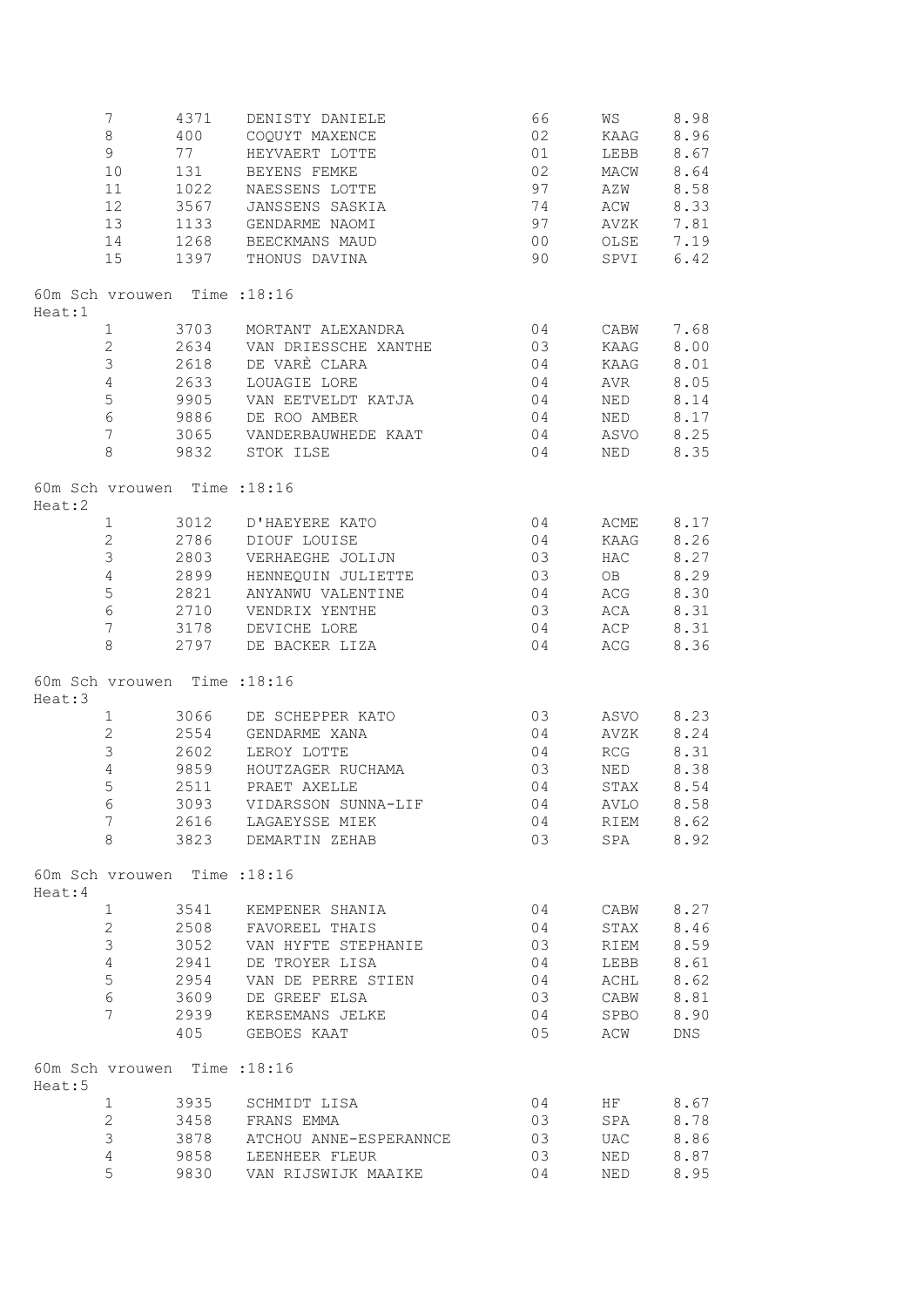| | | | | | |
|---|---|---|---|---|---|
| 7 | 4371 | DENISTY DANIELE | 66 | WS | 8.98 |
| 8 | 400 | COQUYT MAXENCE | 02 | KAAG | 8.96 |
| 9 | 77 | HEYVAERT LOTTE | 01 | LEBB | 8.67 |
| 10 | 131 | BEYENS FEMKE | 02 | MACW | 8.64 |
| 11 | 1022 | NAESSENS LOTTE | 97 | AZW | 8.58 |
| 12 | 3567 | JANSSENS SASKIA | 74 | ACW | 8.33 |
| 13 | 1133 | GENDARME NAOMI | 97 | AVZK | 7.81 |
| 14 | 1268 | BEECKMANS MAUD | 00 | OLSE | 7.19 |
| 15 | 1397 | THONUS DAVINA | 90 | SPVI | 6.42 |

60m Sch vrouwen Time :18:16
Heat:1

| | | | | | |
|---|---|---|---|---|---|
| 1 | 3703 | MORTANT ALEXANDRA | 04 | CABW | 7.68 |
| 2 | 2634 | VAN DRIESSCHE XANTHE | 03 | KAAG | 8.00 |
| 3 | 2618 | DE VARÈ CLARA | 04 | KAAG | 8.01 |
| 4 | 2633 | LOUAGIE LORE | 04 | AVR | 8.05 |
| 5 | 9905 | VAN EETVELDT KATJA | 04 | NED | 8.14 |
| 6 | 9886 | DE ROO AMBER | 04 | NED | 8.17 |
| 7 | 3065 | VANDERBAUWHEDE KAAT | 04 | ASVO | 8.25 |
| 8 | 9832 | STOK ILSE | 04 | NED | 8.35 |

60m Sch vrouwen Time :18:16
Heat:2

| | | | | | |
|---|---|---|---|---|---|
| 1 | 3012 | D'HAEYERE KATO | 04 | ACME | 8.17 |
| 2 | 2786 | DIOUF LOUISE | 04 | KAAG | 8.26 |
| 3 | 2803 | VERHAEGHE JOLIJN | 03 | HAC | 8.27 |
| 4 | 2899 | HENNEQUIN JULIETTE | 03 | OB | 8.29 |
| 5 | 2821 | ANYANWU VALENTINE | 04 | ACG | 8.30 |
| 6 | 2710 | VENDRIX YENTHE | 03 | ACA | 8.31 |
| 7 | 3178 | DEVICHE LORE | 04 | ACP | 8.31 |
| 8 | 2797 | DE BACKER LIZA | 04 | ACG | 8.36 |

60m Sch vrouwen Time :18:16
Heat:3

| | | | | | |
|---|---|---|---|---|---|
| 1 | 3066 | DE SCHEPPER KATO | 03 | ASVO | 8.23 |
| 2 | 2554 | GENDARME XANA | 04 | AVZK | 8.24 |
| 3 | 2602 | LEROY LOTTE | 04 | RCG | 8.31 |
| 4 | 9859 | HOUTZAGER RUCHAMA | 03 | NED | 8.38 |
| 5 | 2511 | PRAET AXELLE | 04 | STAX | 8.54 |
| 6 | 3093 | VIDARSSON SUNNA-LIF | 04 | AVLO | 8.58 |
| 7 | 2616 | LAGAEYSSE MIEK | 04 | RIEM | 8.62 |
| 8 | 3823 | DEMARTIN ZEHAB | 03 | SPA | 8.92 |

60m Sch vrouwen Time :18:16
Heat:4

| | | | | | |
|---|---|---|---|---|---|
| 1 | 3541 | KEMPENER SHANIA | 04 | CABW | 8.27 |
| 2 | 2508 | FAVOREEL THAIS | 04 | STAX | 8.46 |
| 3 | 3052 | VAN HYFTE STEPHANIE | 03 | RIEM | 8.59 |
| 4 | 2941 | DE TROYER LISA | 04 | LEBB | 8.61 |
| 5 | 2954 | VAN DE PERRE STIEN | 04 | ACHL | 8.62 |
| 6 | 3609 | DE GREEF ELSA | 03 | CABW | 8.81 |
| 7 | 2939 | KERSEMANS JELKE | 04 | SPBO | 8.90 |
| | 405 | GEBOES KAAT | 05 | ACW | DNS |

60m Sch vrouwen Time :18:16
Heat:5

| | | | | | |
|---|---|---|---|---|---|
| 1 | 3935 | SCHMIDT LISA | 04 | HF | 8.67 |
| 2 | 3458 | FRANS EMMA | 03 | SPA | 8.78 |
| 3 | 3878 | ATCHOU ANNE-ESPERANNCE | 03 | UAC | 8.86 |
| 4 | 9858 | LEENHEER FLEUR | 03 | NED | 8.87 |
| 5 | 9830 | VAN RIJSWIJK MAAIKE | 04 | NED | 8.95 |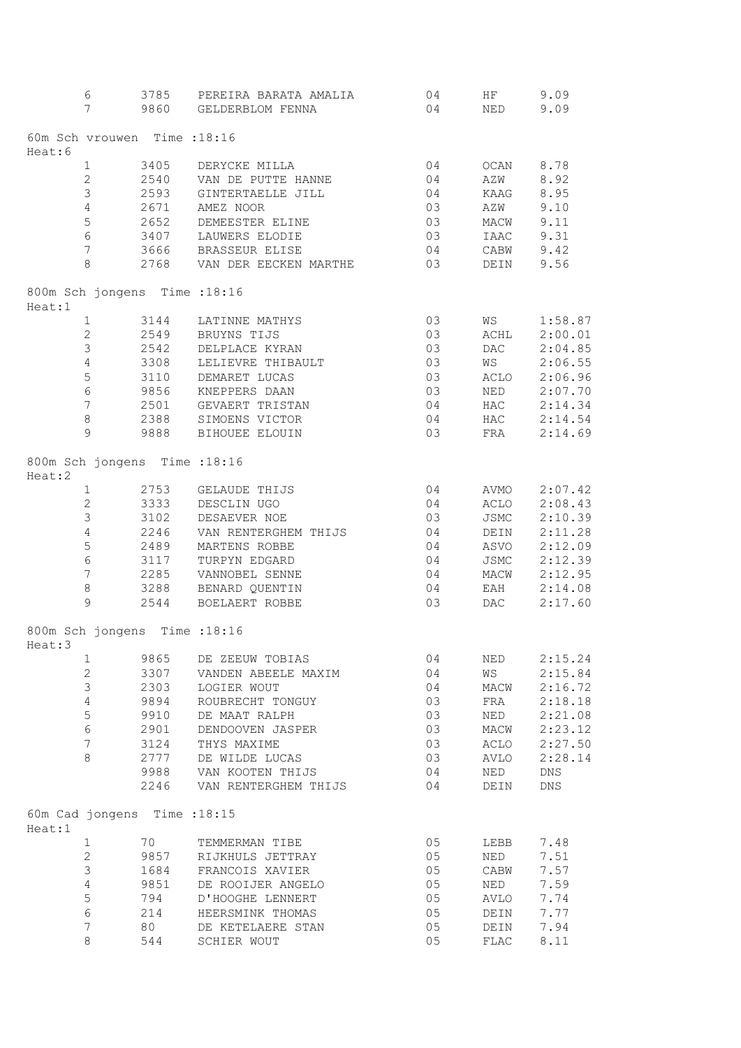| | | | | | |
|---|---|---|---|---|---|
| 6 | 3785 | PEREIRA BARATA AMALIA | 04 | HF | 9.09 |
| 7 | 9860 | GELDERBLOM FENNA | 04 | NED | 9.09 |

60m Sch vrouwen Time :18:16
Heat:6

| | | | | | |
|---|---|---|---|---|---|
| 1 | 3405 | DERYCKE MILLA | 04 | OCAN | 8.78 |
| 2 | 2540 | VAN DE PUTTE HANNE | 04 | AZW | 8.92 |
| 3 | 2593 | GINTERTAELLE JILL | 04 | KAAG | 8.95 |
| 4 | 2671 | AMEZ NOOR | 03 | AZW | 9.10 |
| 5 | 2652 | DEMEESTER ELINE | 03 | MACW | 9.11 |
| 6 | 3407 | LAUWERS ELODIE | 03 | IAAC | 9.31 |
| 7 | 3666 | BRASSEUR ELISE | 04 | CABW | 9.42 |
| 8 | 2768 | VAN DER EECKEN MARTHE | 03 | DEIN | 9.56 |

800m Sch jongens Time :18:16
Heat:1

| | | | | | |
|---|---|---|---|---|---|
| 1 | 3144 | LATINNE MATHYS | 03 | WS | 1:58.87 |
| 2 | 2549 | BRUYNS TIJS | 03 | ACHL | 2:00.01 |
| 3 | 2542 | DELPLACE KYRAN | 03 | DAC | 2:04.85 |
| 4 | 3308 | LELIEVRE THIBAULT | 03 | WS | 2:06.55 |
| 5 | 3110 | DEMARET LUCAS | 03 | ACLO | 2:06.96 |
| 6 | 9856 | KNEPPERS DAAN | 03 | NED | 2:07.70 |
| 7 | 2501 | GEVAERT TRISTAN | 04 | HAC | 2:14.34 |
| 8 | 2388 | SIMOENS VICTOR | 04 | HAC | 2:14.54 |
| 9 | 9888 | BIHOUEE ELOUIN | 03 | FRA | 2:14.69 |

800m Sch jongens Time :18:16
Heat:2

| | | | | | |
|---|---|---|---|---|---|
| 1 | 2753 | GELAUDE THIJS | 04 | AVMO | 2:07.42 |
| 2 | 3333 | DESCLIN UGO | 04 | ACLO | 2:08.43 |
| 3 | 3102 | DESAEVER NOE | 03 | JSMC | 2:10.39 |
| 4 | 2246 | VAN RENTERGHEM THIJS | 04 | DEIN | 2:11.28 |
| 5 | 2489 | MARTENS ROBBE | 04 | ASVO | 2:12.09 |
| 6 | 3117 | TURPYN EDGARD | 04 | JSMC | 2:12.39 |
| 7 | 2285 | VANNOBEL SENNE | 04 | MACW | 2:12.95 |
| 8 | 3288 | BENARD QUENTIN | 04 | EAH | 2:14.08 |
| 9 | 2544 | BOELAERT ROBBE | 03 | DAC | 2:17.60 |

800m Sch jongens Time :18:16
Heat:3

| | | | | | |
|---|---|---|---|---|---|
| 1 | 9865 | DE ZEEUW TOBIAS | 04 | NED | 2:15.24 |
| 2 | 3307 | VANDEN ABEELE MAXIM | 04 | WS | 2:15.84 |
| 3 | 2303 | LOGIER WOUT | 04 | MACW | 2:16.72 |
| 4 | 9894 | ROUBRECHT TONGUY | 03 | FRA | 2:18.18 |
| 5 | 9910 | DE MAAT RALPH | 03 | NED | 2:21.08 |
| 6 | 2901 | DENDOOVEN JASPER | 03 | MACW | 2:23.12 |
| 7 | 3124 | THYS MAXIME | 03 | ACLO | 2:27.50 |
| 8 | 2777 | DE WILDE LUCAS | 03 | AVLO | 2:28.14 |
| | 9988 | VAN KOOTEN THIJS | 04 | NED | DNS |
| | 2246 | VAN RENTERGHEM THIJS | 04 | DEIN | DNS |

60m Cad jongens Time :18:15
Heat:1

| | | | | | |
|---|---|---|---|---|---|
| 1 | 70 | TEMMERMAN TIBE | 05 | LEBB | 7.48 |
| 2 | 9857 | RIJKHULS JETTRAY | 05 | NED | 7.51 |
| 3 | 1684 | FRANCOIS XAVIER | 05 | CABW | 7.57 |
| 4 | 9851 | DE ROOIJER ANGELO | 05 | NED | 7.59 |
| 5 | 794 | D'HOOGHE LENNERT | 05 | AVLO | 7.74 |
| 6 | 214 | HEERSMINK THOMAS | 05 | DEIN | 7.77 |
| 7 | 80 | DE KETELAERE STAN | 05 | DEIN | 7.94 |
| 8 | 544 | SCHIER WOUT | 05 | FLAC | 8.11 |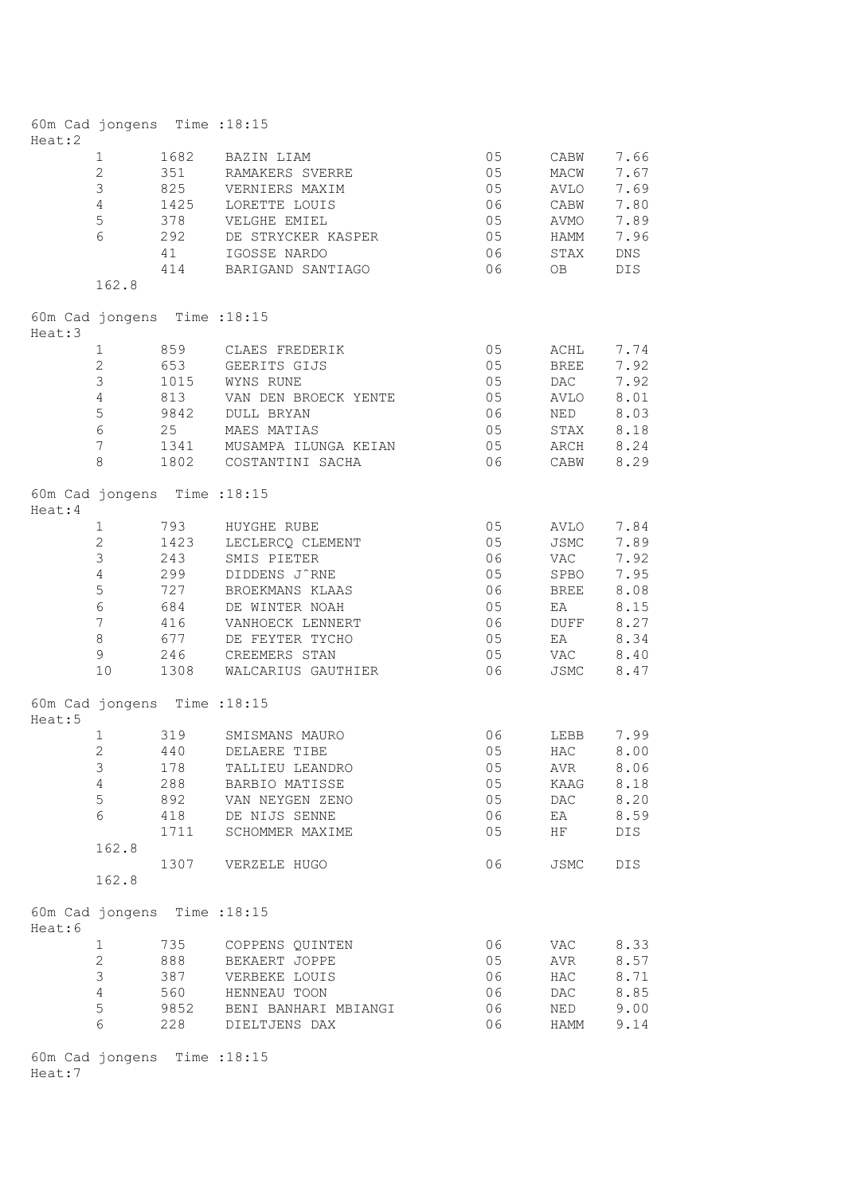60m Cad jongens Time :18:15

Heat:2

| | | | | | |
|---|---|---|---|---|---|
| 1 | 1682 | BAZIN LIAM | 05 | CABW | 7.66 |
| 2 | 351 | RAMAKERS SVERRE | 05 | MACW | 7.67 |
| 3 | 825 | VERNIERS MAXIM | 05 | AVLO | 7.69 |
| 4 | 1425 | LORETTE LOUIS | 06 | CABW | 7.80 |
| 5 | 378 | VELGHE EMIEL | 05 | AVMO | 7.89 |
| 6 | 292 | DE STRYCKER KASPER | 05 | HAMM | 7.96 |
| | 41 | IGOSSE NARDO | 06 | STAX | DNS |
| | 414 | BARIGAND SANTIAGO | 06 | OB | DIS |
| 162.8 | | | | | |

60m Cad jongens Time :18:15

Heat:3

| | | | | | |
|---|---|---|---|---|---|
| 1 | 859 | CLAES FREDERIK | 05 | ACHL | 7.74 |
| 2 | 653 | GEERITS GIJS | 05 | BREE | 7.92 |
| 3 | 1015 | WYNS RUNE | 05 | DAC | 7.92 |
| 4 | 813 | VAN DEN BROECK YENTE | 05 | AVLO | 8.01 |
| 5 | 9842 | DULL BRYAN | 06 | NED | 8.03 |
| 6 | 25 | MAES MATIAS | 05 | STAX | 8.18 |
| 7 | 1341 | MUSAMPA ILUNGA KEIAN | 05 | ARCH | 8.24 |
| 8 | 1802 | COSTANTINI SACHA | 06 | CABW | 8.29 |

60m Cad jongens Time :18:15

Heat:4

| | | | | | |
|---|---|---|---|---|---|
| 1 | 793 | HUYGHE RUBE | 05 | AVLO | 7.84 |
| 2 | 1423 | LECLERCQ CLEMENT | 05 | JSMC | 7.89 |
| 3 | 243 | SMIS PIETER | 06 | VAC | 7.92 |
| 4 | 299 | DIDDENS JˆRNE | 05 | SPBO | 7.95 |
| 5 | 727 | BROEKMANS KLAAS | 06 | BREE | 8.08 |
| 6 | 684 | DE WINTER NOAH | 05 | EA | 8.15 |
| 7 | 416 | VANHOECK LENNERT | 06 | DUFF | 8.27 |
| 8 | 677 | DE FEYTER TYCHO | 05 | EA | 8.34 |
| 9 | 246 | CREEMERS STAN | 05 | VAC | 8.40 |
| 10 | 1308 | WALCARIUS GAUTHIER | 06 | JSMC | 8.47 |

60m Cad jongens Time :18:15

Heat:5

| | | | | | |
|---|---|---|---|---|---|
| 1 | 319 | SMISMANS MAURO | 06 | LEBB | 7.99 |
| 2 | 440 | DELAERE TIBE | 05 | HAC | 8.00 |
| 3 | 178 | TALLIEU LEANDRO | 05 | AVR | 8.06 |
| 4 | 288 | BARBIO MATISSE | 05 | KAAG | 8.18 |
| 5 | 892 | VAN NEYGEN ZENO | 05 | DAC | 8.20 |
| 6 | 418 | DE NIJS SENNE | 06 | EA | 8.59 |
| | 1711 | SCHOMMER MAXIME | 05 | HF | DIS |
| 162.8 | | | | | |
| | 1307 | VERZELE HUGO | 06 | JSMC | DIS |
| 162.8 | | | | | |

60m Cad jongens Time :18:15

Heat:6

| | | | | | |
|---|---|---|---|---|---|
| 1 | 735 | COPPENS QUINTEN | 06 | VAC | 8.33 |
| 2 | 888 | BEKAERT JOPPE | 05 | AVR | 8.57 |
| 3 | 387 | VERBEKE LOUIS | 06 | HAC | 8.71 |
| 4 | 560 | HENNEAU TOON | 06 | DAC | 8.85 |
| 5 | 9852 | BENI BANHARI MBIANGI | 06 | NED | 9.00 |
| 6 | 228 | DIELTJENS DAX | 06 | HAMM | 9.14 |

60m Cad jongens Time :18:15

Heat:7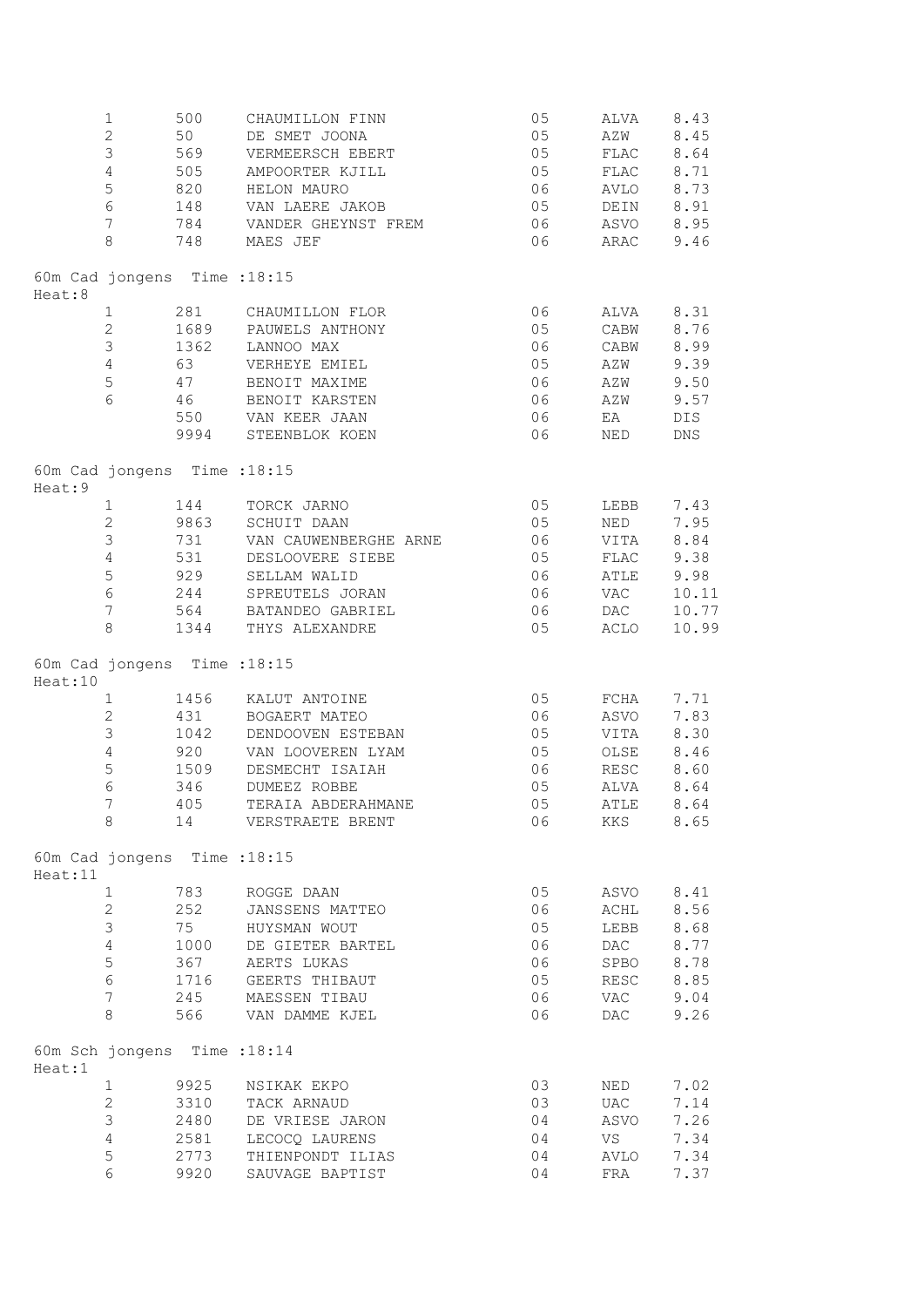| | | | | | |
|---|---|---|---|---|---|
| 1 | 500 | CHAUMILLON FINN | 05 | ALVA | 8.43 |
| 2 | 50 | DE SMET JOONA | 05 | AZW | 8.45 |
| 3 | 569 | VERMEERSCH EBERT | 05 | FLAC | 8.64 |
| 4 | 505 | AMPOORTER KJILL | 05 | FLAC | 8.71 |
| 5 | 820 | HELON MAURO | 06 | AVLO | 8.73 |
| 6 | 148 | VAN LAERE JAKOB | 05 | DEIN | 8.91 |
| 7 | 784 | VANDER GHEYNST FREM | 06 | ASVO | 8.95 |
| 8 | 748 | MAES JEF | 06 | ARAC | 9.46 |

60m Cad jongens Time :18:15

Heat:8

| | | | | | |
|---|---|---|---|---|---|
| 1 | 281 | CHAUMILLON FLOR | 06 | ALVA | 8.31 |
| 2 | 1689 | PAUWELS ANTHONY | 05 | CABW | 8.76 |
| 3 | 1362 | LANNOO MAX | 06 | CABW | 8.99 |
| 4 | 63 | VERHEYE EMIEL | 05 | AZW | 9.39 |
| 5 | 47 | BENOIT MAXIME | 06 | AZW | 9.50 |
| 6 | 46 | BENOIT KARSTEN | 06 | AZW | 9.57 |
| | 550 | VAN KEER JAAN | 06 | EA | DIS |
| | 9994 | STEENBLOK KOEN | 06 | NED | DNS |

60m Cad jongens Time :18:15

Heat:9

| | | | | | |
|---|---|---|---|---|---|
| 1 | 144 | TORCK JARNO | 05 | LEBB | 7.43 |
| 2 | 9863 | SCHUIT DAAN | 05 | NED | 7.95 |
| 3 | 731 | VAN CAUWENBERGHE ARNE | 06 | VITA | 8.84 |
| 4 | 531 | DESLOOVERE SIEBE | 05 | FLAC | 9.38 |
| 5 | 929 | SELLAM WALID | 06 | ATLE | 9.98 |
| 6 | 244 | SPREUTELS JORAN | 06 | VAC | 10.11 |
| 7 | 564 | BATANDEO GABRIEL | 06 | DAC | 10.77 |
| 8 | 1344 | THYS ALEXANDRE | 05 | ACLO | 10.99 |

60m Cad jongens Time :18:15

Heat:10

| | | | | | |
|---|---|---|---|---|---|
| 1 | 1456 | KALUT ANTOINE | 05 | FCHA | 7.71 |
| 2 | 431 | BOGAERT MATEO | 06 | ASVO | 7.83 |
| 3 | 1042 | DENDOOVEN ESTEBAN | 05 | VITA | 8.30 |
| 4 | 920 | VAN LOOVEREN LYAM | 05 | OLSE | 8.46 |
| 5 | 1509 | DESMECHT ISAIAH | 06 | RESC | 8.60 |
| 6 | 346 | DUMEEZ ROBBE | 05 | ALVA | 8.64 |
| 7 | 405 | TERAIA ABDERAHMANE | 05 | ATLE | 8.64 |
| 8 | 14 | VERSTRAETE BRENT | 06 | KKS | 8.65 |

60m Cad jongens Time :18:15

Heat:11

| | | | | | |
|---|---|---|---|---|---|
| 1 | 783 | ROGGE DAAN | 05 | ASVO | 8.41 |
| 2 | 252 | JANSSENS MATTEO | 06 | ACHL | 8.56 |
| 3 | 75 | HUYSMAN WOUT | 05 | LEBB | 8.68 |
| 4 | 1000 | DE GIETER BARTEL | 06 | DAC | 8.77 |
| 5 | 367 | AERTS LUKAS | 06 | SPBO | 8.78 |
| 6 | 1716 | GEERTS THIBAUT | 05 | RESC | 8.85 |
| 7 | 245 | MAESSEN TIBAU | 06 | VAC | 9.04 |
| 8 | 566 | VAN DAMME KJEL | 06 | DAC | 9.26 |

60m Sch jongens Time :18:14

Heat:1

| | | | | | |
|---|---|---|---|---|---|
| 1 | 9925 | NSIKAK EKPO | 03 | NED | 7.02 |
| 2 | 3310 | TACK ARNAUD | 03 | UAC | 7.14 |
| 3 | 2480 | DE VRIESE JARON | 04 | ASVO | 7.26 |
| 4 | 2581 | LECOCQ LAURENS | 04 | VS | 7.34 |
| 5 | 2773 | THIENPONDT ILIAS | 04 | AVLO | 7.34 |
| 6 | 9920 | SAUVAGE BAPTIST | 04 | FRA | 7.37 |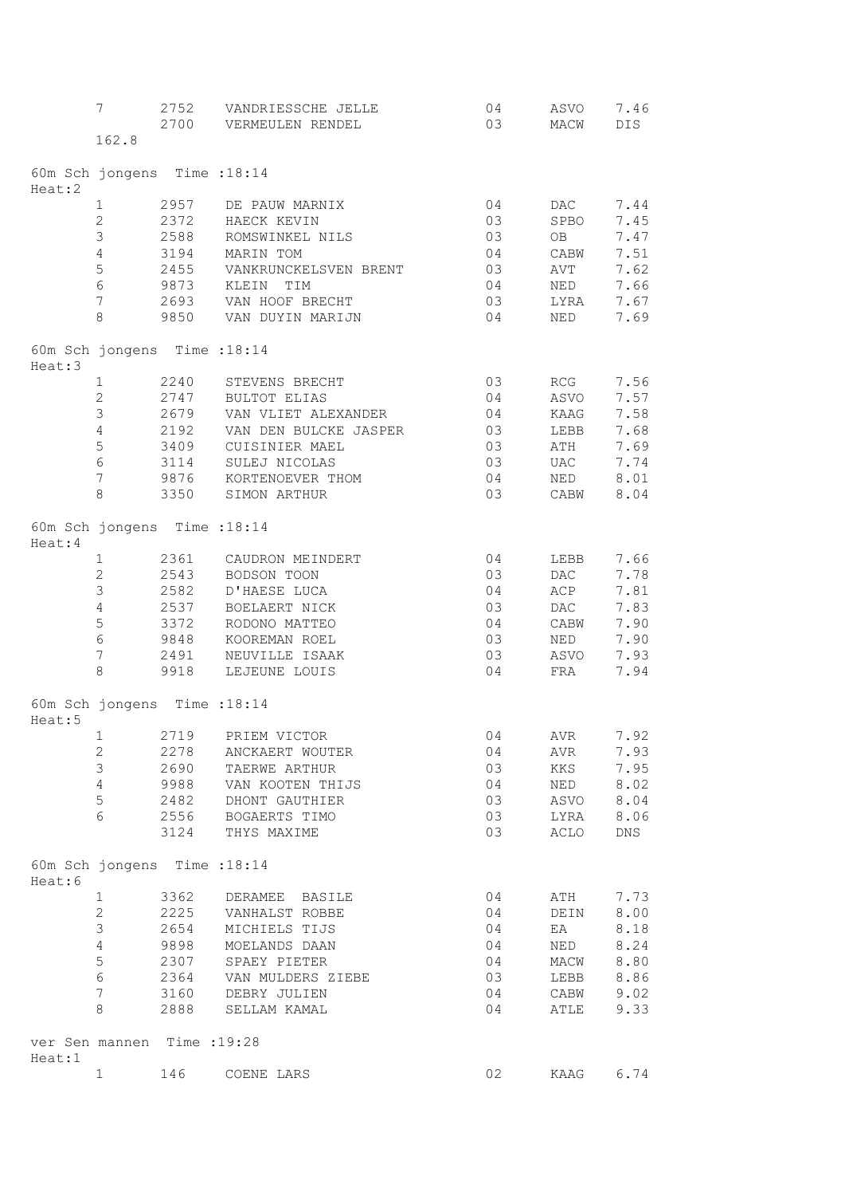| | | | | | | |
|---|---|---|---|---|---|---|
| 7 | 2752 | VANDRIESSCHE JELLE | 04 | ASVO | 7.46 |
| | 2700 | VERMEULEN RENDEL | 03 | MACW | DIS |

162.8

60m Sch jongens Time :18:14

Heat:2

| | | | | | |
|---|---|---|---|---|---|
| 1 | 2957 | DE PAUW MARNIX | 04 | DAC | 7.44 |
| 2 | 2372 | HAECK KEVIN | 03 | SPBO | 7.45 |
| 3 | 2588 | ROMSWINKEL NILS | 03 | OB | 7.47 |
| 4 | 3194 | MARIN TOM | 04 | CABW | 7.51 |
| 5 | 2455 | VANKRUNCKELSVEN BRENT | 03 | AVT | 7.62 |
| 6 | 9873 | KLEIN TIM | 04 | NED | 7.66 |
| 7 | 2693 | VAN HOOF BRECHT | 03 | LYRA | 7.67 |
| 8 | 9850 | VAN DUYIN MARIJN | 04 | NED | 7.69 |

60m Sch jongens Time :18:14

Heat:3

| | | | | | |
|---|---|---|---|---|---|
| 1 | 2240 | STEVENS BRECHT | 03 | RCG | 7.56 |
| 2 | 2747 | BULTOT ELIAS | 04 | ASVO | 7.57 |
| 3 | 2679 | VAN VLIET ALEXANDER | 04 | KAAG | 7.58 |
| 4 | 2192 | VAN DEN BULCKE JASPER | 03 | LEBB | 7.68 |
| 5 | 3409 | CUISINIER MAEL | 03 | ATH | 7.69 |
| 6 | 3114 | SULEJ NICOLAS | 03 | UAC | 7.74 |
| 7 | 9876 | KORTENOEVER THOM | 04 | NED | 8.01 |
| 8 | 3350 | SIMON ARTHUR | 03 | CABW | 8.04 |

60m Sch jongens Time :18:14

Heat:4

| | | | | | |
|---|---|---|---|---|---|
| 1 | 2361 | CAUDRON MEINDERT | 04 | LEBB | 7.66 |
| 2 | 2543 | BODSON TOON | 03 | DAC | 7.78 |
| 3 | 2582 | D'HAESE LUCA | 04 | ACP | 7.81 |
| 4 | 2537 | BOELAERT NICK | 03 | DAC | 7.83 |
| 5 | 3372 | RODONO MATTEO | 04 | CABW | 7.90 |
| 6 | 9848 | KOOREMAN ROEL | 03 | NED | 7.90 |
| 7 | 2491 | NEUVILLE ISAAK | 03 | ASVO | 7.93 |
| 8 | 9918 | LEJEUNE LOUIS | 04 | FRA | 7.94 |

60m Sch jongens Time :18:14

Heat:5

| | | | | | |
|---|---|---|---|---|---|
| 1 | 2719 | PRIEM VICTOR | 04 | AVR | 7.92 |
| 2 | 2278 | ANCKAERT WOUTER | 04 | AVR | 7.93 |
| 3 | 2690 | TAERWE ARTHUR | 03 | KKS | 7.95 |
| 4 | 9988 | VAN KOOTEN THIJS | 04 | NED | 8.02 |
| 5 | 2482 | DHONT GAUTHIER | 03 | ASVO | 8.04 |
| 6 | 2556 | BOGAERTS TIMO | 03 | LYRA | 8.06 |
| | 3124 | THYS MAXIME | 03 | ACLO | DNS |

60m Sch jongens Time :18:14

Heat:6

| | | | | | |
|---|---|---|---|---|---|
| 1 | 3362 | DERAMEE BASILE | 04 | ATH | 7.73 |
| 2 | 2225 | VANHALST ROBBE | 04 | DEIN | 8.00 |
| 3 | 2654 | MICHIELS TIJS | 04 | EA | 8.18 |
| 4 | 9898 | MOELANDS DAAN | 04 | NED | 8.24 |
| 5 | 2307 | SPAEY PIETER | 04 | MACW | 8.80 |
| 6 | 2364 | VAN MULDERS ZIEBE | 03 | LEBB | 8.86 |
| 7 | 3160 | DEBRY JULIEN | 04 | CABW | 9.02 |
| 8 | 2888 | SELLAM KAMAL | 04 | ATLE | 9.33 |

ver Sen mannen Time :19:28

Heat:1

| | | | | | |
|---|---|---|---|---|---|
| 1 | 146 | COENE LARS | 02 | KAAG | 6.74 |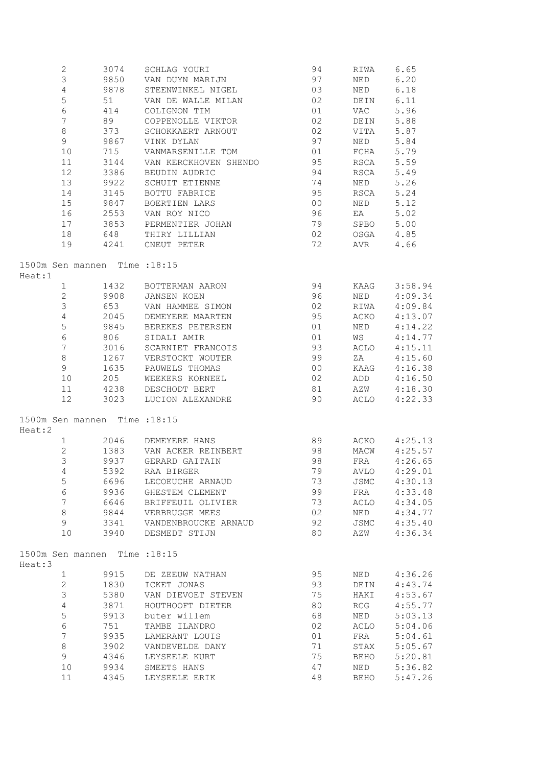| | | | | | |
|---|---|---|---|---|---|
| 2 | 3074 | SCHLAG YOURI | 94 | RIWA | 6.65 |
| 3 | 9850 | VAN DUYN MARIJN | 97 | NED | 6.20 |
| 4 | 9878 | STEENWINKEL NIGEL | 03 | NED | 6.18 |
| 5 | 51 | VAN DE WALLE MILAN | 02 | DEIN | 6.11 |
| 6 | 414 | COLIGNON TIM | 01 | VAC | 5.96 |
| 7 | 89 | COPPENOLLE VIKTOR | 02 | DEIN | 5.88 |
| 8 | 373 | SCHOKKAERT ARNOUT | 02 | VITA | 5.87 |
| 9 | 9867 | VINK DYLAN | 97 | NED | 5.84 |
| 10 | 715 | VANMARSENILLE TOM | 01 | FCHA | 5.79 |
| 11 | 3144 | VAN KERCKHOVEN SHENDO | 95 | RSCA | 5.59 |
| 12 | 3386 | BEUDIN AUDRIC | 94 | RSCA | 5.49 |
| 13 | 9922 | SCHUIT ETIENNE | 74 | NED | 5.26 |
| 14 | 3145 | BOTTU FABRICE | 95 | RSCA | 5.24 |
| 15 | 9847 | BOERTIEN LARS | 00 | NED | 5.12 |
| 16 | 2553 | VAN ROY NICO | 96 | EA | 5.02 |
| 17 | 3853 | PERMENTIER JOHAN | 79 | SPBO | 5.00 |
| 18 | 648 | THIRY LILLIAN | 02 | OSGA | 4.85 |
| 19 | 4241 | CNEUT PETER | 72 | AVR | 4.66 |

1500m Sen mannen Time :18:15

Heat:1

| | | | | | |
|---|---|---|---|---|---|
| 1 | 1432 | BOTTERMAN AARON | 94 | KAAG | 3:58.94 |
| 2 | 9908 | JANSEN KOEN | 96 | NED | 4:09.34 |
| 3 | 653 | VAN HAMMEE SIMON | 02 | RIWA | 4:09.84 |
| 4 | 2045 | DEMEYERE MAARTEN | 95 | ACKO | 4:13.07 |
| 5 | 9845 | BEREKES PETERSEN | 01 | NED | 4:14.22 |
| 6 | 806 | SIDALI AMIR | 01 | WS | 4:14.77 |
| 7 | 3016 | SCARNIET FRANCOIS | 93 | ACLO | 4:15.11 |
| 8 | 1267 | VERSTOCKT WOUTER | 99 | ZA | 4:15.60 |
| 9 | 1635 | PAUWELS THOMAS | 00 | KAAG | 4:16.38 |
| 10 | 205 | WEEKERS KORNEEL | 02 | ADD | 4:16.50 |
| 11 | 4238 | DESCHODT BERT | 81 | AZW | 4:18.30 |
| 12 | 3023 | LUCION ALEXANDRE | 90 | ACLO | 4:22.33 |

1500m Sen mannen Time :18:15

Heat:2

| | | | | | |
|---|---|---|---|---|---|
| 1 | 2046 | DEMEYERE HANS | 89 | ACKO | 4:25.13 |
| 2 | 1383 | VAN ACKER REINBERT | 98 | MACW | 4:25.57 |
| 3 | 9937 | GERARD GAITAIN | 98 | FRA | 4:26.65 |
| 4 | 5392 | RAA BIRGER | 79 | AVLO | 4:29.01 |
| 5 | 6696 | LECOEUCHE ARNAUD | 73 | JSMC | 4:30.13 |
| 6 | 9936 | GHESTEM CLEMENT | 99 | FRA | 4:33.48 |
| 7 | 6646 | BRIFFEUIL OLIVIER | 73 | ACLO | 4:34.05 |
| 8 | 9844 | VERBRUGGE MEES | 02 | NED | 4:34.77 |
| 9 | 3341 | VANDENBROUCKE ARNAUD | 92 | JSMC | 4:35.40 |
| 10 | 3940 | DESMEDT STIJN | 80 | AZW | 4:36.34 |

1500m Sen mannen Time :18:15

Heat:3

| | | | | | |
|---|---|---|---|---|---|
| 1 | 9915 | DE ZEEUW NATHAN | 95 | NED | 4:36.26 |
| 2 | 1830 | ICKET JONAS | 93 | DEIN | 4:43.74 |
| 3 | 5380 | VAN DIEVOET STEVEN | 75 | HAKI | 4:53.67 |
| 4 | 3871 | HOUTHOOFT DIETER | 80 | RCG | 4:55.77 |
| 5 | 9913 | buter willem | 68 | NED | 5:03.13 |
| 6 | 751 | TAMBE ILANDRO | 02 | ACLO | 5:04.06 |
| 7 | 9935 | LAMERANT LOUIS | 01 | FRA | 5:04.61 |
| 8 | 3902 | VANDEVELDE DANY | 71 | STAX | 5:05.67 |
| 9 | 4346 | LEYSEELE KURT | 75 | BEHO | 5:20.81 |
| 10 | 9934 | SMEETS HANS | 47 | NED | 5:36.82 |
| 11 | 4345 | LEYSEELE ERIK | 48 | BEHO | 5:47.26 |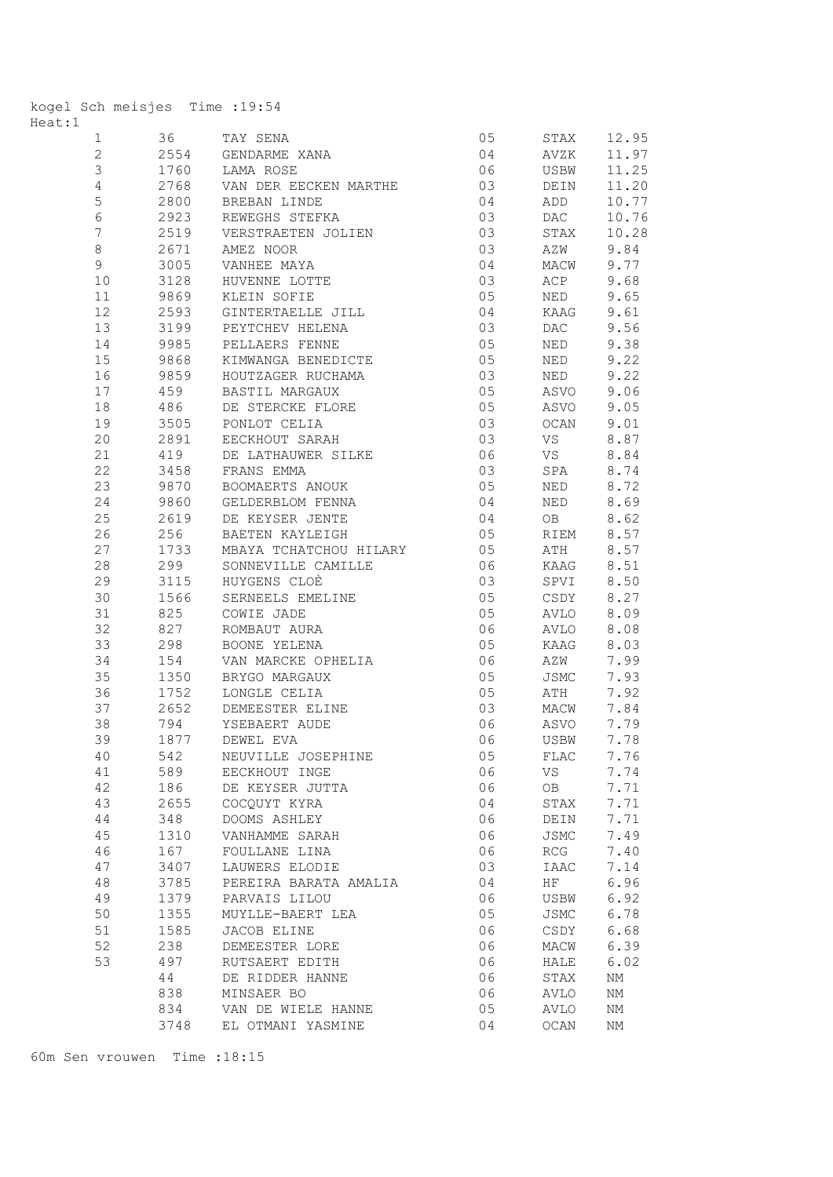kogel Sch meisjes Time :19:54

Heat:1

| | | | | | |
|---|---|---|---|---|---|
| 1 | 36 | TAY SENA | 05 | STAX | 12.95 |
| 2 | 2554 | GENDARME XANA | 04 | AVZK | 11.97 |
| 3 | 1760 | LAMA ROSE | 06 | USBW | 11.25 |
| 4 | 2768 | VAN DER EECKEN MARTHE | 03 | DEIN | 11.20 |
| 5 | 2800 | BREBAN LINDE | 04 | ADD | 10.77 |
| 6 | 2923 | REWEGHS STEFKA | 03 | DAC | 10.76 |
| 7 | 2519 | VERSTRAETEN JOLIEN | 03 | STAX | 10.28 |
| 8 | 2671 | AMEZ NOOR | 03 | AZW | 9.84 |
| 9 | 3005 | VANHEE MAYA | 04 | MACW | 9.77 |
| 10 | 3128 | HUVENNE LOTTE | 03 | ACP | 9.68 |
| 11 | 9869 | KLEIN SOFIE | 05 | NED | 9.65 |
| 12 | 2593 | GINTERTAELLE JILL | 04 | KAAG | 9.61 |
| 13 | 3199 | PEYTCHEV HELENA | 03 | DAC | 9.56 |
| 14 | 9985 | PELLAERS FENNE | 05 | NED | 9.38 |
| 15 | 9868 | KIMWANGA BENEDICTE | 05 | NED | 9.22 |
| 16 | 9859 | HOUTZAGER RUCHAMA | 03 | NED | 9.22 |
| 17 | 459 | BASTIL MARGAUX | 05 | ASVO | 9.06 |
| 18 | 486 | DE STERCKE FLORE | 05 | ASVO | 9.05 |
| 19 | 3505 | PONLOT CELIA | 03 | OCAN | 9.01 |
| 20 | 2891 | EECKHOUT SARAH | 03 | VS | 8.87 |
| 21 | 419 | DE LATHAUWER SILKE | 06 | VS | 8.84 |
| 22 | 3458 | FRANS EMMA | 03 | SPA | 8.74 |
| 23 | 9870 | BOOMAERTS ANOUK | 05 | NED | 8.72 |
| 24 | 9860 | GELDERBLOM FENNA | 04 | NED | 8.69 |
| 25 | 2619 | DE KEYSER JENTE | 04 | OB | 8.62 |
| 26 | 256 | BAETEN KAYLEIGH | 05 | RIEM | 8.57 |
| 27 | 1733 | MBAYA TCHATCHOU HILARY | 05 | ATH | 8.57 |
| 28 | 299 | SONNEVILLE CAMILLE | 06 | KAAG | 8.51 |
| 29 | 3115 | HUYGENS CLOÈ | 03 | SPVI | 8.50 |
| 30 | 1566 | SERNEELS EMELINE | 05 | CSDY | 8.27 |
| 31 | 825 | COWIE JADE | 05 | AVLO | 8.09 |
| 32 | 827 | ROMBAUT AURA | 06 | AVLO | 8.08 |
| 33 | 298 | BOONE YELENA | 05 | KAAG | 8.03 |
| 34 | 154 | VAN MARCKE OPHELIA | 06 | AZW | 7.99 |
| 35 | 1350 | BRYGO MARGAUX | 05 | JSMC | 7.93 |
| 36 | 1752 | LONGLE CELIA | 05 | ATH | 7.92 |
| 37 | 2652 | DEMEESTER ELINE | 03 | MACW | 7.84 |
| 38 | 794 | YSEBAERT AUDE | 06 | ASVO | 7.79 |
| 39 | 1877 | DEWEL EVA | 06 | USBW | 7.78 |
| 40 | 542 | NEUVILLE JOSEPHINE | 05 | FLAC | 7.76 |
| 41 | 589 | EECKHOUT INGE | 06 | VS | 7.74 |
| 42 | 186 | DE KEYSER JUTTA | 06 | OB | 7.71 |
| 43 | 2655 | COCQUYT KYRA | 04 | STAX | 7.71 |
| 44 | 348 | DOOMS ASHLEY | 06 | DEIN | 7.71 |
| 45 | 1310 | VANHAMME SARAH | 06 | JSMC | 7.49 |
| 46 | 167 | FOULLANE LINA | 06 | RCG | 7.40 |
| 47 | 3407 | LAUWERS ELODIE | 03 | IAAC | 7.14 |
| 48 | 3785 | PEREIRA BARATA AMALIA | 04 | HF | 6.96 |
| 49 | 1379 | PARVAIS LILOU | 06 | USBW | 6.92 |
| 50 | 1355 | MUYLLE-BAERT LEA | 05 | JSMC | 6.78 |
| 51 | 1585 | JACOB ELINE | 06 | CSDY | 6.68 |
| 52 | 238 | DEMEESTER LORE | 06 | MACW | 6.39 |
| 53 | 497 | RUTSAERT EDITH | 06 | HALE | 6.02 |
| | 44 | DE RIDDER HANNE | 06 | STAX | NM |
| | 838 | MINSAER BO | 06 | AVLO | NM |
| | 834 | VAN DE WIELE HANNE | 05 | AVLO | NM |
| | 3748 | EL OTMANI YASMINE | 04 | OCAN | NM |

60m Sen vrouwen Time :18:15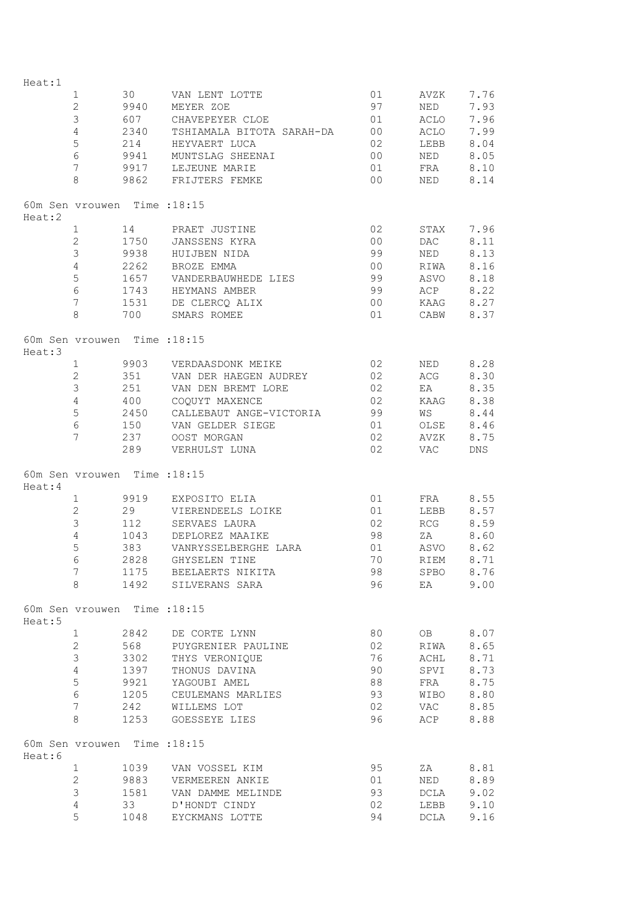Heat:1

| | | | | | |
|---|---|---|---|---|---|
| 1 | 30 | VAN LENT LOTTE | 01 | AVZK | 7.76 |
| 2 | 9940 | MEYER ZOE | 97 | NED | 7.93 |
| 3 | 607 | CHAVEPEYER CLOE | 01 | ACLO | 7.96 |
| 4 | 2340 | TSHIAMALA BITOTA SARAH-DA | 00 | ACLO | 7.99 |
| 5 | 214 | HEYVAERT LUCA | 02 | LEBB | 8.04 |
| 6 | 9941 | MUNTSLAG SHEENAI | 00 | NED | 8.05 |
| 7 | 9917 | LEJEUNE MARIE | 01 | FRA | 8.10 |
| 8 | 9862 | FRIJTERS FEMKE | 00 | NED | 8.14 |

60m Sen vrouwen Time :18:15

Heat:2

| | | | | | |
|---|---|---|---|---|---|
| 1 | 14 | PRAET JUSTINE | 02 | STAX | 7.96 |
| 2 | 1750 | JANSSENS KYRA | 00 | DAC | 8.11 |
| 3 | 9938 | HUIJBEN NIDA | 99 | NED | 8.13 |
| 4 | 2262 | BROZE EMMA | 00 | RIWA | 8.16 |
| 5 | 1657 | VANDERBAUWHEDE LIES | 99 | ASVO | 8.18 |
| 6 | 1743 | HEYMANS AMBER | 99 | ACP | 8.22 |
| 7 | 1531 | DE CLERCQ ALIX | 00 | KAAG | 8.27 |
| 8 | 700 | SMARS ROMEE | 01 | CABW | 8.37 |

60m Sen vrouwen Time :18:15

Heat:3

| | | | | | |
|---|---|---|---|---|---|
| 1 | 9903 | VERDAASDONK MEIKE | 02 | NED | 8.28 |
| 2 | 351 | VAN DER HAEGEN AUDREY | 02 | ACG | 8.30 |
| 3 | 251 | VAN DEN BREMT LORE | 02 | EA | 8.35 |
| 4 | 400 | COQUYT MAXENCE | 02 | KAAG | 8.38 |
| 5 | 2450 | CALLEBAUT ANGE-VICTORIA | 99 | WS | 8.44 |
| 6 | 150 | VAN GELDER SIEGE | 01 | OLSE | 8.46 |
| 7 | 237 | OOST MORGAN | 02 | AVZK | 8.75 |
| | 289 | VERHULST LUNA | 02 | VAC | DNS |

60m Sen vrouwen Time :18:15

Heat:4

| | | | | | |
|---|---|---|---|---|---|
| 1 | 9919 | EXPOSITO ELIA | 01 | FRA | 8.55 |
| 2 | 29 | VIERENDEELS LOIKE | 01 | LEBB | 8.57 |
| 3 | 112 | SERVAES LAURA | 02 | RCG | 8.59 |
| 4 | 1043 | DEPLOREZ MAAIKE | 98 | ZA | 8.60 |
| 5 | 383 | VANRYSSELBERGHE LARA | 01 | ASVO | 8.62 |
| 6 | 2828 | GHYSELEN TINE | 70 | RIEM | 8.71 |
| 7 | 1175 | BEELAERTS NIKITA | 98 | SPBO | 8.76 |
| 8 | 1492 | SILVERANS SARA | 96 | EA | 9.00 |

60m Sen vrouwen Time :18:15

Heat:5

| | | | | | |
|---|---|---|---|---|---|
| 1 | 2842 | DE CORTE LYNN | 80 | OB | 8.07 |
| 2 | 568 | PUYGRENIER PAULINE | 02 | RIWA | 8.65 |
| 3 | 3302 | THYS VERONIQUE | 76 | ACHL | 8.71 |
| 4 | 1397 | THONUS DAVINA | 90 | SPVI | 8.73 |
| 5 | 9921 | YAGOUBI AMEL | 88 | FRA | 8.75 |
| 6 | 1205 | CEULEMANS MARLIES | 93 | WIBO | 8.80 |
| 7 | 242 | WILLEMS LOT | 02 | VAC | 8.85 |
| 8 | 1253 | GOESSEYE LIES | 96 | ACP | 8.88 |

60m Sen vrouwen Time :18:15

Heat:6

| | | | | | |
|---|---|---|---|---|---|
| 1 | 1039 | VAN VOSSEL KIM | 95 | ZA | 8.81 |
| 2 | 9883 | VERMEEREN ANKIE | 01 | NED | 8.89 |
| 3 | 1581 | VAN DAMME MELINDE | 93 | DCLA | 9.02 |
| 4 | 33 | D'HONDT CINDY | 02 | LEBB | 9.10 |
| 5 | 1048 | EYCKMANS LOTTE | 94 | DCLA | 9.16 |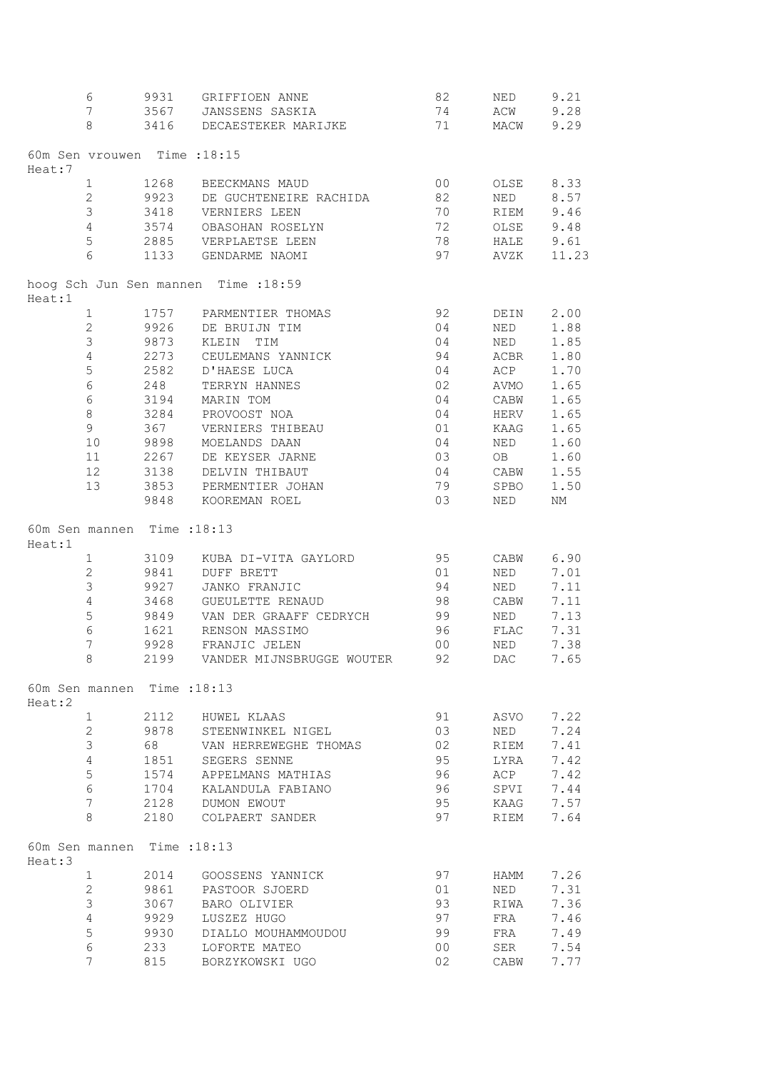| | | | | | |
|---|---|---|---|---|---|
| 6 | 9931 | GRIFFIOEN ANNE | 82 | NED | 9.21 |
| 7 | 3567 | JANSSENS SASKIA | 74 | ACW | 9.28 |
| 8 | 3416 | DECAESTEKER MARIJKE | 71 | MACW | 9.29 |

60m Sen vrouwen Time :18:15

Heat:7

| | | | | | |
|---|---|---|---|---|---|
| 1 | 1268 | BEECKMANS MAUD | 00 | OLSE | 8.33 |
| 2 | 9923 | DE GUCHTENEIRE RACHIDA | 82 | NED | 8.57 |
| 3 | 3418 | VERNIERS LEEN | 70 | RIEM | 9.46 |
| 4 | 3574 | OBASOHAN ROSELYN | 72 | OLSE | 9.48 |
| 5 | 2885 | VERPLAETSE LEEN | 78 | HALE | 9.61 |
| 6 | 1133 | GENDARME NAOMI | 97 | AVZK | 11.23 |

hoog Sch Jun Sen mannen Time :18:59

Heat:1

| | | | | | |
|---|---|---|---|---|---|
| 1 | 1757 | PARMENTIER THOMAS | 92 | DEIN | 2.00 |
| 2 | 9926 | DE BRUIJN TIM | 04 | NED | 1.88 |
| 3 | 9873 | KLEIN TIM | 04 | NED | 1.85 |
| 4 | 2273 | CEULEMANS YANNICK | 94 | ACBR | 1.80 |
| 5 | 2582 | D'HAESE LUCA | 04 | ACP | 1.70 |
| 6 | 248 | TERRYN HANNES | 02 | AVMO | 1.65 |
| 6 | 3194 | MARIN TOM | 04 | CABW | 1.65 |
| 8 | 3284 | PROVOOST NOA | 04 | HERV | 1.65 |
| 9 | 367 | VERNIERS THIBEAU | 01 | KAAG | 1.65 |
| 10 | 9898 | MOELANDS DAAN | 04 | NED | 1.60 |
| 11 | 2267 | DE KEYSER JARNE | 03 | OB | 1.60 |
| 12 | 3138 | DELVIN THIBAUT | 04 | CABW | 1.55 |
| 13 | 3853 | PERMENTIER JOHAN | 79 | SPBO | 1.50 |
| | 9848 | KOOREMAN ROEL | 03 | NED | NM |

60m Sen mannen Time :18:13

Heat:1

| | | | | | |
|---|---|---|---|---|---|
| 1 | 3109 | KUBA DI-VITA GAYLORD | 95 | CABW | 6.90 |
| 2 | 9841 | DUFF BRETT | 01 | NED | 7.01 |
| 3 | 9927 | JANKO FRANJIC | 94 | NED | 7.11 |
| 4 | 3468 | GUEULETTE RENAUD | 98 | CABW | 7.11 |
| 5 | 9849 | VAN DER GRAAFF CEDRYCH | 99 | NED | 7.13 |
| 6 | 1621 | RENSON MASSIMO | 96 | FLAC | 7.31 |
| 7 | 9928 | FRANJIC JELEN | 00 | NED | 7.38 |
| 8 | 2199 | VANDER MIJNSBRUGGE WOUTER | 92 | DAC | 7.65 |

60m Sen mannen Time :18:13

Heat:2

| | | | | | |
|---|---|---|---|---|---|
| 1 | 2112 | HUWEL KLAAS | 91 | ASVO | 7.22 |
| 2 | 9878 | STEENWINKEL NIGEL | 03 | NED | 7.24 |
| 3 | 68 | VAN HERREWEGHE THOMAS | 02 | RIEM | 7.41 |
| 4 | 1851 | SEGERS SENNE | 95 | LYRA | 7.42 |
| 5 | 1574 | APPELMANS MATHIAS | 96 | ACP | 7.42 |
| 6 | 1704 | KALANDULA FABIANO | 96 | SPVI | 7.44 |
| 7 | 2128 | DUMON EWOUT | 95 | KAAG | 7.57 |
| 8 | 2180 | COLPAERT SANDER | 97 | RIEM | 7.64 |

60m Sen mannen Time :18:13

Heat:3

| | | | | | |
|---|---|---|---|---|---|
| 1 | 2014 | GOOSSENS YANNICK | 97 | HAMM | 7.26 |
| 2 | 9861 | PASTOOR SJOERD | 01 | NED | 7.31 |
| 3 | 3067 | BARO OLIVIER | 93 | RIWA | 7.36 |
| 4 | 9929 | LUSZEZ HUGO | 97 | FRA | 7.46 |
| 5 | 9930 | DIALLO MOUHAMMOUDOU | 99 | FRA | 7.49 |
| 6 | 233 | LOFORTE MATEO | 00 | SER | 7.54 |
| 7 | 815 | BORZYKOWSKI UGO | 02 | CABW | 7.77 |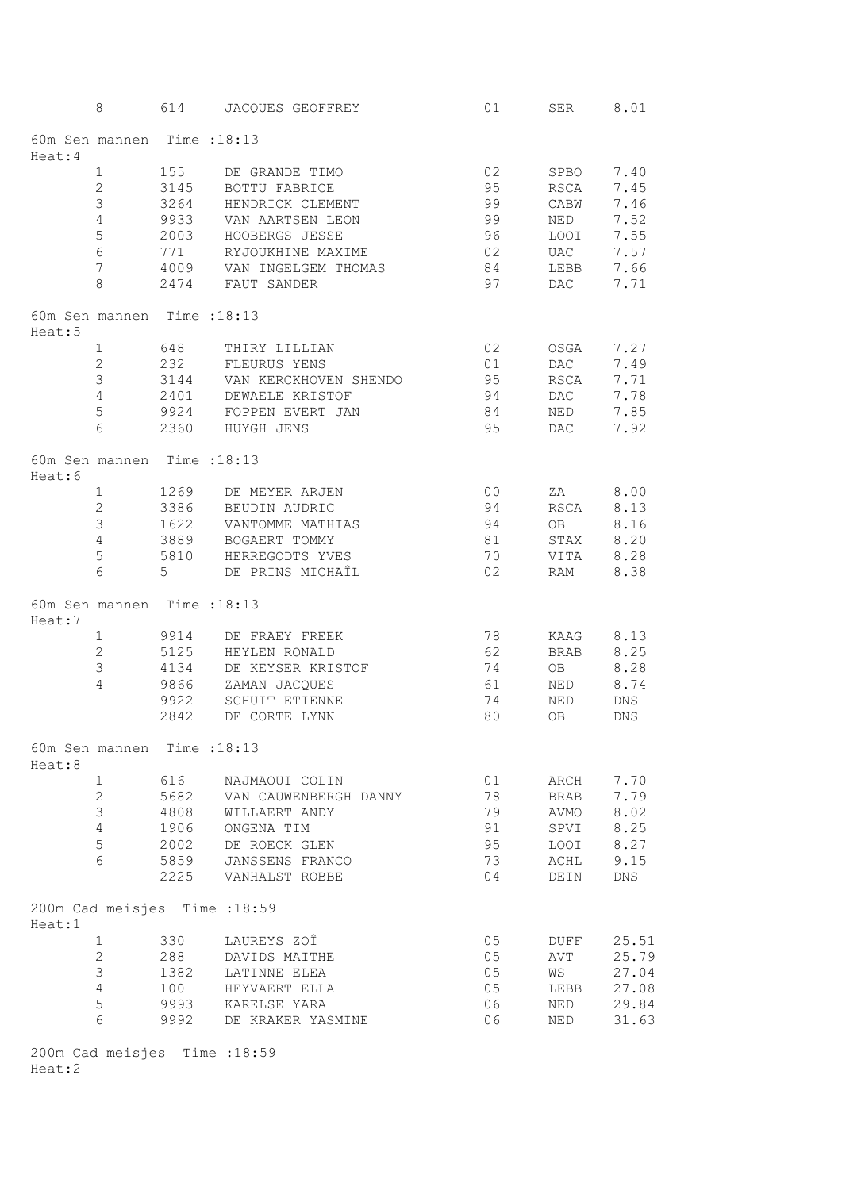| | | | | | |
|---|---|---|---|---|---|
| 8 | 614 | JACQUES GEOFFREY | 01 | SER | 8.01 |

60m Sen mannen Time :18:13
Heat:4

| | | | | | |
|---|---|---|---|---|---|
| 1 | 155 | DE GRANDE TIMO | 02 | SPBO | 7.40 |
| 2 | 3145 | BOTTU FABRICE | 95 | RSCA | 7.45 |
| 3 | 3264 | HENDRICK CLEMENT | 99 | CABW | 7.46 |
| 4 | 9933 | VAN AARTSEN LEON | 99 | NED | 7.52 |
| 5 | 2003 | HOOBERGS JESSE | 96 | LOOI | 7.55 |
| 6 | 771 | RYJOUKHINE MAXIME | 02 | UAC | 7.57 |
| 7 | 4009 | VAN INGELGEM THOMAS | 84 | LEBB | 7.66 |
| 8 | 2474 | FAUT SANDER | 97 | DAC | 7.71 |

60m Sen mannen Time :18:13
Heat:5

| | | | | | |
|---|---|---|---|---|---|
| 1 | 648 | THIRY LILLIAN | 02 | OSGA | 7.27 |
| 2 | 232 | FLEURUS YENS | 01 | DAC | 7.49 |
| 3 | 3144 | VAN KERCKHOVEN SHENDO | 95 | RSCA | 7.71 |
| 4 | 2401 | DEWAELE KRISTOF | 94 | DAC | 7.78 |
| 5 | 9924 | FOPPEN EVERT JAN | 84 | NED | 7.85 |
| 6 | 2360 | HUYGH JENS | 95 | DAC | 7.92 |

60m Sen mannen Time :18:13
Heat:6

| | | | | | |
|---|---|---|---|---|---|
| 1 | 1269 | DE MEYER ARJEN | 00 | ZA | 8.00 |
| 2 | 3386 | BEUDIN AUDRIC | 94 | RSCA | 8.13 |
| 3 | 1622 | VANTOMME MATHIAS | 94 | OB | 8.16 |
| 4 | 3889 | BOGAERT TOMMY | 81 | STAX | 8.20 |
| 5 | 5810 | HERREGODTS YVES | 70 | VITA | 8.28 |
| 6 | 5 | DE PRINS MICHAÎL | 02 | RAM | 8.38 |

60m Sen mannen Time :18:13
Heat:7

| | | | | | |
|---|---|---|---|---|---|
| 1 | 9914 | DE FRAEY FREEK | 78 | KAAG | 8.13 |
| 2 | 5125 | HEYLEN RONALD | 62 | BRAB | 8.25 |
| 3 | 4134 | DE KEYSER KRISTOF | 74 | OB | 8.28 |
| 4 | 9866 | ZAMAN JACQUES | 61 | NED | 8.74 |
| | 9922 | SCHUIT ETIENNE | 74 | NED | DNS |
| | 2842 | DE CORTE LYNN | 80 | OB | DNS |

60m Sen mannen Time :18:13
Heat:8

| | | | | | |
|---|---|---|---|---|---|
| 1 | 616 | NAJMAOUI COLIN | 01 | ARCH | 7.70 |
| 2 | 5682 | VAN CAUWENBERGH DANNY | 78 | BRAB | 7.79 |
| 3 | 4808 | WILLAERT ANDY | 79 | AVMO | 8.02 |
| 4 | 1906 | ONGENA TIM | 91 | SPVI | 8.25 |
| 5 | 2002 | DE ROECK GLEN | 95 | LOOI | 8.27 |
| 6 | 5859 | JANSSENS FRANCO | 73 | ACHL | 9.15 |
| | 2225 | VANHALST ROBBE | 04 | DEIN | DNS |

200m Cad meisjes Time :18:59
Heat:1

| | | | | | |
|---|---|---|---|---|---|
| 1 | 330 | LAUREYS ZOÎ | 05 | DUFF | 25.51 |
| 2 | 288 | DAVIDS MAITHE | 05 | AVT | 25.79 |
| 3 | 1382 | LATINNE ELEA | 05 | WS | 27.04 |
| 4 | 100 | HEYVAERT ELLA | 05 | LEBB | 27.08 |
| 5 | 9993 | KARELSE YARA | 06 | NED | 29.84 |
| 6 | 9992 | DE KRAKER YASMINE | 06 | NED | 31.63 |

200m Cad meisjes Time :18:59
Heat:2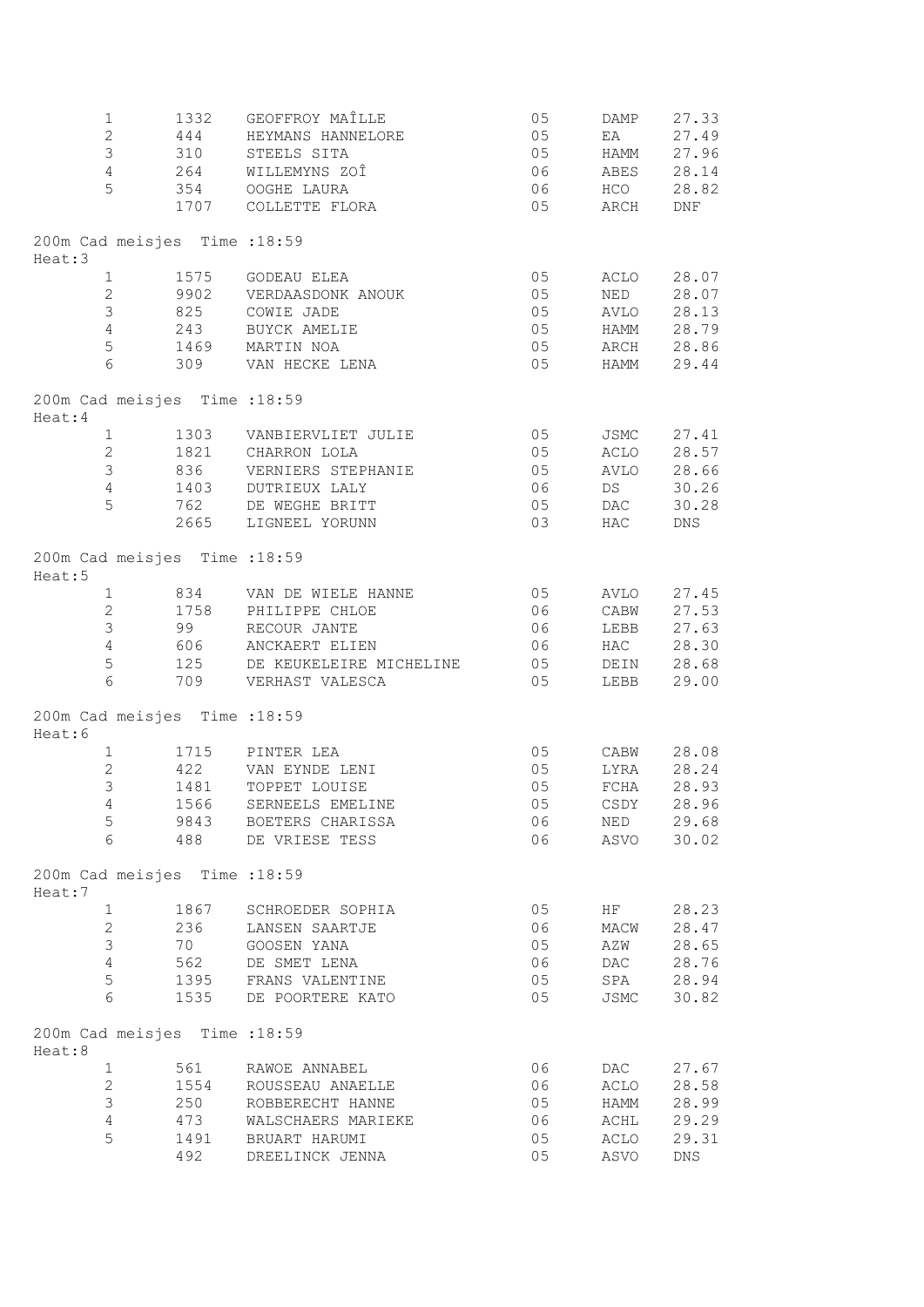| | | | | | |
|---|---|---|---|---|---|
| 1 | 1332 | GEOFFROY MAÎLLE | 05 | DAMP | 27.33 |
| 2 | 444 | HEYMANS HANNELORE | 05 | EA | 27.49 |
| 3 | 310 | STEELS SITA | 05 | HAMM | 27.96 |
| 4 | 264 | WILLEMYNS ZOÎ | 06 | ABES | 28.14 |
| 5 | 354 | OOGHE LAURA | 06 | HCO | 28.82 |
| | 1707 | COLLETTE FLORA | 05 | ARCH | DNF |

200m Cad meisjes Time :18:59
Heat:3

| | | | | | |
|---|---|---|---|---|---|
| 1 | 1575 | GODEAU ELEA | 05 | ACLO | 28.07 |
| 2 | 9902 | VERDAASDONK ANOUK | 05 | NED | 28.07 |
| 3 | 825 | COWIE JADE | 05 | AVLO | 28.13 |
| 4 | 243 | BUYCK AMELIE | 05 | HAMM | 28.79 |
| 5 | 1469 | MARTIN NOA | 05 | ARCH | 28.86 |
| 6 | 309 | VAN HECKE LENA | 05 | HAMM | 29.44 |

200m Cad meisjes Time :18:59
Heat:4

| | | | | | |
|---|---|---|---|---|---|
| 1 | 1303 | VANBIERVLIET JULIE | 05 | JSMC | 27.41 |
| 2 | 1821 | CHARRON LOLA | 05 | ACLO | 28.57 |
| 3 | 836 | VERNIERS STEPHANIE | 05 | AVLO | 28.66 |
| 4 | 1403 | DUTRIEUX LALY | 06 | DS | 30.26 |
| 5 | 762 | DE WEGHE BRITT | 05 | DAC | 30.28 |
| | 2665 | LIGNEEL YORUNN | 03 | HAC | DNS |

200m Cad meisjes Time :18:59
Heat:5

| | | | | | |
|---|---|---|---|---|---|
| 1 | 834 | VAN DE WIELE HANNE | 05 | AVLO | 27.45 |
| 2 | 1758 | PHILIPPE CHLOE | 06 | CABW | 27.53 |
| 3 | 99 | RECOUR JANTE | 06 | LEBB | 27.63 |
| 4 | 606 | ANCKAERT ELIEN | 06 | HAC | 28.30 |
| 5 | 125 | DE KEUKELEIRE MICHELINE | 05 | DEIN | 28.68 |
| 6 | 709 | VERHAST VALESCA | 05 | LEBB | 29.00 |

200m Cad meisjes Time :18:59
Heat:6

| | | | | | |
|---|---|---|---|---|---|
| 1 | 1715 | PINTER LEA | 05 | CABW | 28.08 |
| 2 | 422 | VAN EYNDE LENI | 05 | LYRA | 28.24 |
| 3 | 1481 | TOPPET LOUISE | 05 | FCHA | 28.93 |
| 4 | 1566 | SERNEELS EMELINE | 05 | CSDY | 28.96 |
| 5 | 9843 | BOETERS CHARISSA | 06 | NED | 29.68 |
| 6 | 488 | DE VRIESE TESS | 06 | ASVO | 30.02 |

200m Cad meisjes Time :18:59
Heat:7

| | | | | | |
|---|---|---|---|---|---|
| 1 | 1867 | SCHROEDER SOPHIA | 05 | HF | 28.23 |
| 2 | 236 | LANSEN SAARTJE | 06 | MACW | 28.47 |
| 3 | 70 | GOOSEN YANA | 05 | AZW | 28.65 |
| 4 | 562 | DE SMET LENA | 06 | DAC | 28.76 |
| 5 | 1395 | FRANS VALENTINE | 05 | SPA | 28.94 |
| 6 | 1535 | DE POORTERE KATO | 05 | JSMC | 30.82 |

200m Cad meisjes Time :18:59
Heat:8

| | | | | | |
|---|---|---|---|---|---|
| 1 | 561 | RAWOE ANNABEL | 06 | DAC | 27.67 |
| 2 | 1554 | ROUSSEAU ANAELLE | 06 | ACLO | 28.58 |
| 3 | 250 | ROBBERECHT HANNE | 05 | HAMM | 28.99 |
| 4 | 473 | WALSCHAERS MARIEKE | 06 | ACHL | 29.29 |
| 5 | 1491 | BRUART HARUMI | 05 | ACLO | 29.31 |
| | 492 | DREELINCK JENNA | 05 | ASVO | DNS |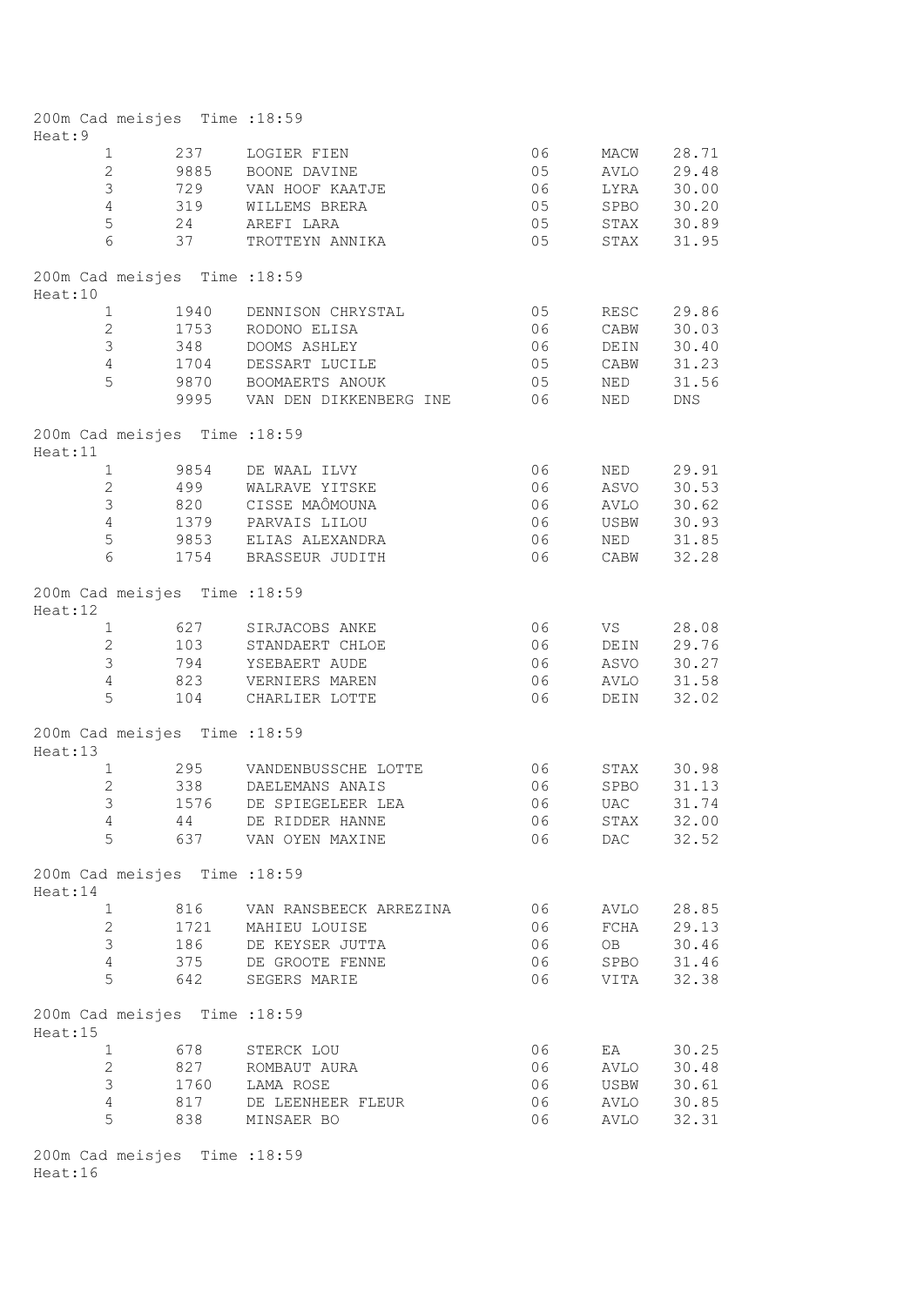200m Cad meisjes Time :18:59
Heat:9

| | | | | | |
|---|---|---|---|---|---|
| 1 | 237 | LOGIER FIEN | 06 | MACW | 28.71 |
| 2 | 9885 | BOONE DAVINE | 05 | AVLO | 29.48 |
| 3 | 729 | VAN HOOF KAATJE | 06 | LYRA | 30.00 |
| 4 | 319 | WILLEMS BRERA | 05 | SPBO | 30.20 |
| 5 | 24 | AREFI LARA | 05 | STAX | 30.89 |
| 6 | 37 | TROTTEYN ANNIKA | 05 | STAX | 31.95 |

200m Cad meisjes Time :18:59
Heat:10

| | | | | | |
|---|---|---|---|---|---|
| 1 | 1940 | DENNISON CHRYSTAL | 05 | RESC | 29.86 |
| 2 | 1753 | RODONO ELISA | 06 | CABW | 30.03 |
| 3 | 348 | DOOMS ASHLEY | 06 | DEIN | 30.40 |
| 4 | 1704 | DESSART LUCILE | 05 | CABW | 31.23 |
| 5 | 9870 | BOOMAERTS ANOUK | 05 | NED | 31.56 |
| | 9995 | VAN DEN DIKKENBERG INE | 06 | NED | DNS |

200m Cad meisjes Time :18:59
Heat:11

| | | | | | |
|---|---|---|---|---|---|
| 1 | 9854 | DE WAAL ILVY | 06 | NED | 29.91 |
| 2 | 499 | WALRAVE YITSKE | 06 | ASVO | 30.53 |
| 3 | 820 | CISSE MAÔMOUNA | 06 | AVLO | 30.62 |
| 4 | 1379 | PARVAIS LILOU | 06 | USBW | 30.93 |
| 5 | 9853 | ELIAS ALEXANDRA | 06 | NED | 31.85 |
| 6 | 1754 | BRASSEUR JUDITH | 06 | CABW | 32.28 |

200m Cad meisjes Time :18:59
Heat:12

| | | | | | |
|---|---|---|---|---|---|
| 1 | 627 | SIRJACOBS ANKE | 06 | VS | 28.08 |
| 2 | 103 | STANDAERT CHLOE | 06 | DEIN | 29.76 |
| 3 | 794 | YSEBAERT AUDE | 06 | ASVO | 30.27 |
| 4 | 823 | VERNIERS MAREN | 06 | AVLO | 31.58 |
| 5 | 104 | CHARLIER LOTTE | 06 | DEIN | 32.02 |

200m Cad meisjes Time :18:59
Heat:13

| | | | | | |
|---|---|---|---|---|---|
| 1 | 295 | VANDENBUSSCHE LOTTE | 06 | STAX | 30.98 |
| 2 | 338 | DAELEMANS ANAIS | 06 | SPBO | 31.13 |
| 3 | 1576 | DE SPIEGELEER LEA | 06 | UAC | 31.74 |
| 4 | 44 | DE RIDDER HANNE | 06 | STAX | 32.00 |
| 5 | 637 | VAN OYEN MAXINE | 06 | DAC | 32.52 |

200m Cad meisjes Time :18:59
Heat:14

| | | | | | |
|---|---|---|---|---|---|
| 1 | 816 | VAN RANSBEECK ARREZINA | 06 | AVLO | 28.85 |
| 2 | 1721 | MAHIEU LOUISE | 06 | FCHA | 29.13 |
| 3 | 186 | DE KEYSER JUTTA | 06 | OB | 30.46 |
| 4 | 375 | DE GROOTE FENNE | 06 | SPBO | 31.46 |
| 5 | 642 | SEGERS MARIE | 06 | VITA | 32.38 |

200m Cad meisjes Time :18:59
Heat:15

| | | | | | |
|---|---|---|---|---|---|
| 1 | 678 | STERCK LOU | 06 | EA | 30.25 |
| 2 | 827 | ROMBAUT AURA | 06 | AVLO | 30.48 |
| 3 | 1760 | LAMA ROSE | 06 | USBW | 30.61 |
| 4 | 817 | DE LEENHEER FLEUR | 06 | AVLO | 30.85 |
| 5 | 838 | MINSAER BO | 06 | AVLO | 32.31 |

200m Cad meisjes Time :18:59
Heat:16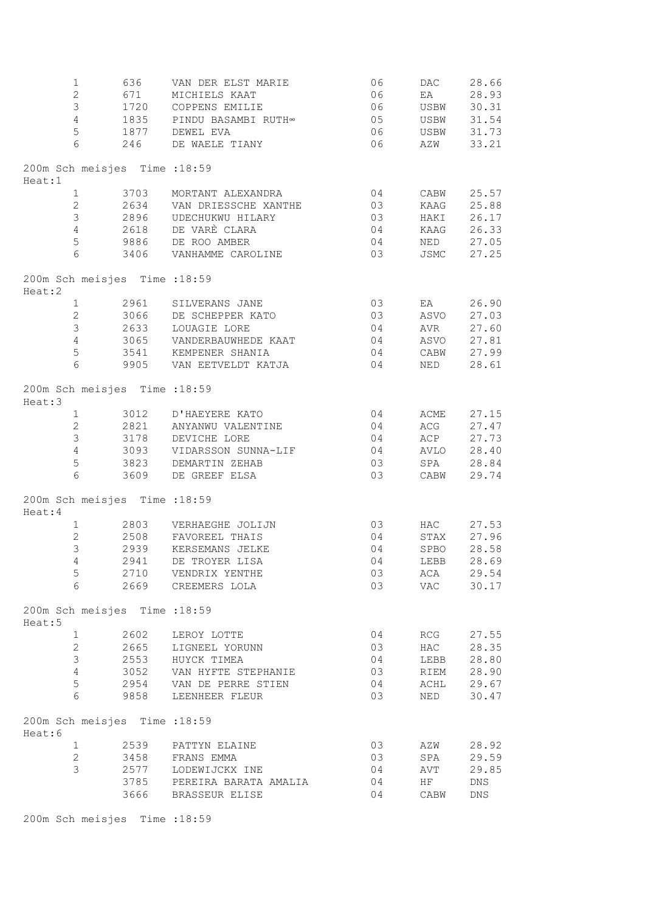| | | | | | |
|---|---|---|---|---|---|
| 1 | 636 | VAN DER ELST MARIE | 06 | DAC | 28.66 |
| 2 | 671 | MICHIELS KAAT | 06 | EA | 28.93 |
| 3 | 1720 | COPPENS EMILIE | 06 | USBW | 30.31 |
| 4 | 1835 | PINDU BASAMBI RUTH∞ | 05 | USBW | 31.54 |
| 5 | 1877 | DEWEL EVA | 06 | USBW | 31.73 |
| 6 | 246 | DE WAELE TIANY | 06 | AZW | 33.21 |

200m Sch meisjes Time :18:59

Heat:1

| | | | | | |
|---|---|---|---|---|---|
| 1 | 3703 | MORTANT ALEXANDRA | 04 | CABW | 25.57 |
| 2 | 2634 | VAN DRIESSCHE XANTHE | 03 | KAAG | 25.88 |
| 3 | 2896 | UDECHUKWU HILARY | 03 | HAKI | 26.17 |
| 4 | 2618 | DE VARÈ CLARA | 04 | KAAG | 26.33 |
| 5 | 9886 | DE ROO AMBER | 04 | NED | 27.05 |
| 6 | 3406 | VANHAMME CAROLINE | 03 | JSMC | 27.25 |

200m Sch meisjes Time :18:59

Heat:2

| | | | | | |
|---|---|---|---|---|---|
| 1 | 2961 | SILVERANS JANE | 03 | EA | 26.90 |
| 2 | 3066 | DE SCHEPPER KATO | 03 | ASVO | 27.03 |
| 3 | 2633 | LOUAGIE LORE | 04 | AVR | 27.60 |
| 4 | 3065 | VANDERBAUWHEDE KAAT | 04 | ASVO | 27.81 |
| 5 | 3541 | KEMPENER SHANIA | 04 | CABW | 27.99 |
| 6 | 9905 | VAN EETVELDT KATJA | 04 | NED | 28.61 |

200m Sch meisjes Time :18:59

Heat:3

| | | | | | |
|---|---|---|---|---|---|
| 1 | 3012 | D'HAEYERE KATO | 04 | ACME | 27.15 |
| 2 | 2821 | ANYANWU VALENTINE | 04 | ACG | 27.47 |
| 3 | 3178 | DEVICHE LORE | 04 | ACP | 27.73 |
| 4 | 3093 | VIDARSSON SUNNA-LIF | 04 | AVLO | 28.40 |
| 5 | 3823 | DEMARTIN ZEHAB | 03 | SPA | 28.84 |
| 6 | 3609 | DE GREEF ELSA | 03 | CABW | 29.74 |

200m Sch meisjes Time :18:59

Heat:4

| | | | | | |
|---|---|---|---|---|---|
| 1 | 2803 | VERHAEGHE JOLIJN | 03 | HAC | 27.53 |
| 2 | 2508 | FAVOREEL THAIS | 04 | STAX | 27.96 |
| 3 | 2939 | KERSEMANS JELKE | 04 | SPBO | 28.58 |
| 4 | 2941 | DE TROYER LISA | 04 | LEBB | 28.69 |
| 5 | 2710 | VENDRIX YENTHE | 03 | ACA | 29.54 |
| 6 | 2669 | CREEMERS LOLA | 03 | VAC | 30.17 |

200m Sch meisjes Time :18:59

Heat:5

| | | | | | |
|---|---|---|---|---|---|
| 1 | 2602 | LEROY LOTTE | 04 | RCG | 27.55 |
| 2 | 2665 | LIGNEEL YORUNN | 03 | HAC | 28.35 |
| 3 | 2553 | HUYCK TIMEA | 04 | LEBB | 28.80 |
| 4 | 3052 | VAN HYFTE STEPHANIE | 03 | RIEM | 28.90 |
| 5 | 2954 | VAN DE PERRE STIEN | 04 | ACHL | 29.67 |
| 6 | 9858 | LEENHEER FLEUR | 03 | NED | 30.47 |

200m Sch meisjes Time :18:59

Heat:6

| | | | | | |
|---|---|---|---|---|---|
| 1 | 2539 | PATTYN ELAINE | 03 | AZW | 28.92 |
| 2 | 3458 | FRANS EMMA | 03 | SPA | 29.59 |
| 3 | 2577 | LODEWIJCKX INE | 04 | AVT | 29.85 |
| | 3785 | PEREIRA BARATA AMALIA | 04 | HF | DNS |
| | 3666 | BRASSEUR ELISE | 04 | CABW | DNS |

200m Sch meisjes Time :18:59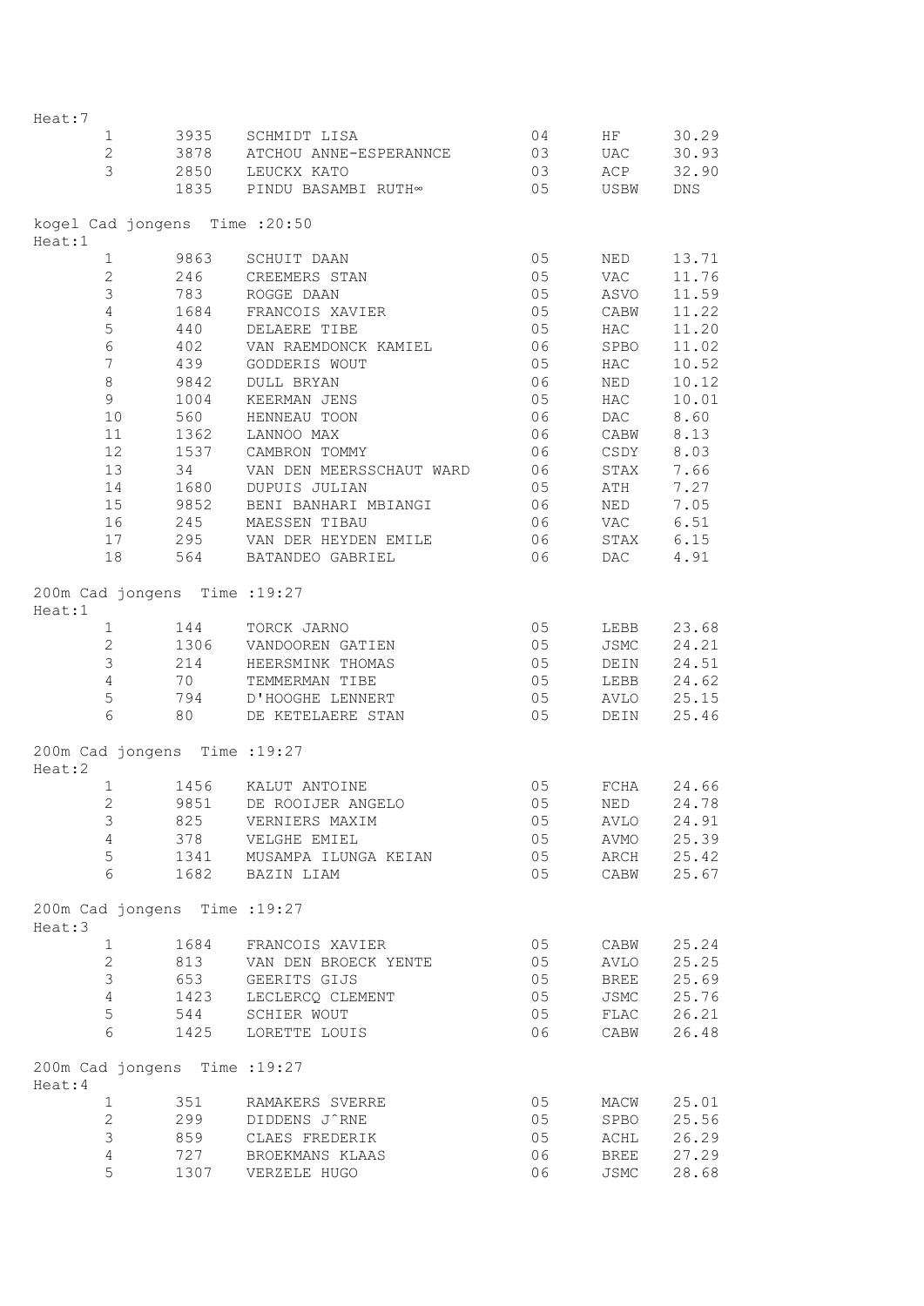Heat:7

| | | | | | |
|---|---|---|---|---|---|
| 1 | 3935 | SCHMIDT LISA | 04 | HF | 30.29 |
| 2 | 3878 | ATCHOU ANNE-ESPERANNCE | 03 | UAC | 30.93 |
| 3 | 2850 | LEUCKX KATO | 03 | ACP | 32.90 |
| | 1835 | PINDU BASAMBI RUTH∞ | 05 | USBW | DNS |

kogel Cad jongens Time :20:50

Heat:1

| | | | | | |
|---|---|---|---|---|---|
| 1 | 9863 | SCHUIT DAAN | 05 | NED | 13.71 |
| 2 | 246 | CREEMERS STAN | 05 | VAC | 11.76 |
| 3 | 783 | ROGGE DAAN | 05 | ASVO | 11.59 |
| 4 | 1684 | FRANCOIS XAVIER | 05 | CABW | 11.22 |
| 5 | 440 | DELAERE TIBE | 05 | HAC | 11.20 |
| 6 | 402 | VAN RAEMDONCK KAMIEL | 06 | SPBO | 11.02 |
| 7 | 439 | GODDERIS WOUT | 05 | HAC | 10.52 |
| 8 | 9842 | DULL BRYAN | 06 | NED | 10.12 |
| 9 | 1004 | KEERMAN JENS | 05 | HAC | 10.01 |
| 10 | 560 | HENNEAU TOON | 06 | DAC | 8.60 |
| 11 | 1362 | LANNOO MAX | 06 | CABW | 8.13 |
| 12 | 1537 | CAMBRON TOMMY | 06 | CSDY | 8.03 |
| 13 | 34 | VAN DEN MEERSSCHAUT WARD | 06 | STAX | 7.66 |
| 14 | 1680 | DUPUIS JULIAN | 05 | ATH | 7.27 |
| 15 | 9852 | BENI BANHARI MBIANGI | 06 | NED | 7.05 |
| 16 | 245 | MAESSEN TIBAU | 06 | VAC | 6.51 |
| 17 | 295 | VAN DER HEYDEN EMILE | 06 | STAX | 6.15 |
| 18 | 564 | BATANDEO GABRIEL | 06 | DAC | 4.91 |

200m Cad jongens Time :19:27

Heat:1

| | | | | | |
|---|---|---|---|---|---|
| 1 | 144 | TORCK JARNO | 05 | LEBB | 23.68 |
| 2 | 1306 | VANDOOREN GATIEN | 05 | JSMC | 24.21 |
| 3 | 214 | HEERSMINK THOMAS | 05 | DEIN | 24.51 |
| 4 | 70 | TEMMERMAN TIBE | 05 | LEBB | 24.62 |
| 5 | 794 | D'HOOGHE LENNERT | 05 | AVLO | 25.15 |
| 6 | 80 | DE KETELAERE STAN | 05 | DEIN | 25.46 |

200m Cad jongens Time :19:27

Heat:2

| | | | | | |
|---|---|---|---|---|---|
| 1 | 1456 | KALUT ANTOINE | 05 | FCHA | 24.66 |
| 2 | 9851 | DE ROOIJER ANGELO | 05 | NED | 24.78 |
| 3 | 825 | VERNIERS MAXIM | 05 | AVLO | 24.91 |
| 4 | 378 | VELGHE EMIEL | 05 | AVMO | 25.39 |
| 5 | 1341 | MUSAMPA ILUNGA KEIAN | 05 | ARCH | 25.42 |
| 6 | 1682 | BAZIN LIAM | 05 | CABW | 25.67 |

200m Cad jongens Time :19:27

Heat:3

| | | | | | |
|---|---|---|---|---|---|
| 1 | 1684 | FRANCOIS XAVIER | 05 | CABW | 25.24 |
| 2 | 813 | VAN DEN BROECK YENTE | 05 | AVLO | 25.25 |
| 3 | 653 | GEERITS GIJS | 05 | BREE | 25.69 |
| 4 | 1423 | LECLERCQ CLEMENT | 05 | JSMC | 25.76 |
| 5 | 544 | SCHIER WOUT | 05 | FLAC | 26.21 |
| 6 | 1425 | LORETTE LOUIS | 06 | CABW | 26.48 |

200m Cad jongens Time :19:27

Heat:4

| | | | | | |
|---|---|---|---|---|---|
| 1 | 351 | RAMAKERS SVERRE | 05 | MACW | 25.01 |
| 2 | 299 | DIDDENS JˆRNE | 05 | SPBO | 25.56 |
| 3 | 859 | CLAES FREDERIK | 05 | ACHL | 26.29 |
| 4 | 727 | BROEKMANS KLAAS | 06 | BREE | 27.29 |
| 5 | 1307 | VERZELE HUGO | 06 | JSMC | 28.68 |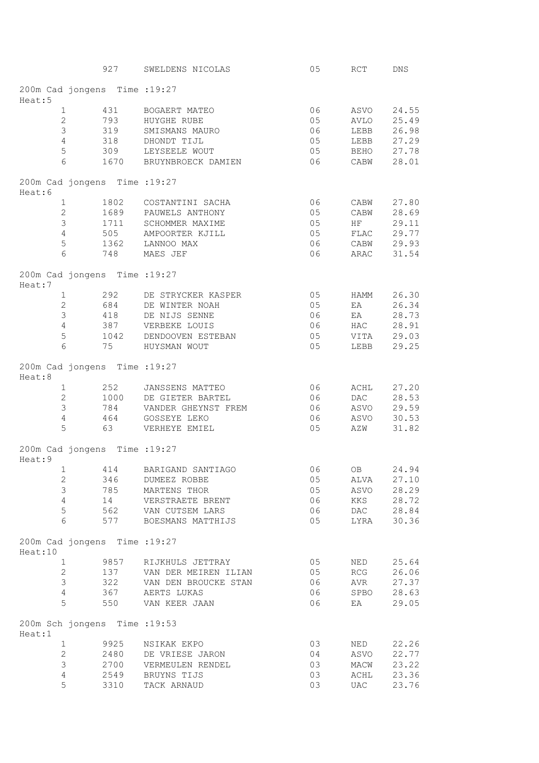| | | | | | |
|---|---|---|---|---|---|
| | 927 | SWELDENS NICOLAS | 05 | RCT | DNS |

200m Cad jongens Time :19:27

Heat:5

| | | | | | |
|---|---|---|---|---|---|
| 1 | 431 | BOGAERT MATEO | 06 | ASVO | 24.55 |
| 2 | 793 | HUYGHE RUBE | 05 | AVLO | 25.49 |
| 3 | 319 | SMISMANS MAURO | 06 | LEBB | 26.98 |
| 4 | 318 | DHONDT TIJL | 05 | LEBB | 27.29 |
| 5 | 309 | LEYSEELE WOUT | 05 | BEHO | 27.78 |
| 6 | 1670 | BRUYNBROECK DAMIEN | 06 | CABW | 28.01 |

200m Cad jongens Time :19:27

Heat:6

| | | | | | |
|---|---|---|---|---|---|
| 1 | 1802 | COSTANTINI SACHA | 06 | CABW | 27.80 |
| 2 | 1689 | PAUWELS ANTHONY | 05 | CABW | 28.69 |
| 3 | 1711 | SCHOMMER MAXIME | 05 | HF | 29.11 |
| 4 | 505 | AMPOORTER KJILL | 05 | FLAC | 29.77 |
| 5 | 1362 | LANNOO MAX | 06 | CABW | 29.93 |
| 6 | 748 | MAES JEF | 06 | ARAC | 31.54 |

200m Cad jongens Time :19:27

Heat:7

| | | | | | |
|---|---|---|---|---|---|
| 1 | 292 | DE STRYCKER KASPER | 05 | HAMM | 26.30 |
| 2 | 684 | DE WINTER NOAH | 05 | EA | 26.34 |
| 3 | 418 | DE NIJS SENNE | 06 | EA | 28.73 |
| 4 | 387 | VERBEKE LOUIS | 06 | HAC | 28.91 |
| 5 | 1042 | DENDOOVEN ESTEBAN | 05 | VITA | 29.03 |
| 6 | 75 | HUYSMAN WOUT | 05 | LEBB | 29.25 |

200m Cad jongens Time :19:27

Heat:8

| | | | | | |
|---|---|---|---|---|---|
| 1 | 252 | JANSSENS MATTEO | 06 | ACHL | 27.20 |
| 2 | 1000 | DE GIETER BARTEL | 06 | DAC | 28.53 |
| 3 | 784 | VANDER GHEYNST FREM | 06 | ASVO | 29.59 |
| 4 | 464 | GOSSEYE LEKO | 06 | ASVO | 30.53 |
| 5 | 63 | VERHEYE EMIEL | 05 | AZW | 31.82 |

200m Cad jongens Time :19:27

Heat:9

| | | | | | |
|---|---|---|---|---|---|
| 1 | 414 | BARIGAND SANTIAGO | 06 | OB | 24.94 |
| 2 | 346 | DUMEEZ ROBBE | 05 | ALVA | 27.10 |
| 3 | 785 | MARTENS THOR | 05 | ASVO | 28.29 |
| 4 | 14 | VERSTRAETE BRENT | 06 | KKS | 28.72 |
| 5 | 562 | VAN CUTSEM LARS | 06 | DAC | 28.84 |
| 6 | 577 | BOESMANS MATTHIJS | 05 | LYRA | 30.36 |

200m Cad jongens Time :19:27

Heat:10

| | | | | | |
|---|---|---|---|---|---|
| 1 | 9857 | RIJKHULS JETTRAY | 05 | NED | 25.64 |
| 2 | 137 | VAN DER MEIREN ILIAN | 05 | RCG | 26.06 |
| 3 | 322 | VAN DEN BROUCKE STAN | 06 | AVR | 27.37 |
| 4 | 367 | AERTS LUKAS | 06 | SPBO | 28.63 |
| 5 | 550 | VAN KEER JAAN | 06 | EA | 29.05 |

200m Sch jongens Time :19:53

Heat:1

| | | | | | |
|---|---|---|---|---|---|
| 1 | 9925 | NSIKAK EKPO | 03 | NED | 22.26 |
| 2 | 2480 | DE VRIESE JARON | 04 | ASVO | 22.77 |
| 3 | 2700 | VERMEULEN RENDEL | 03 | MACW | 23.22 |
| 4 | 2549 | BRUYNS TIJS | 03 | ACHL | 23.36 |
| 5 | 3310 | TACK ARNAUD | 03 | UAC | 23.76 |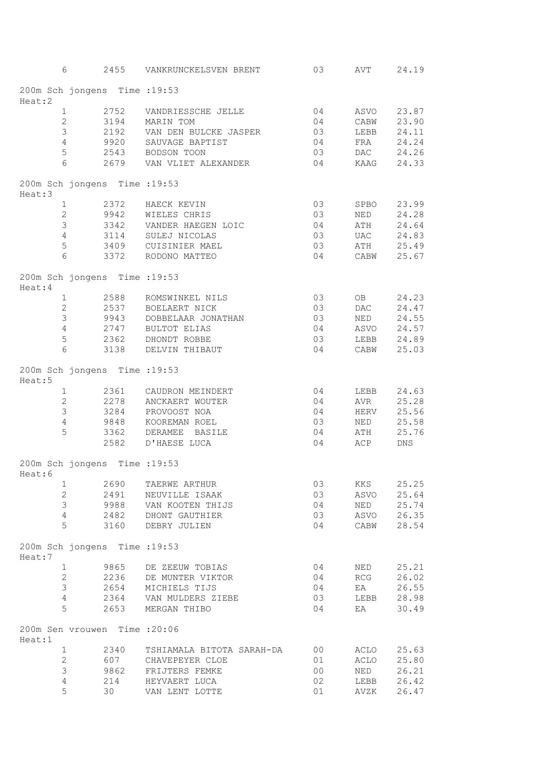| | | | | | |
|---|---|---|---|---|---|
| 6 | 2455 | VANKRUNCKELSVEN BRENT | 03 | AVT | 24.19 |

200m Sch jongens Time :19:53

Heat:2

| | | | | | |
|---|---|---|---|---|---|
| 1 | 2752 | VANDRIESSCHE JELLE | 04 | ASVO | 23.87 |
| 2 | 3194 | MARIN TOM | 04 | CABW | 23.90 |
| 3 | 2192 | VAN DEN BULCKE JASPER | 03 | LEBB | 24.11 |
| 4 | 9920 | SAUVAGE BAPTIST | 04 | FRA | 24.24 |
| 5 | 2543 | BODSON TOON | 03 | DAC | 24.26 |
| 6 | 2679 | VAN VLIET ALEXANDER | 04 | KAAG | 24.33 |

200m Sch jongens Time :19:53

Heat:3

| | | | | | |
|---|---|---|---|---|---|
| 1 | 2372 | HAECK KEVIN | 03 | SPBO | 23.99 |
| 2 | 9942 | WIELES CHRIS | 03 | NED | 24.28 |
| 3 | 3342 | VANDER HAEGEN LOIC | 04 | ATH | 24.64 |
| 4 | 3114 | SULEJ NICOLAS | 03 | UAC | 24.83 |
| 5 | 3409 | CUISINIER MAEL | 03 | ATH | 25.49 |
| 6 | 3372 | RODONO MATTEO | 04 | CABW | 25.67 |

200m Sch jongens Time :19:53

Heat:4

| | | | | | |
|---|---|---|---|---|---|
| 1 | 2588 | ROMSWINKEL NILS | 03 | OB | 24.23 |
| 2 | 2537 | BOELAERT NICK | 03 | DAC | 24.47 |
| 3 | 9943 | DOBBELAAR JONATHAN | 03 | NED | 24.55 |
| 4 | 2747 | BULTOT ELIAS | 04 | ASVO | 24.57 |
| 5 | 2362 | DHONDT ROBBE | 03 | LEBB | 24.89 |
| 6 | 3138 | DELVIN THIBAUT | 04 | CABW | 25.03 |

200m Sch jongens Time :19:53

Heat:5

| | | | | | |
|---|---|---|---|---|---|
| 1 | 2361 | CAUDRON MEINDERT | 04 | LEBB | 24.63 |
| 2 | 2278 | ANCKAERT WOUTER | 04 | AVR | 25.28 |
| 3 | 3284 | PROVOOST NOA | 04 | HERV | 25.56 |
| 4 | 9848 | KOOREMAN ROEL | 03 | NED | 25.58 |
| 5 | 3362 | DERAMEE BASILE | 04 | ATH | 25.76 |
| | 2582 | D'HAESE LUCA | 04 | ACP | DNS |

200m Sch jongens Time :19:53

Heat:6

| | | | | | |
|---|---|---|---|---|---|
| 1 | 2690 | TAERWE ARTHUR | 03 | KKS | 25.25 |
| 2 | 2491 | NEUVILLE ISAAK | 03 | ASVO | 25.64 |
| 3 | 9988 | VAN KOOTEN THIJS | 04 | NED | 25.74 |
| 4 | 2482 | DHONT GAUTHIER | 03 | ASVO | 26.35 |
| 5 | 3160 | DEBRY JULIEN | 04 | CABW | 28.54 |

200m Sch jongens Time :19:53

Heat:7

| | | | | | |
|---|---|---|---|---|---|
| 1 | 9865 | DE ZEEUW TOBIAS | 04 | NED | 25.21 |
| 2 | 2236 | DE MUNTER VIKTOR | 04 | RCG | 26.02 |
| 3 | 2654 | MICHIELS TIJS | 04 | EA | 26.55 |
| 4 | 2364 | VAN MULDERS ZIEBE | 03 | LEBB | 28.98 |
| 5 | 2653 | MERGAN THIBO | 04 | EA | 30.49 |

200m Sen vrouwen Time :20:06

Heat:1

| | | | | | |
|---|---|---|---|---|---|
| 1 | 2340 | TSHIAMALA BITOTA SARAH-DA | 00 | ACLO | 25.63 |
| 2 | 607 | CHAVEPEYER CLOE | 01 | ACLO | 25.80 |
| 3 | 9862 | FRIJTERS FEMKE | 00 | NED | 26.21 |
| 4 | 214 | HEYVAERT LUCA | 02 | LEBB | 26.42 |
| 5 | 30 | VAN LENT LOTTE | 01 | AVZK | 26.47 |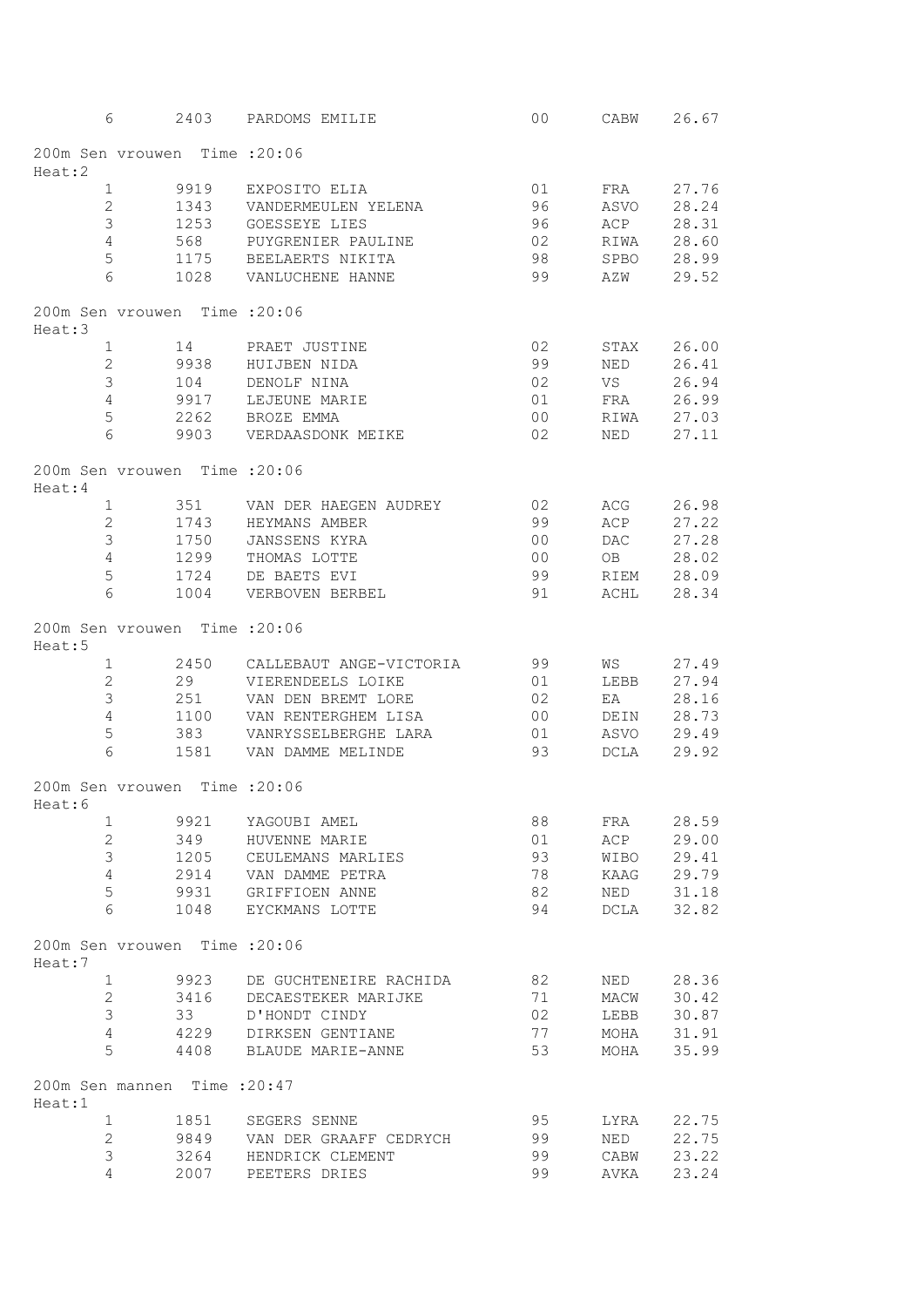| | | | | | |
|---|---|---|---|---|---|
| 6 | 2403 | PARDOMS EMILIE | 00 | CABW | 26.67 |

200m Sen vrouwen Time :20:06

Heat:2

| | | | | | |
|---|---|---|---|---|---|
| 1 | 9919 | EXPOSITO ELIA | 01 | FRA | 27.76 |
| 2 | 1343 | VANDERMEULEN YELENA | 96 | ASVO | 28.24 |
| 3 | 1253 | GOESSEYE LIES | 96 | ACP | 28.31 |
| 4 | 568 | PUYGRENIER PAULINE | 02 | RIWA | 28.60 |
| 5 | 1175 | BEELAERTS NIKITA | 98 | SPBO | 28.99 |
| 6 | 1028 | VANLUCHENE HANNE | 99 | AZW | 29.52 |

200m Sen vrouwen Time :20:06

Heat:3

| | | | | | |
|---|---|---|---|---|---|
| 1 | 14 | PRAET JUSTINE | 02 | STAX | 26.00 |
| 2 | 9938 | HUIJBEN NIDA | 99 | NED | 26.41 |
| 3 | 104 | DENOLF NINA | 02 | VS | 26.94 |
| 4 | 9917 | LEJEUNE MARIE | 01 | FRA | 26.99 |
| 5 | 2262 | BROZE EMMA | 00 | RIWA | 27.03 |
| 6 | 9903 | VERDAASDONK MEIKE | 02 | NED | 27.11 |

200m Sen vrouwen Time :20:06

Heat:4

| | | | | | |
|---|---|---|---|---|---|
| 1 | 351 | VAN DER HAEGEN AUDREY | 02 | ACG | 26.98 |
| 2 | 1743 | HEYMANS AMBER | 99 | ACP | 27.22 |
| 3 | 1750 | JANSSENS KYRA | 00 | DAC | 27.28 |
| 4 | 1299 | THOMAS LOTTE | 00 | OB | 28.02 |
| 5 | 1724 | DE BAETS EVI | 99 | RIEM | 28.09 |
| 6 | 1004 | VERBOVEN BERBEL | 91 | ACHL | 28.34 |

200m Sen vrouwen Time :20:06

Heat:5

| | | | | | |
|---|---|---|---|---|---|
| 1 | 2450 | CALLEBAUT ANGE-VICTORIA | 99 | WS | 27.49 |
| 2 | 29 | VIERENDEELS LOIKE | 01 | LEBB | 27.94 |
| 3 | 251 | VAN DEN BREMT LORE | 02 | EA | 28.16 |
| 4 | 1100 | VAN RENTERGHEM LISA | 00 | DEIN | 28.73 |
| 5 | 383 | VANRYSSELBERGHE LARA | 01 | ASVO | 29.49 |
| 6 | 1581 | VAN DAMME MELINDE | 93 | DCLA | 29.92 |

200m Sen vrouwen Time :20:06

Heat:6

| | | | | | |
|---|---|---|---|---|---|
| 1 | 9921 | YAGOUBI AMEL | 88 | FRA | 28.59 |
| 2 | 349 | HUVENNE MARIE | 01 | ACP | 29.00 |
| 3 | 1205 | CEULEMANS MARLIES | 93 | WIBO | 29.41 |
| 4 | 2914 | VAN DAMME PETRA | 78 | KAAG | 29.79 |
| 5 | 9931 | GRIFFIOEN ANNE | 82 | NED | 31.18 |
| 6 | 1048 | EYCKMANS LOTTE | 94 | DCLA | 32.82 |

200m Sen vrouwen Time :20:06

Heat:7

| | | | | | |
|---|---|---|---|---|---|
| 1 | 9923 | DE GUCHTENEIRE RACHIDA | 82 | NED | 28.36 |
| 2 | 3416 | DECAESTEKER MARIJKE | 71 | MACW | 30.42 |
| 3 | 33 | D'HONDT CINDY | 02 | LEBB | 30.87 |
| 4 | 4229 | DIRKSEN GENTIANE | 77 | MOHA | 31.91 |
| 5 | 4408 | BLAUDE MARIE-ANNE | 53 | MOHA | 35.99 |

200m Sen mannen Time :20:47

Heat:1

| | | | | | |
|---|---|---|---|---|---|
| 1 | 1851 | SEGERS SENNE | 95 | LYRA | 22.75 |
| 2 | 9849 | VAN DER GRAAFF CEDRYCH | 99 | NED | 22.75 |
| 3 | 3264 | HENDRICK CLEMENT | 99 | CABW | 23.22 |
| 4 | 2007 | PEETERS DRIES | 99 | AVKA | 23.24 |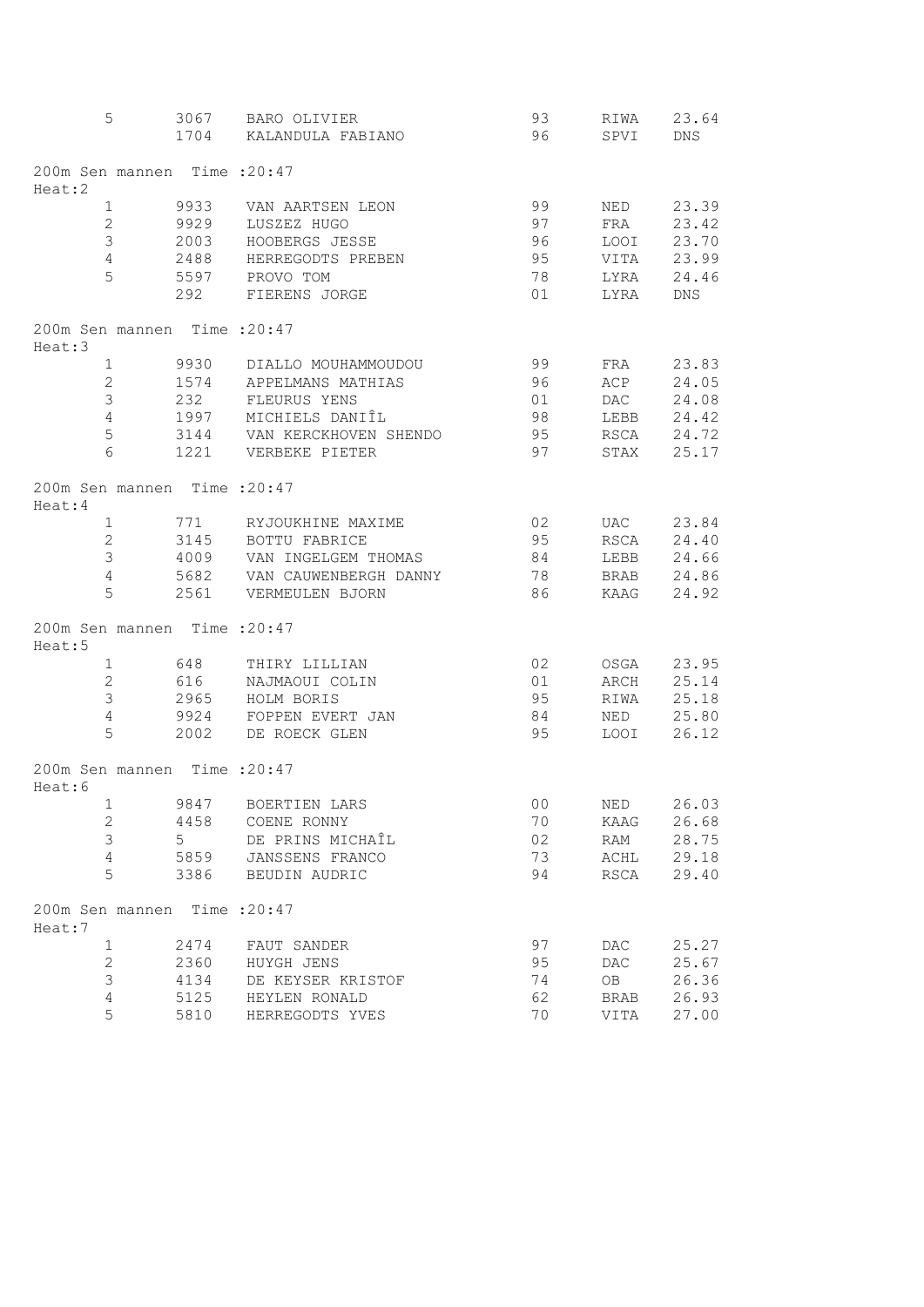| | | | | | |
|---|---|---|---|---|---|
| 5 | 3067 | BARO OLIVIER | 93 | RIWA | 23.64 |
| | 1704 | KALANDULA FABIANO | 96 | SPVI | DNS |

200m Sen mannen Time :20:47

Heat:2

| | | | | | |
|---|---|---|---|---|---|
| 1 | 9933 | VAN AARTSEN LEON | 99 | NED | 23.39 |
| 2 | 9929 | LUSZEZ HUGO | 97 | FRA | 23.42 |
| 3 | 2003 | HOOBERGS JESSE | 96 | LOOI | 23.70 |
| 4 | 2488 | HERREGODTS PREBEN | 95 | VITA | 23.99 |
| 5 | 5597 | PROVO TOM | 78 | LYRA | 24.46 |
| | 292 | FIERENS JORGE | 01 | LYRA | DNS |

200m Sen mannen Time :20:47

Heat:3

| | | | | | |
|---|---|---|---|---|---|
| 1 | 9930 | DIALLO MOUHAMMOUDOU | 99 | FRA | 23.83 |
| 2 | 1574 | APPELMANS MATHIAS | 96 | ACP | 24.05 |
| 3 | 232 | FLEURUS YENS | 01 | DAC | 24.08 |
| 4 | 1997 | MICHIELS DANIÎL | 98 | LEBB | 24.42 |
| 5 | 3144 | VAN KERCKHOVEN SHENDO | 95 | RSCA | 24.72 |
| 6 | 1221 | VERBEKE PIETER | 97 | STAX | 25.17 |

200m Sen mannen Time :20:47

Heat:4

| | | | | | |
|---|---|---|---|---|---|
| 1 | 771 | RYJOUKHINE MAXIME | 02 | UAC | 23.84 |
| 2 | 3145 | BOTTU FABRICE | 95 | RSCA | 24.40 |
| 3 | 4009 | VAN INGELGEM THOMAS | 84 | LEBB | 24.66 |
| 4 | 5682 | VAN CAUWENBERGH DANNY | 78 | BRAB | 24.86 |
| 5 | 2561 | VERMEULEN BJORN | 86 | KAAG | 24.92 |

200m Sen mannen Time :20:47

Heat:5

| | | | | | |
|---|---|---|---|---|---|
| 1 | 648 | THIRY LILLIAN | 02 | OSGA | 23.95 |
| 2 | 616 | NAJMAOUI COLIN | 01 | ARCH | 25.14 |
| 3 | 2965 | HOLM BORIS | 95 | RIWA | 25.18 |
| 4 | 9924 | FOPPEN EVERT JAN | 84 | NED | 25.80 |
| 5 | 2002 | DE ROECK GLEN | 95 | LOOI | 26.12 |

200m Sen mannen Time :20:47

Heat:6

| | | | | | |
|---|---|---|---|---|---|
| 1 | 9847 | BOERTIEN LARS | 00 | NED | 26.03 |
| 2 | 4458 | COENE RONNY | 70 | KAAG | 26.68 |
| 3 | 5 | DE PRINS MICHAÎL | 02 | RAM | 28.75 |
| 4 | 5859 | JANSSENS FRANCO | 73 | ACHL | 29.18 |
| 5 | 3386 | BEUDIN AUDRIC | 94 | RSCA | 29.40 |

200m Sen mannen Time :20:47

Heat:7

| | | | | | |
|---|---|---|---|---|---|
| 1 | 2474 | FAUT SANDER | 97 | DAC | 25.27 |
| 2 | 2360 | HUYGH JENS | 95 | DAC | 25.67 |
| 3 | 4134 | DE KEYSER KRISTOF | 74 | OB | 26.36 |
| 4 | 5125 | HEYLEN RONALD | 62 | BRAB | 26.93 |
| 5 | 5810 | HERREGODTS YVES | 70 | VITA | 27.00 |